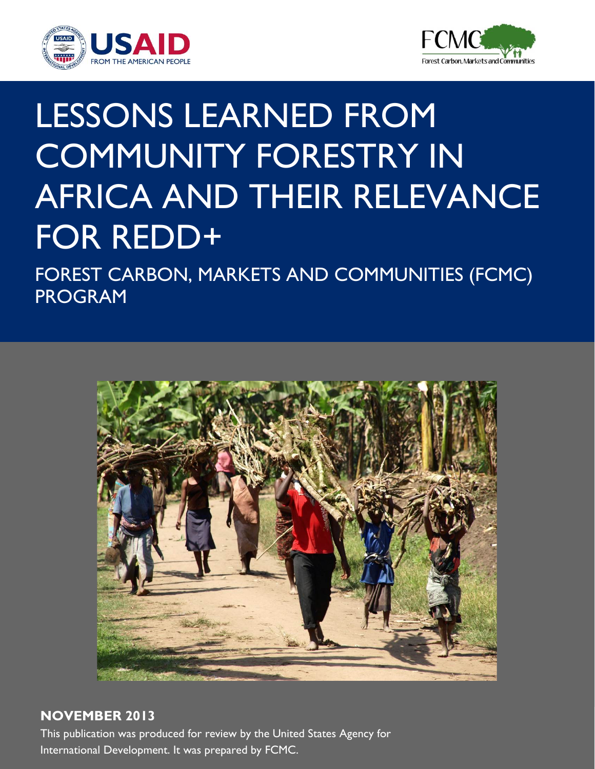USAID FROM THE AMERICAN PEOPLE

FCMC Forest Carbon, Markets and Communities

# LESSONS LEARNED FROM COMMUNITY FORESTRY IN AFRICA AND THEIR RELEVANCE FOR REDD+

## FOREST CARBON, MARKETS AND COMMUNITIES (FCMC) PROGRAM

**NOVEMBER 2013**

This publication was produced for review by the United States Agency for International Development. It was prepared by FCMC.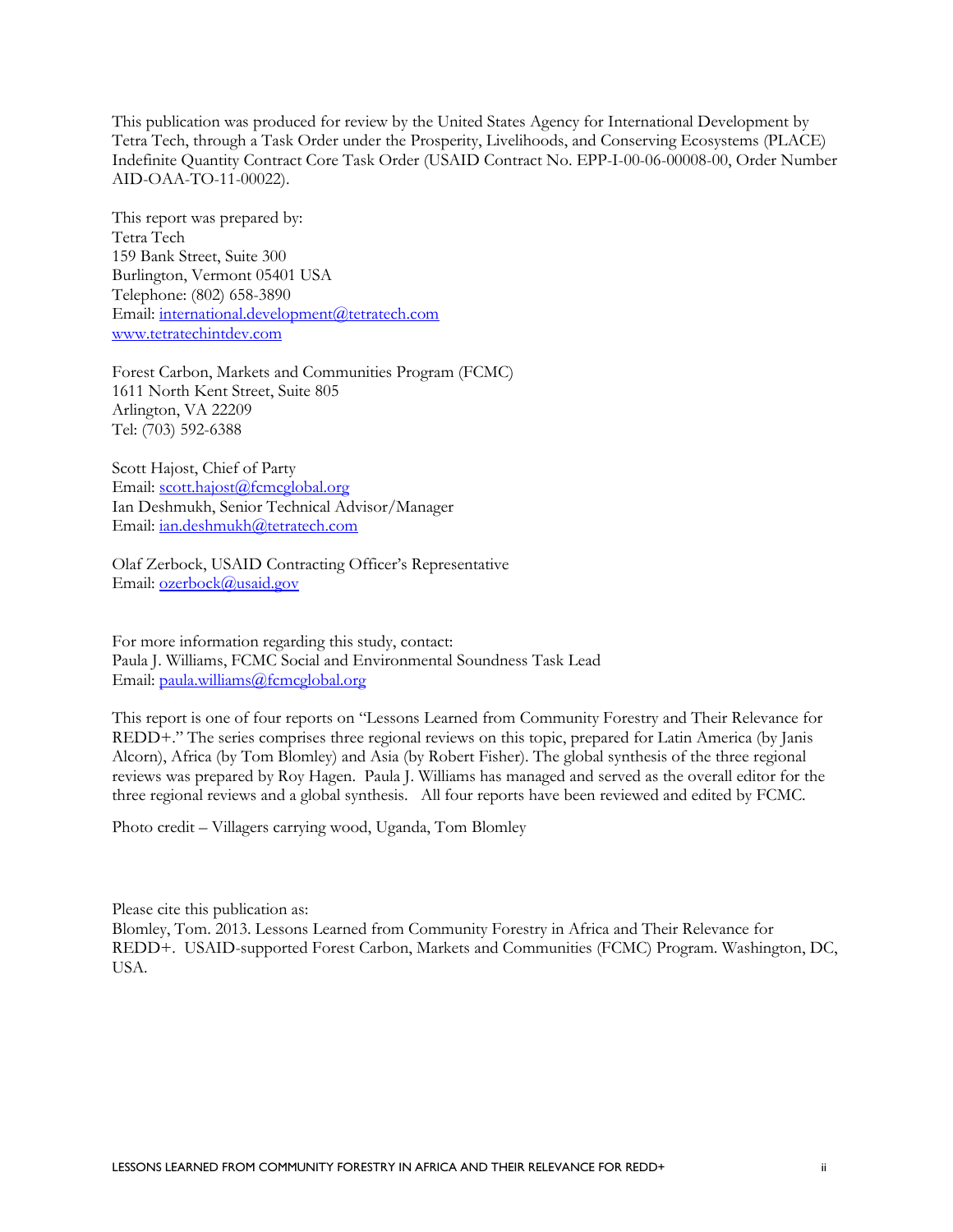This publication was produced for review by the United States Agency for International Development by Tetra Tech, through a Task Order under the Prosperity, Livelihoods, and Conserving Ecosystems (PLACE) Indefinite Quantity Contract Core Task Order (USAID Contract No. EPP-I-00-06-00008-00, Order Number AID-OAA-TO-11-00022).

This report was prepared by:
Tetra Tech
159 Bank Street, Suite 300
Burlington, Vermont 05401 USA
Telephone: (802) 658-3890
Email: international.development@tetratech.com
www.tetratechintdev.com

Forest Carbon, Markets and Communities Program (FCMC)
1611 North Kent Street, Suite 805
Arlington, VA 22209
Tel: (703) 592-6388

Scott Hajost, Chief of Party
Email: scott.hajost@fcmcglobal.org
Ian Deshmukh, Senior Technical Advisor/Manager
Email: ian.deshmukh@tetratech.com

Olaf Zerbock, USAID Contracting Officer's Representative
Email: ozerbock@usaid.gov

For more information regarding this study, contact:
Paula J. Williams, FCMC Social and Environmental Soundness Task Lead
Email: paula.williams@fcmcglobal.org

This report is one of four reports on "Lessons Learned from Community Forestry and Their Relevance for REDD+." The series comprises three regional reviews on this topic, prepared for Latin America (by Janis Alcorn), Africa (by Tom Blomley) and Asia (by Robert Fisher). The global synthesis of the three regional reviews was prepared by Roy Hagen. Paula J. Williams has managed and served as the overall editor for the three regional reviews and a global synthesis. All four reports have been reviewed and edited by FCMC.

Photo credit – Villagers carrying wood, Uganda, Tom Blomley

Please cite this publication as:
Blomley, Tom. 2013. Lessons Learned from Community Forestry in Africa and Their Relevance for REDD+. USAID-supported Forest Carbon, Markets and Communities (FCMC) Program. Washington, DC, USA.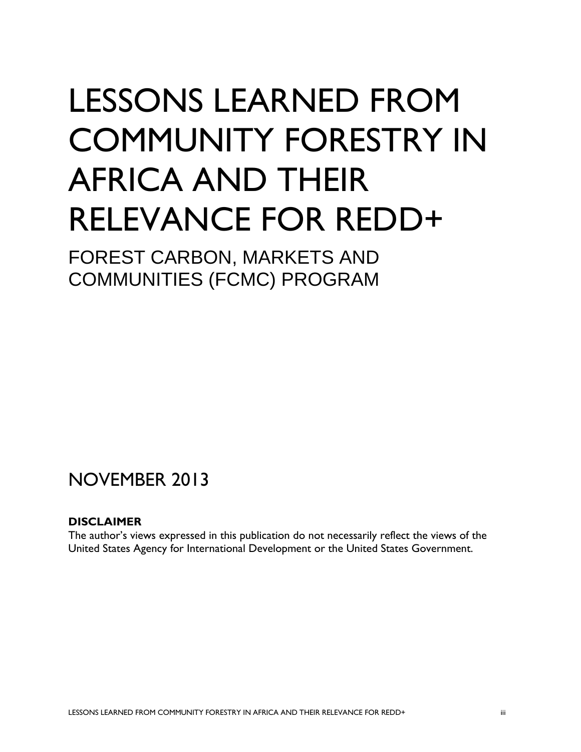# LESSONS LEARNED FROM COMMUNITY FORESTRY IN AFRICA AND THEIR RELEVANCE FOR REDD+

## FOREST CARBON, MARKETS AND COMMUNITIES (FCMC) PROGRAM

NOVEMBER 2013

**DISCLAIMER**

The author's views expressed in this publication do not necessarily reflect the views of the United States Agency for International Development or the United States Government.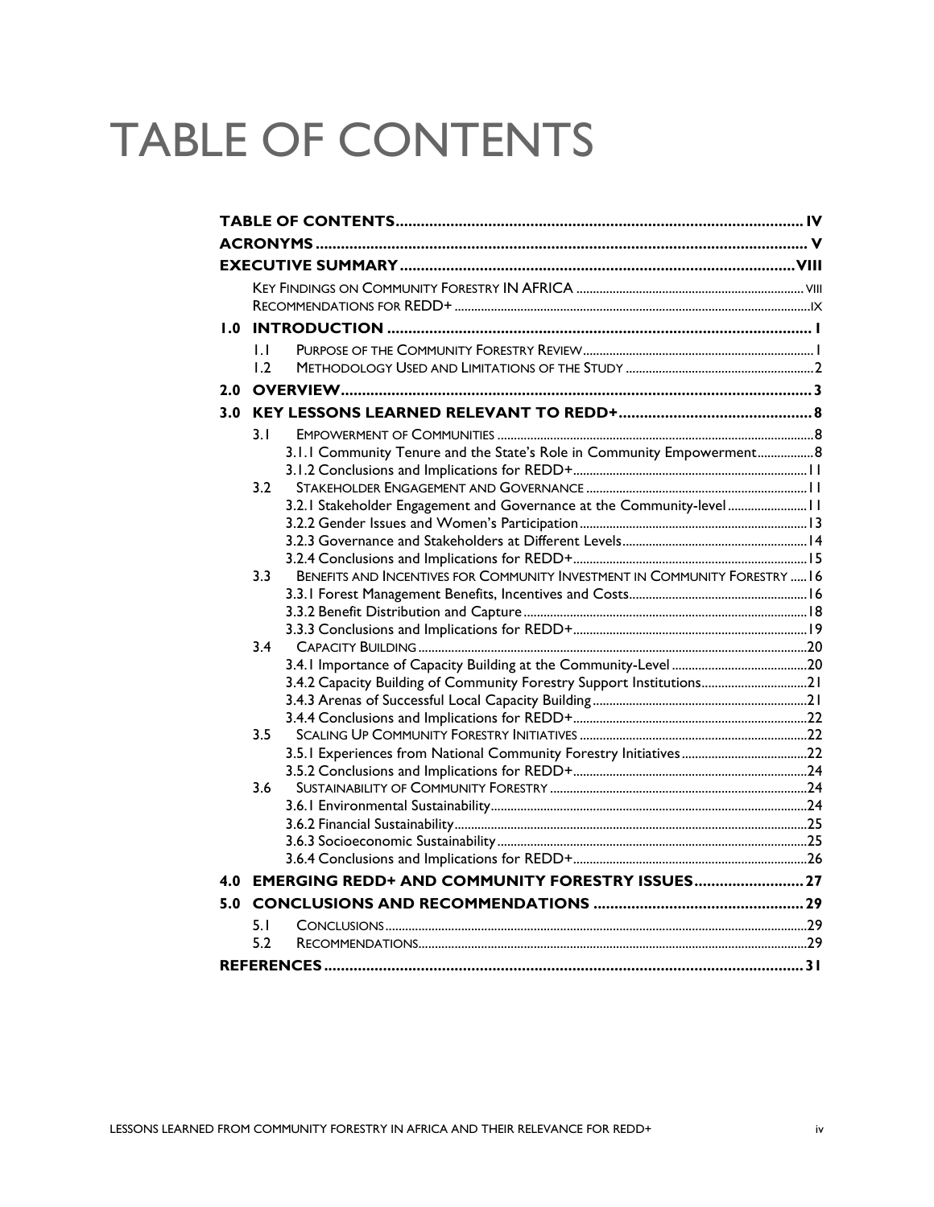# TABLE OF CONTENTS

**TABLE OF CONTENTS** .......... IV
**ACRONYMS** .......... V
**EXECUTIVE SUMMARY** .......... VIII
- KEY FINDINGS ON COMMUNITY FORESTRY IN AFRICA .......... VIII
- RECOMMENDATIONS FOR REDD+ .......... IX

**1.0 INTRODUCTION** .......... 1
- 1.1 PURPOSE OF THE COMMUNITY FORESTRY REVIEW .......... 1
- 1.2 METHODOLOGY USED AND LIMITATIONS OF THE STUDY .......... 2

**2.0 OVERVIEW** .......... 3

**3.0 KEY LESSONS LEARNED RELEVANT TO REDD+** .......... 8
- 3.1 EMPOWERMENT OF COMMUNITIES .......... 8
  - 3.1.1 Community Tenure and the State's Role in Community Empowerment .......... 8
  - 3.1.2 Conclusions and Implications for REDD+ .......... 11
- 3.2 STAKEHOLDER ENGAGEMENT AND GOVERNANCE .......... 11
  - 3.2.1 Stakeholder Engagement and Governance at the Community-level .......... 11
  - 3.2.2 Gender Issues and Women's Participation .......... 13
  - 3.2.3 Governance and Stakeholders at Different Levels .......... 14
  - 3.2.4 Conclusions and Implications for REDD+ .......... 15
- 3.3 BENEFITS AND INCENTIVES FOR COMMUNITY INVESTMENT IN COMMUNITY FORESTRY .......... 16
  - 3.3.1 Forest Management Benefits, Incentives and Costs .......... 16
  - 3.3.2 Benefit Distribution and Capture .......... 18
  - 3.3.3 Conclusions and Implications for REDD+ .......... 19
- 3.4 CAPACITY BUILDING .......... 20
  - 3.4.1 Importance of Capacity Building at the Community-Level .......... 20
  - 3.4.2 Capacity Building of Community Forestry Support Institutions .......... 21
  - 3.4.3 Arenas of Successful Local Capacity Building .......... 21
  - 3.4.4 Conclusions and Implications for REDD+ .......... 22
- 3.5 SCALING UP COMMUNITY FORESTRY INITIATIVES .......... 22
  - 3.5.1 Experiences from National Community Forestry Initiatives .......... 22
  - 3.5.2 Conclusions and Implications for REDD+ .......... 24
- 3.6 SUSTAINABILITY OF COMMUNITY FORESTRY .......... 24
  - 3.6.1 Environmental Sustainability .......... 24
  - 3.6.2 Financial Sustainability .......... 25
  - 3.6.3 Socioeconomic Sustainability .......... 25
  - 3.6.4 Conclusions and Implications for REDD+ .......... 26

**4.0 EMERGING REDD+ AND COMMUNITY FORESTRY ISSUES** .......... 27

**5.0 CONCLUSIONS AND RECOMMENDATIONS** .......... 29
- 5.1 CONCLUSIONS .......... 29
- 5.2 RECOMMENDATIONS .......... 29

**REFERENCES** .......... 31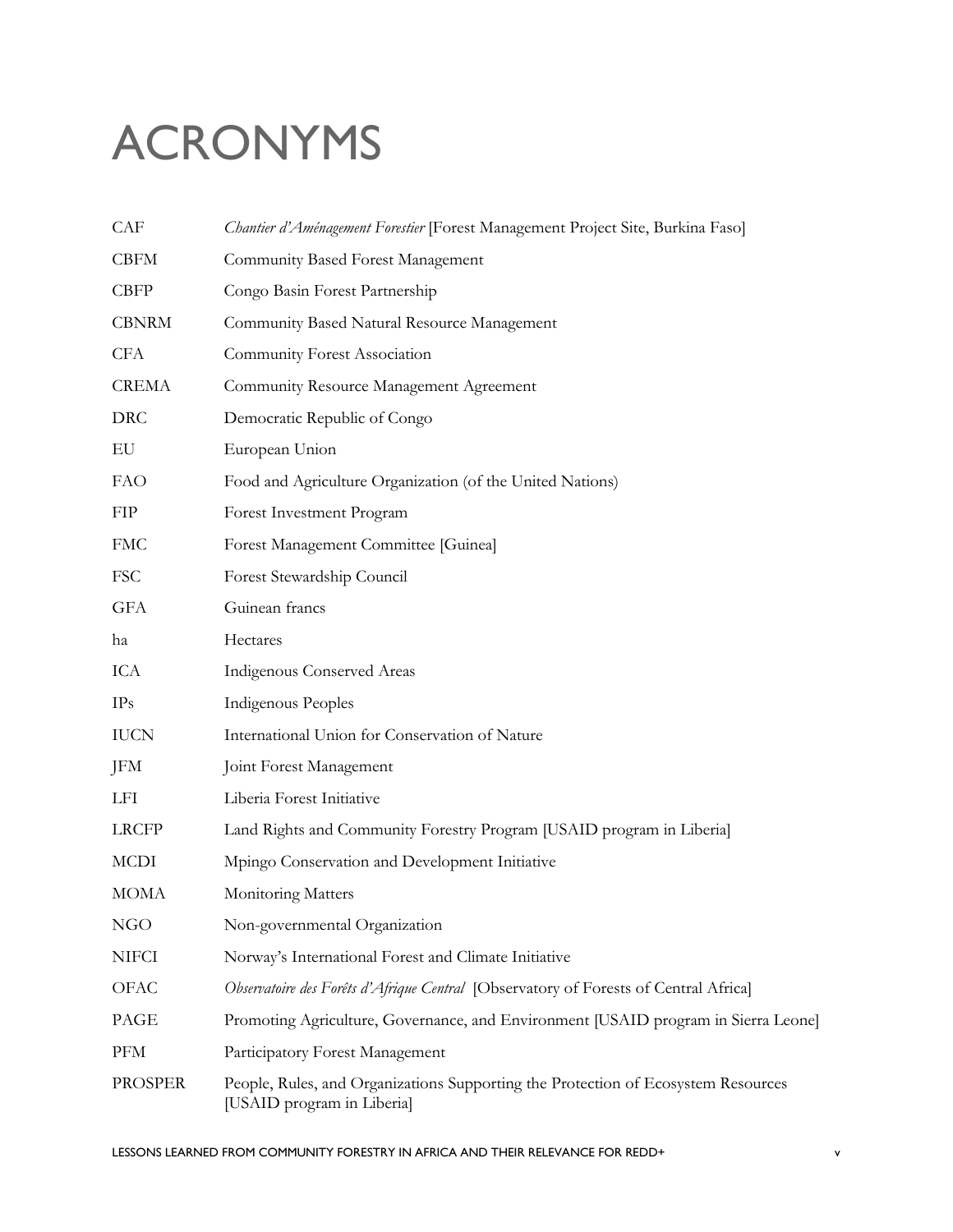# ACRONYMS

| | |
|---|---|
| CAF | *Chantier d'Aménagement Forestier* [Forest Management Project Site, Burkina Faso] |
| CBFM | Community Based Forest Management |
| CBFP | Congo Basin Forest Partnership |
| CBNRM | Community Based Natural Resource Management |
| CFA | Community Forest Association |
| CREMA | Community Resource Management Agreement |
| DRC | Democratic Republic of Congo |
| EU | European Union |
| FAO | Food and Agriculture Organization (of the United Nations) |
| FIP | Forest Investment Program |
| FMC | Forest Management Committee [Guinea] |
| FSC | Forest Stewardship Council |
| GFA | Guinean francs |
| ha | Hectares |
| ICA | Indigenous Conserved Areas |
| IPs | Indigenous Peoples |
| IUCN | International Union for Conservation of Nature |
| JFM | Joint Forest Management |
| LFI | Liberia Forest Initiative |
| LRCFP | Land Rights and Community Forestry Program [USAID program in Liberia] |
| MCDI | Mpingo Conservation and Development Initiative |
| MOMA | Monitoring Matters |
| NGO | Non-governmental Organization |
| NIFCI | Norway's International Forest and Climate Initiative |
| OFAC | *Observatoire des Forêts d'Afrique Central* [Observatory of Forests of Central Africa] |
| PAGE | Promoting Agriculture, Governance, and Environment [USAID program in Sierra Leone] |
| PFM | Participatory Forest Management |
| PROSPER | People, Rules, and Organizations Supporting the Protection of Ecosystem Resources [USAID program in Liberia] |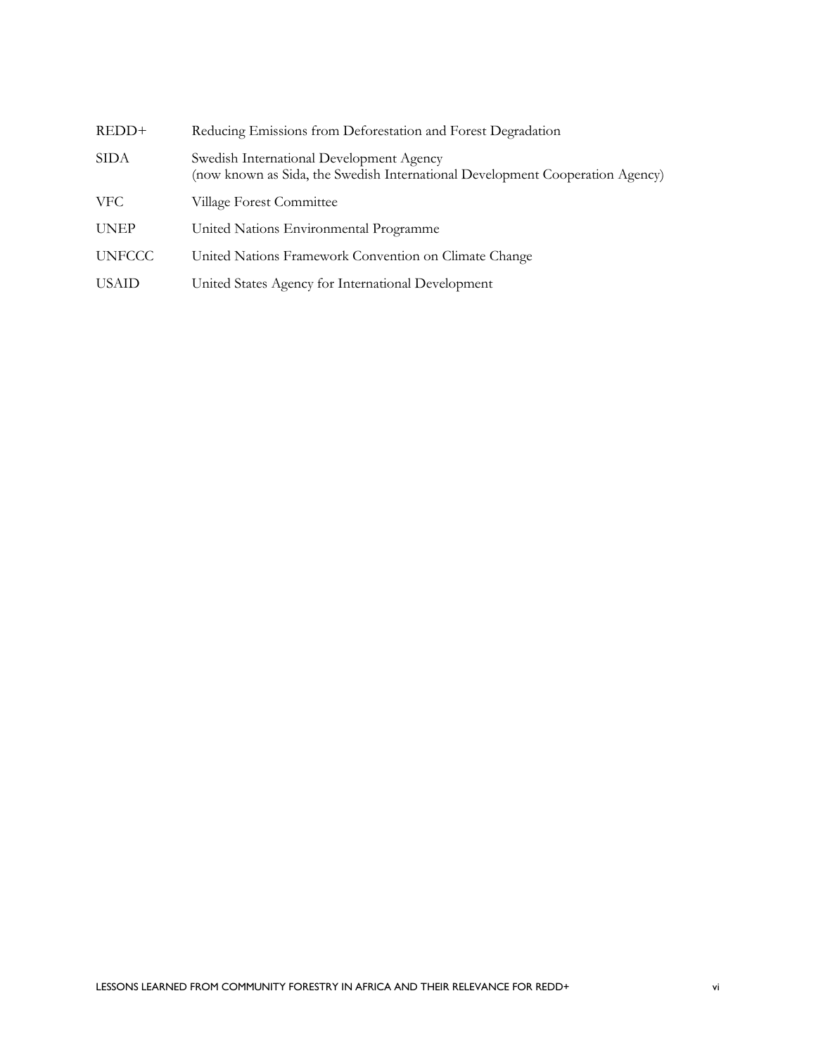| | |
|---|---|
| REDD+ | Reducing Emissions from Deforestation and Forest Degradation |
| SIDA | Swedish International Development Agency<br>(now known as Sida, the Swedish International Development Cooperation Agency) |
| VFC | Village Forest Committee |
| UNEP | United Nations Environmental Programme |
| UNFCCC | United Nations Framework Convention on Climate Change |
| USAID | United States Agency for International Development |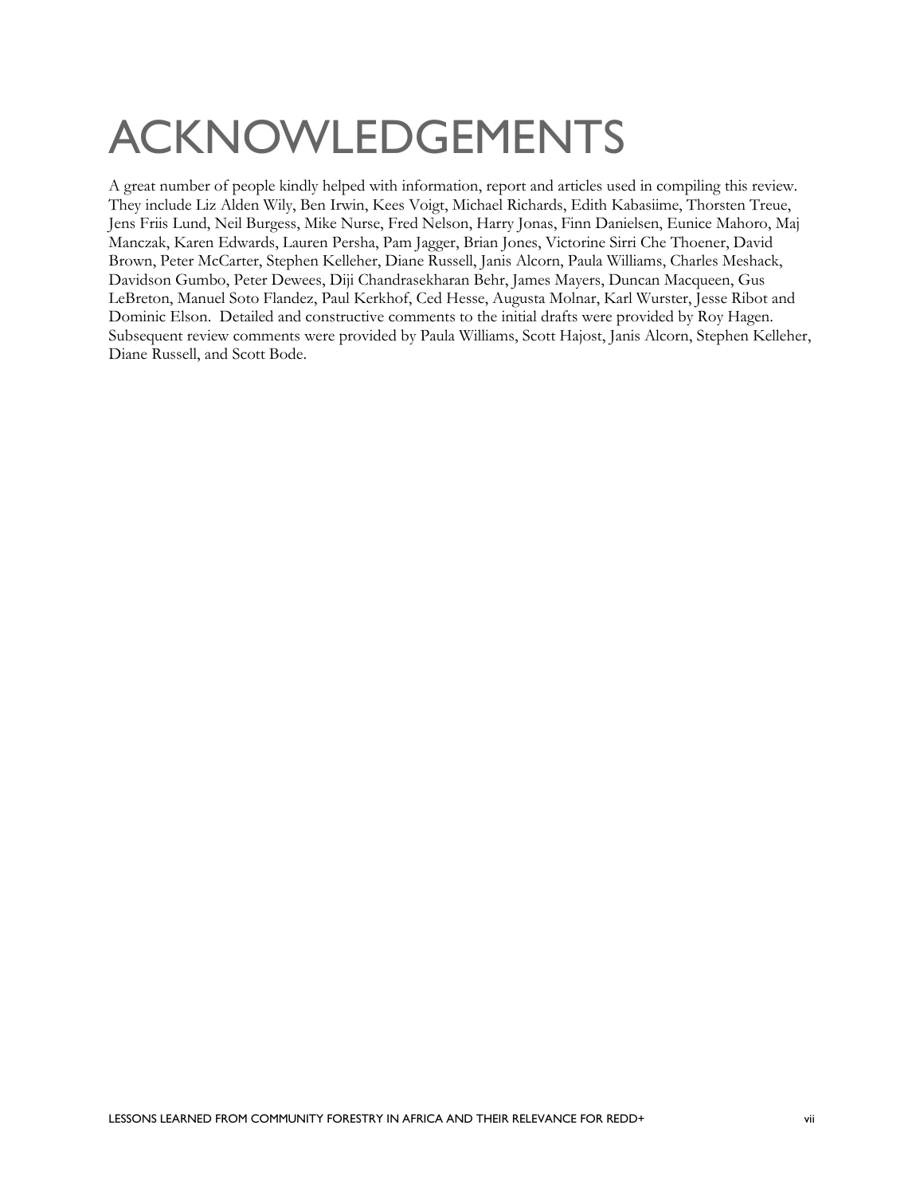# ACKNOWLEDGEMENTS

A great number of people kindly helped with information, report and articles used in compiling this review. They include Liz Alden Wily, Ben Irwin, Kees Voigt, Michael Richards, Edith Kabasiime, Thorsten Treue, Jens Friis Lund, Neil Burgess, Mike Nurse, Fred Nelson, Harry Jonas, Finn Danielsen, Eunice Mahoro, Maj Manczak, Karen Edwards, Lauren Persha, Pam Jagger, Brian Jones, Victorine Sirri Che Thoener, David Brown, Peter McCarter, Stephen Kelleher, Diane Russell, Janis Alcorn, Paula Williams, Charles Meshack, Davidson Gumbo, Peter Dewees, Diji Chandrasekharan Behr, James Mayers, Duncan Macqueen, Gus LeBreton, Manuel Soto Flandez, Paul Kerkhof, Ced Hesse, Augusta Molnar, Karl Wurster, Jesse Ribot and Dominic Elson. Detailed and constructive comments to the initial drafts were provided by Roy Hagen. Subsequent review comments were provided by Paula Williams, Scott Hajost, Janis Alcorn, Stephen Kelleher, Diane Russell, and Scott Bode.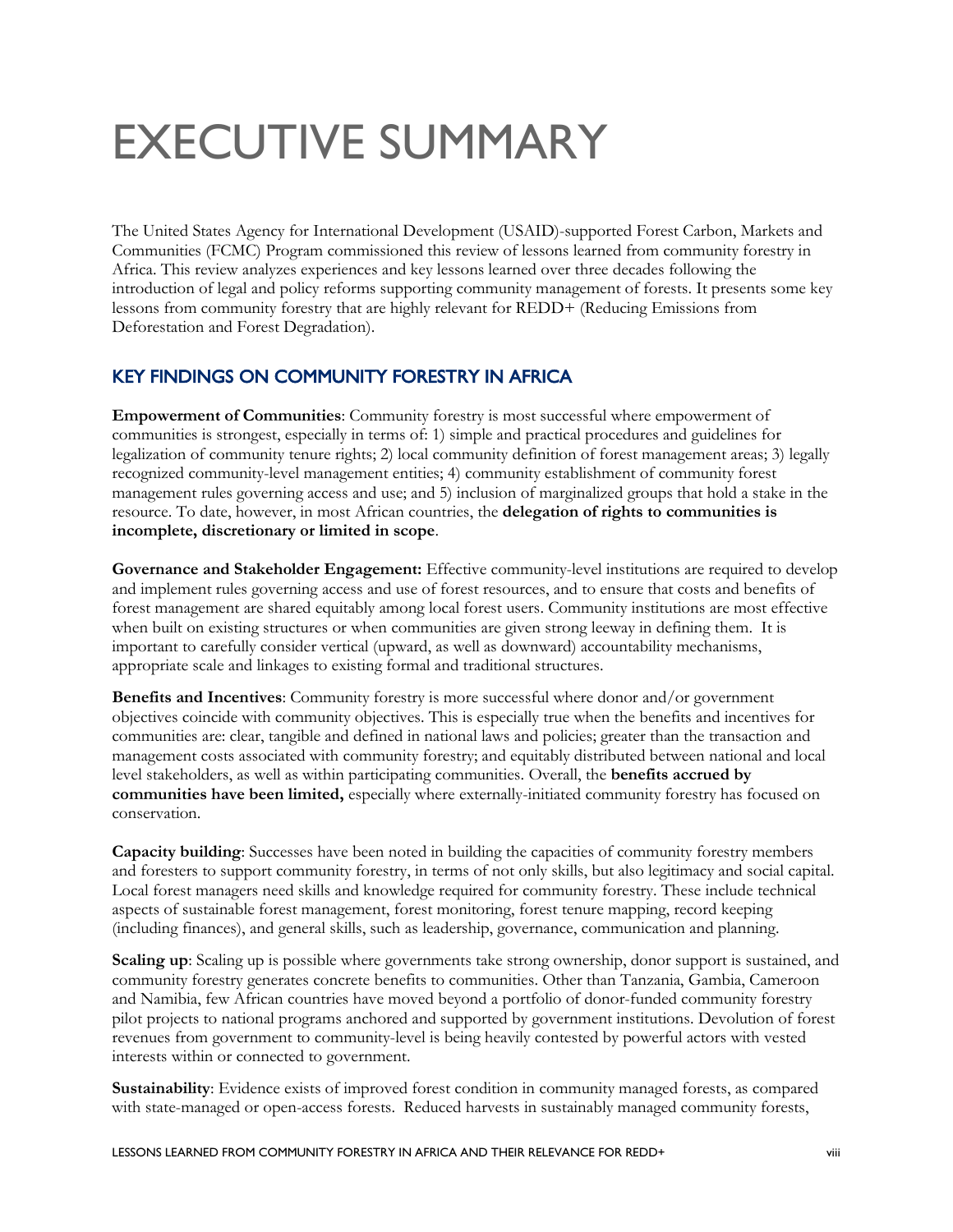# EXECUTIVE SUMMARY

The United States Agency for International Development (USAID)-supported Forest Carbon, Markets and Communities (FCMC) Program commissioned this review of lessons learned from community forestry in Africa. This review analyzes experiences and key lessons learned over three decades following the introduction of legal and policy reforms supporting community management of forests. It presents some key lessons from community forestry that are highly relevant for REDD+ (Reducing Emissions from Deforestation and Forest Degradation).

## KEY FINDINGS ON COMMUNITY FORESTRY IN AFRICA

**Empowerment of Communities**: Community forestry is most successful where empowerment of communities is strongest, especially in terms of: 1) simple and practical procedures and guidelines for legalization of community tenure rights; 2) local community definition of forest management areas; 3) legally recognized community-level management entities; 4) community establishment of community forest management rules governing access and use; and 5) inclusion of marginalized groups that hold a stake in the resource. To date, however, in most African countries, the **delegation of rights to communities is incomplete, discretionary or limited in scope**.

**Governance and Stakeholder Engagement:** Effective community-level institutions are required to develop and implement rules governing access and use of forest resources, and to ensure that costs and benefits of forest management are shared equitably among local forest users. Community institutions are most effective when built on existing structures or when communities are given strong leeway in defining them. It is important to carefully consider vertical (upward, as well as downward) accountability mechanisms, appropriate scale and linkages to existing formal and traditional structures.

**Benefits and Incentives**: Community forestry is more successful where donor and/or government objectives coincide with community objectives. This is especially true when the benefits and incentives for communities are: clear, tangible and defined in national laws and policies; greater than the transaction and management costs associated with community forestry; and equitably distributed between national and local level stakeholders, as well as within participating communities. Overall, the **benefits accrued by communities have been limited,** especially where externally-initiated community forestry has focused on conservation.

**Capacity building**: Successes have been noted in building the capacities of community forestry members and foresters to support community forestry, in terms of not only skills, but also legitimacy and social capital. Local forest managers need skills and knowledge required for community forestry. These include technical aspects of sustainable forest management, forest monitoring, forest tenure mapping, record keeping (including finances), and general skills, such as leadership, governance, communication and planning.

**Scaling up**: Scaling up is possible where governments take strong ownership, donor support is sustained, and community forestry generates concrete benefits to communities. Other than Tanzania, Gambia, Cameroon and Namibia, few African countries have moved beyond a portfolio of donor-funded community forestry pilot projects to national programs anchored and supported by government institutions. Devolution of forest revenues from government to community-level is being heavily contested by powerful actors with vested interests within or connected to government.

**Sustainability**: Evidence exists of improved forest condition in community managed forests, as compared with state-managed or open-access forests. Reduced harvests in sustainably managed community forests,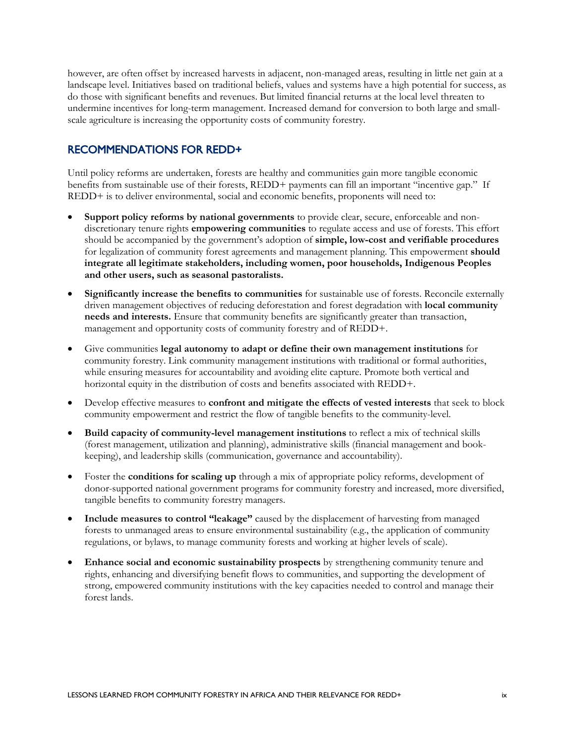however, are often offset by increased harvests in adjacent, non-managed areas, resulting in little net gain at a landscape level. Initiatives based on traditional beliefs, values and systems have a high potential for success, as do those with significant benefits and revenues. But limited financial returns at the local level threaten to undermine incentives for long-term management. Increased demand for conversion to both large and small-scale agriculture is increasing the opportunity costs of community forestry.

## RECOMMENDATIONS FOR REDD+

Until policy reforms are undertaken, forests are healthy and communities gain more tangible economic benefits from sustainable use of their forests, REDD+ payments can fill an important "incentive gap." If REDD+ is to deliver environmental, social and economic benefits, proponents will need to:

- **Support policy reforms by national governments** to provide clear, secure, enforceable and non-discretionary tenure rights **empowering communities** to regulate access and use of forests. This effort should be accompanied by the government's adoption of **simple, low-cost and verifiable procedures** for legalization of community forest agreements and management planning. This empowerment **should integrate all legitimate stakeholders, including women, poor households, Indigenous Peoples and other users, such as seasonal pastoralists.**
- **Significantly increase the benefits to communities** for sustainable use of forests. Reconcile externally driven management objectives of reducing deforestation and forest degradation with **local community needs and interests.** Ensure that community benefits are significantly greater than transaction, management and opportunity costs of community forestry and of REDD+.
- Give communities **legal autonomy to adapt or define their own management institutions** for community forestry. Link community management institutions with traditional or formal authorities, while ensuring measures for accountability and avoiding elite capture. Promote both vertical and horizontal equity in the distribution of costs and benefits associated with REDD+.
- Develop effective measures to **confront and mitigate the effects of vested interests** that seek to block community empowerment and restrict the flow of tangible benefits to the community-level.
- **Build capacity of community-level management institutions** to reflect a mix of technical skills (forest management, utilization and planning), administrative skills (financial management and book-keeping), and leadership skills (communication, governance and accountability).
- Foster the **conditions for scaling up** through a mix of appropriate policy reforms, development of donor-supported national government programs for community forestry and increased, more diversified, tangible benefits to community forestry managers.
- **Include measures to control "leakage"** caused by the displacement of harvesting from managed forests to unmanaged areas to ensure environmental sustainability (e.g., the application of community regulations, or bylaws, to manage community forests and working at higher levels of scale).
- **Enhance social and economic sustainability prospects** by strengthening community tenure and rights, enhancing and diversifying benefit flows to communities, and supporting the development of strong, empowered community institutions with the key capacities needed to control and manage their forest lands.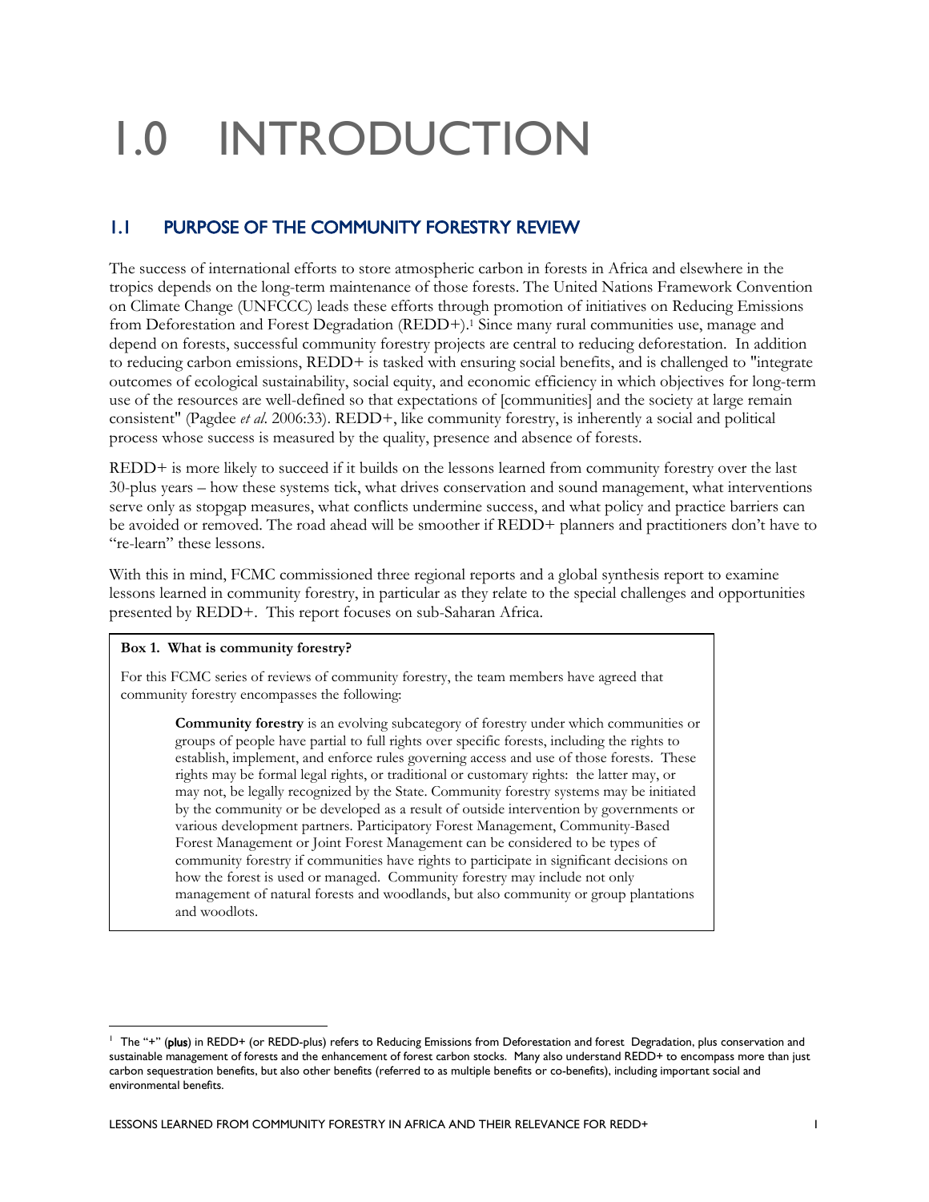# 1.0 INTRODUCTION

## 1.1 PURPOSE OF THE COMMUNITY FORESTRY REVIEW

The success of international efforts to store atmospheric carbon in forests in Africa and elsewhere in the tropics depends on the long-term maintenance of those forests. The United Nations Framework Convention on Climate Change (UNFCCC) leads these efforts through promotion of initiatives on Reducing Emissions from Deforestation and Forest Degradation (REDD+).[1] Since many rural communities use, manage and depend on forests, successful community forestry projects are central to reducing deforestation. In addition to reducing carbon emissions, REDD+ is tasked with ensuring social benefits, and is challenged to "integrate outcomes of ecological sustainability, social equity, and economic efficiency in which objectives for long-term use of the resources are well-defined so that expectations of [communities] and the society at large remain consistent" (Pagdee *et al*. 2006:33). REDD+, like community forestry, is inherently a social and political process whose success is measured by the quality, presence and absence of forests.

REDD+ is more likely to succeed if it builds on the lessons learned from community forestry over the last 30-plus years – how these systems tick, what drives conservation and sound management, what interventions serve only as stopgap measures, what conflicts undermine success, and what policy and practice barriers can be avoided or removed. The road ahead will be smoother if REDD+ planners and practitioners don't have to "re-learn" these lessons.

With this in mind, FCMC commissioned three regional reports and a global synthesis report to examine lessons learned in community forestry, in particular as they relate to the special challenges and opportunities presented by REDD+. This report focuses on sub-Saharan Africa.

**Box 1. What is community forestry?**

For this FCMC series of reviews of community forestry, the team members have agreed that community forestry encompasses the following:

> **Community forestry** is an evolving subcategory of forestry under which communities or groups of people have partial to full rights over specific forests, including the rights to establish, implement, and enforce rules governing access and use of those forests. These rights may be formal legal rights, or traditional or customary rights: the latter may, or may not, be legally recognized by the State. Community forestry systems may be initiated by the community or be developed as a result of outside intervention by governments or various development partners. Participatory Forest Management, Community-Based Forest Management or Joint Forest Management can be considered to be types of community forestry if communities have rights to participate in significant decisions on how the forest is used or managed. Community forestry may include not only management of natural forests and woodlands, but also community or group plantations and woodlots.

[1] The "+" (**plus**) in REDD+ (or REDD-plus) refers to Reducing Emissions from Deforestation and forest Degradation, plus conservation and sustainable management of forests and the enhancement of forest carbon stocks. Many also understand REDD+ to encompass more than just carbon sequestration benefits, but also other benefits (referred to as multiple benefits or co-benefits), including important social and environmental benefits.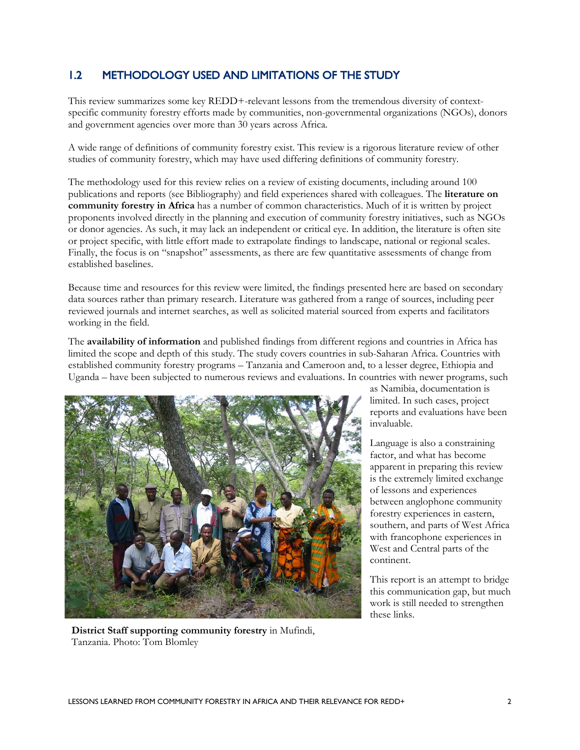## 1.2 METHODOLOGY USED AND LIMITATIONS OF THE STUDY

This review summarizes some key REDD+-relevant lessons from the tremendous diversity of context-specific community forestry efforts made by communities, non-governmental organizations (NGOs), donors and government agencies over more than 30 years across Africa.

A wide range of definitions of community forestry exist. This review is a rigorous literature review of other studies of community forestry, which may have used differing definitions of community forestry.

The methodology used for this review relies on a review of existing documents, including around 100 publications and reports (see Bibliography) and field experiences shared with colleagues. The **literature on community forestry in Africa** has a number of common characteristics. Much of it is written by project proponents involved directly in the planning and execution of community forestry initiatives, such as NGOs or donor agencies. As such, it may lack an independent or critical eye. In addition, the literature is often site or project specific, with little effort made to extrapolate findings to landscape, national or regional scales. Finally, the focus is on "snapshot" assessments, as there are few quantitative assessments of change from established baselines.

Because time and resources for this review were limited, the findings presented here are based on secondary data sources rather than primary research. Literature was gathered from a range of sources, including peer reviewed journals and internet searches, as well as solicited material sourced from experts and facilitators working in the field.

The **availability of information** and published findings from different regions and countries in Africa has limited the scope and depth of this study. The study covers countries in sub-Saharan Africa. Countries with established community forestry programs – Tanzania and Cameroon and, to a lesser degree, Ethiopia and Uganda – have been subjected to numerous reviews and evaluations. In countries with newer programs, such as Namibia, documentation is limited. In such cases, project reports and evaluations have been invaluable.

Language is also a constraining factor, and what has become apparent in preparing this review is the extremely limited exchange of lessons and experiences between anglophone community forestry experiences in eastern, southern, and parts of West Africa with francophone experiences in West and Central parts of the continent.

This report is an attempt to bridge this communication gap, but much work is still needed to strengthen these links.

**District Staff supporting community forestry** in Mufindi, Tanzania. Photo: Tom Blomley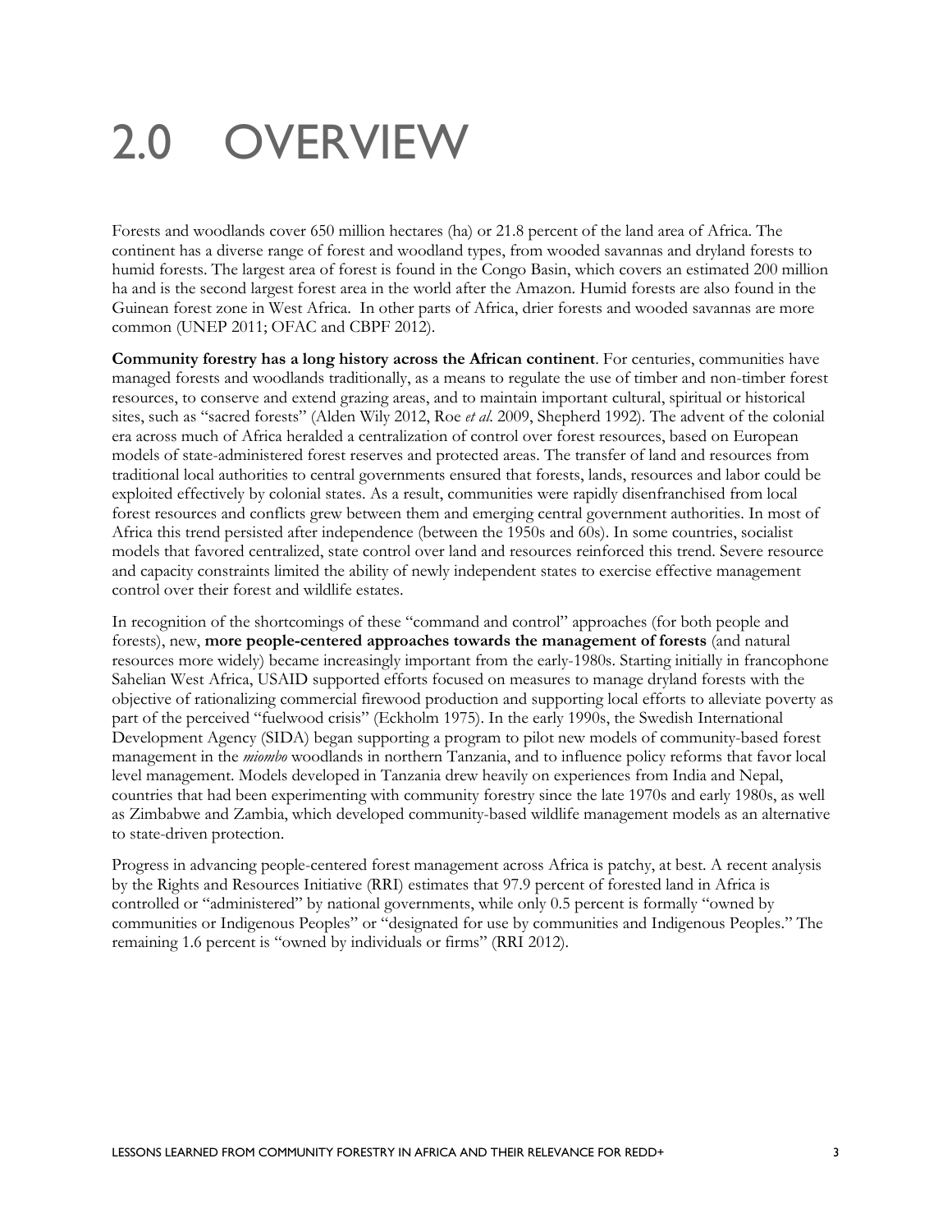# 2.0 OVERVIEW

Forests and woodlands cover 650 million hectares (ha) or 21.8 percent of the land area of Africa. The continent has a diverse range of forest and woodland types, from wooded savannas and dryland forests to humid forests. The largest area of forest is found in the Congo Basin, which covers an estimated 200 million ha and is the second largest forest area in the world after the Amazon. Humid forests are also found in the Guinean forest zone in West Africa. In other parts of Africa, drier forests and wooded savannas are more common (UNEP 2011; OFAC and CBPF 2012).

**Community forestry has a long history across the African continent**. For centuries, communities have managed forests and woodlands traditionally, as a means to regulate the use of timber and non-timber forest resources, to conserve and extend grazing areas, and to maintain important cultural, spiritual or historical sites, such as "sacred forests" (Alden Wily 2012, Roe *et al.* 2009, Shepherd 1992). The advent of the colonial era across much of Africa heralded a centralization of control over forest resources, based on European models of state-administered forest reserves and protected areas. The transfer of land and resources from traditional local authorities to central governments ensured that forests, lands, resources and labor could be exploited effectively by colonial states. As a result, communities were rapidly disenfranchised from local forest resources and conflicts grew between them and emerging central government authorities. In most of Africa this trend persisted after independence (between the 1950s and 60s). In some countries, socialist models that favored centralized, state control over land and resources reinforced this trend. Severe resource and capacity constraints limited the ability of newly independent states to exercise effective management control over their forest and wildlife estates.

In recognition of the shortcomings of these "command and control" approaches (for both people and forests), new, **more people-centered approaches towards the management of forests** (and natural resources more widely) became increasingly important from the early-1980s. Starting initially in francophone Sahelian West Africa, USAID supported efforts focused on measures to manage dryland forests with the objective of rationalizing commercial firewood production and supporting local efforts to alleviate poverty as part of the perceived "fuelwood crisis" (Eckholm 1975). In the early 1990s, the Swedish International Development Agency (SIDA) began supporting a program to pilot new models of community-based forest management in the *miombo* woodlands in northern Tanzania, and to influence policy reforms that favor local level management. Models developed in Tanzania drew heavily on experiences from India and Nepal, countries that had been experimenting with community forestry since the late 1970s and early 1980s, as well as Zimbabwe and Zambia, which developed community-based wildlife management models as an alternative to state-driven protection.

Progress in advancing people-centered forest management across Africa is patchy, at best. A recent analysis by the Rights and Resources Initiative (RRI) estimates that 97.9 percent of forested land in Africa is controlled or "administered" by national governments, while only 0.5 percent is formally "owned by communities or Indigenous Peoples" or "designated for use by communities and Indigenous Peoples." The remaining 1.6 percent is "owned by individuals or firms" (RRI 2012).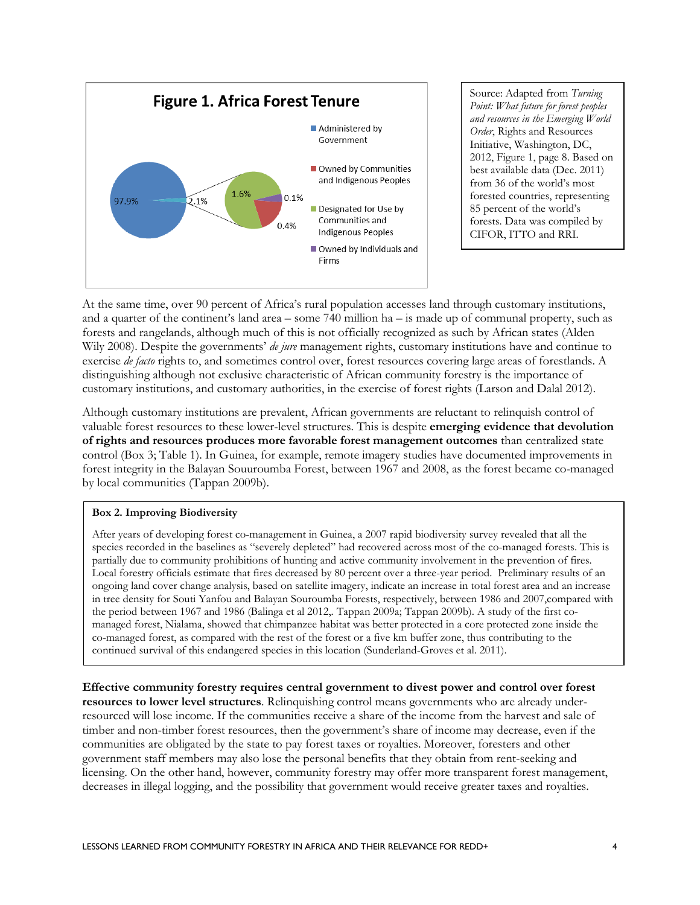**Figure 1. Africa Forest Tenure**

- Administered by Government: 97.9%
- 2.1%
  - Designated for Use by Communities and Indigenous Peoples: 1.6%
  - Owned by Communities and Indigenous Peoples: 0.4%
  - Owned by Individuals and Firms: 0.1%

Source: Adapted from *Turning Point: What future for forest peoples and resources in the Emerging World Order*, Rights and Resources Initiative, Washington, DC, 2012, Figure 1, page 8. Based on best available data (Dec. 2011) from 36 of the world's most forested countries, representing 85 percent of the world's forests. Data was compiled by CIFOR, ITTO and RRI.

At the same time, over 90 percent of Africa's rural population accesses land through customary institutions, and a quarter of the continent's land area – some 740 million ha – is made up of communal property, such as forests and rangelands, although much of this is not officially recognized as such by African states (Alden Wily 2008). Despite the governments' *de jure* management rights, customary institutions have and continue to exercise *de facto* rights to, and sometimes control over, forest resources covering large areas of forestlands. A distinguishing although not exclusive characteristic of African community forestry is the importance of customary institutions, and customary authorities, in the exercise of forest rights (Larson and Dalal 2012).

Although customary institutions are prevalent, African governments are reluctant to relinquish control of valuable forest resources to these lower-level structures. This is despite **emerging evidence that devolution of rights and resources produces more favorable forest management outcomes** than centralized state control (Box 3; Table 1). In Guinea, for example, remote imagery studies have documented improvements in forest integrity in the Balayan Souuroumba Forest, between 1967 and 2008, as the forest became co-managed by local communities (Tappan 2009b).

> **Box 2. Improving Biodiversity**
>
> After years of developing forest co-management in Guinea, a 2007 rapid biodiversity survey revealed that all the species recorded in the baselines as "severely depleted" had recovered across most of the co-managed forests. This is partially due to community prohibitions of hunting and active community involvement in the prevention of fires. Local forestry officials estimate that fires decreased by 80 percent over a three-year period. Preliminary results of an ongoing land cover change analysis, based on satellite imagery, indicate an increase in total forest area and an increase in tree density for Souti Yanfou and Balayan Souroumba Forests, respectively, between 1986 and 2007,compared with the period between 1967 and 1986 (Balinga et al 2012,. Tappan 2009a; Tappan 2009b). A study of the first co-managed forest, Nialama, showed that chimpanzee habitat was better protected in a core protected zone inside the co-managed forest, as compared with the rest of the forest or a five km buffer zone, thus contributing to the continued survival of this endangered species in this location (Sunderland-Groves et al. 2011).

**Effective community forestry requires central government to divest power and control over forest resources to lower level structures**. Relinquishing control means governments who are already under-resourced will lose income. If the communities receive a share of the income from the harvest and sale of timber and non-timber forest resources, then the government's share of income may decrease, even if the communities are obligated by the state to pay forest taxes or royalties. Moreover, foresters and other government staff members may also lose the personal benefits that they obtain from rent-seeking and licensing. On the other hand, however, community forestry may offer more transparent forest management, decreases in illegal logging, and the possibility that government would receive greater taxes and royalties.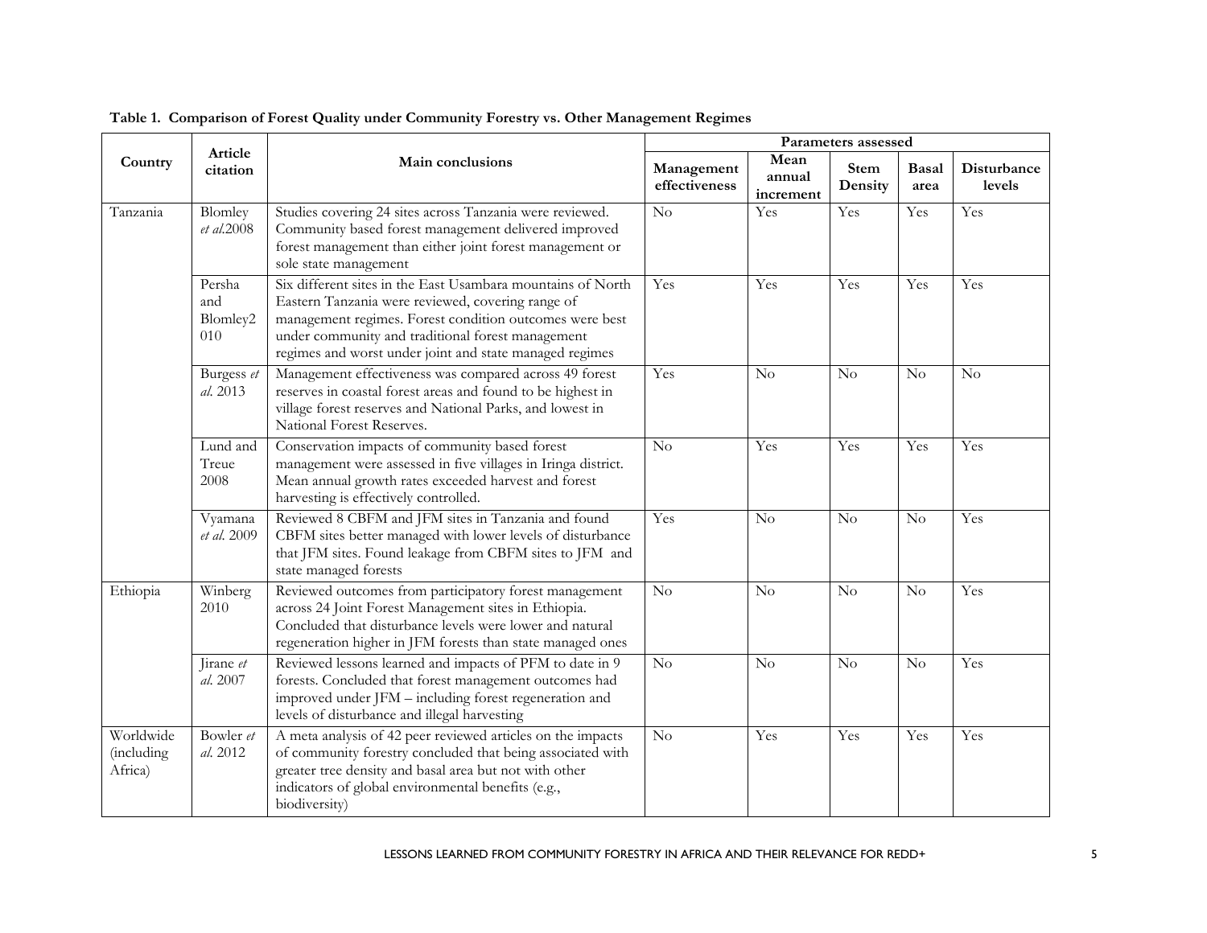**Table 1. Comparison of Forest Quality under Community Forestry vs. Other Management Regimes**

| Country | Article citation | Main conclusions | Parameters assessed | | | | |
|---|---|---|---|---|---|---|---|
| | | | Management effectiveness | Mean annual increment | Stem Density | Basal area | Disturbance levels |
| Tanzania | Blomley *et al.*2008 | Studies covering 24 sites across Tanzania were reviewed. Community based forest management delivered improved forest management than either joint forest management or sole state management | No | Yes | Yes | Yes | Yes |
| | Persha and Blomley2010 | Six different sites in the East Usambara mountains of North Eastern Tanzania were reviewed, covering range of management regimes. Forest condition outcomes were best under community and traditional forest management regimes and worst under joint and state managed regimes | Yes | Yes | Yes | Yes | Yes |
| | Burgess *et al.* 2013 | Management effectiveness was compared across 49 forest reserves in coastal forest areas and found to be highest in village forest reserves and National Parks, and lowest in National Forest Reserves. | Yes | No | No | No | No |
| | Lund and Treue 2008 | Conservation impacts of community based forest management were assessed in five villages in Iringa district. Mean annual growth rates exceeded harvest and forest harvesting is effectively controlled. | No | Yes | Yes | Yes | Yes |
| | Vyamana *et al.* 2009 | Reviewed 8 CBFM and JFM sites in Tanzania and found CBFM sites better managed with lower levels of disturbance that JFM sites. Found leakage from CBFM sites to JFM and state managed forests | Yes | No | No | No | Yes |
| Ethiopia | Winberg 2010 | Reviewed outcomes from participatory forest management across 24 Joint Forest Management sites in Ethiopia. Concluded that disturbance levels were lower and natural regeneration higher in JFM forests than state managed ones | No | No | No | No | Yes |
| | Jirane *et al.* 2007 | Reviewed lessons learned and impacts of PFM to date in 9 forests. Concluded that forest management outcomes had improved under JFM – including forest regeneration and levels of disturbance and illegal harvesting | No | No | No | No | Yes |
| Worldwide (including Africa) | Bowler *et al.* 2012 | A meta analysis of 42 peer reviewed articles on the impacts of community forestry concluded that being associated with greater tree density and basal area but not with other indicators of global environmental benefits (e.g., biodiversity) | No | Yes | Yes | Yes | Yes |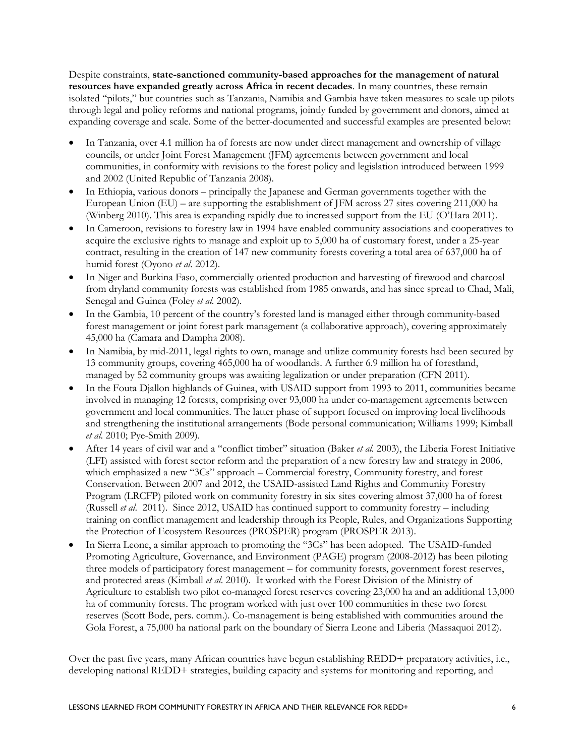Despite constraints, **state-sanctioned community-based approaches for the management of natural resources have expanded greatly across Africa in recent decades**. In many countries, these remain isolated "pilots," but countries such as Tanzania, Namibia and Gambia have taken measures to scale up pilots through legal and policy reforms and national programs, jointly funded by government and donors, aimed at expanding coverage and scale. Some of the better-documented and successful examples are presented below:

- In Tanzania, over 4.1 million ha of forests are now under direct management and ownership of village councils, or under Joint Forest Management (JFM) agreements between government and local communities, in conformity with revisions to the forest policy and legislation introduced between 1999 and 2002 (United Republic of Tanzania 2008).
- In Ethiopia, various donors – principally the Japanese and German governments together with the European Union (EU) – are supporting the establishment of JFM across 27 sites covering 211,000 ha (Winberg 2010). This area is expanding rapidly due to increased support from the EU (O'Hara 2011).
- In Cameroon, revisions to forestry law in 1994 have enabled community associations and cooperatives to acquire the exclusive rights to manage and exploit up to 5,000 ha of customary forest, under a 25-year contract, resulting in the creation of 147 new community forests covering a total area of 637,000 ha of humid forest (Oyono *et al.* 2012).
- In Niger and Burkina Faso, commercially oriented production and harvesting of firewood and charcoal from dryland community forests was established from 1985 onwards, and has since spread to Chad, Mali, Senegal and Guinea (Foley *et al.* 2002).
- In the Gambia, 10 percent of the country's forested land is managed either through community-based forest management or joint forest park management (a collaborative approach), covering approximately 45,000 ha (Camara and Dampha 2008).
- In Namibia, by mid-2011, legal rights to own, manage and utilize community forests had been secured by 13 community groups, covering 465,000 ha of woodlands. A further 6.9 million ha of forestland, managed by 52 community groups was awaiting legalization or under preparation (CFN 2011).
- In the Fouta Djallon highlands of Guinea, with USAID support from 1993 to 2011, communities became involved in managing 12 forests, comprising over 93,000 ha under co-management agreements between government and local communities. The latter phase of support focused on improving local livelihoods and strengthening the institutional arrangements (Bode personal communication; Williams 1999; Kimball *et al.* 2010; Pye-Smith 2009).
- After 14 years of civil war and a "conflict timber" situation (Baker *et al.* 2003), the Liberia Forest Initiative (LFI) assisted with forest sector reform and the preparation of a new forestry law and strategy in 2006, which emphasized a new "3Cs" approach – Commercial forestry, Community forestry, and forest Conservation. Between 2007 and 2012, the USAID-assisted Land Rights and Community Forestry Program (LRCFP) piloted work on community forestry in six sites covering almost 37,000 ha of forest (Russell *et al.* 2011). Since 2012, USAID has continued support to community forestry – including training on conflict management and leadership through its People, Rules, and Organizations Supporting the Protection of Ecosystem Resources (PROSPER) program (PROSPER 2013).
- In Sierra Leone, a similar approach to promoting the "3Cs" has been adopted. The USAID-funded Promoting Agriculture, Governance, and Environment (PAGE) program (2008-2012) has been piloting three models of participatory forest management – for community forests, government forest reserves, and protected areas (Kimball *et al.* 2010). It worked with the Forest Division of the Ministry of Agriculture to establish two pilot co-managed forest reserves covering 23,000 ha and an additional 13,000 ha of community forests. The program worked with just over 100 communities in these two forest reserves (Scott Bode, pers. comm.). Co-management is being established with communities around the Gola Forest, a 75,000 ha national park on the boundary of Sierra Leone and Liberia (Massaquoi 2012).

Over the past five years, many African countries have begun establishing REDD+ preparatory activities, i.e., developing national REDD+ strategies, building capacity and systems for monitoring and reporting, and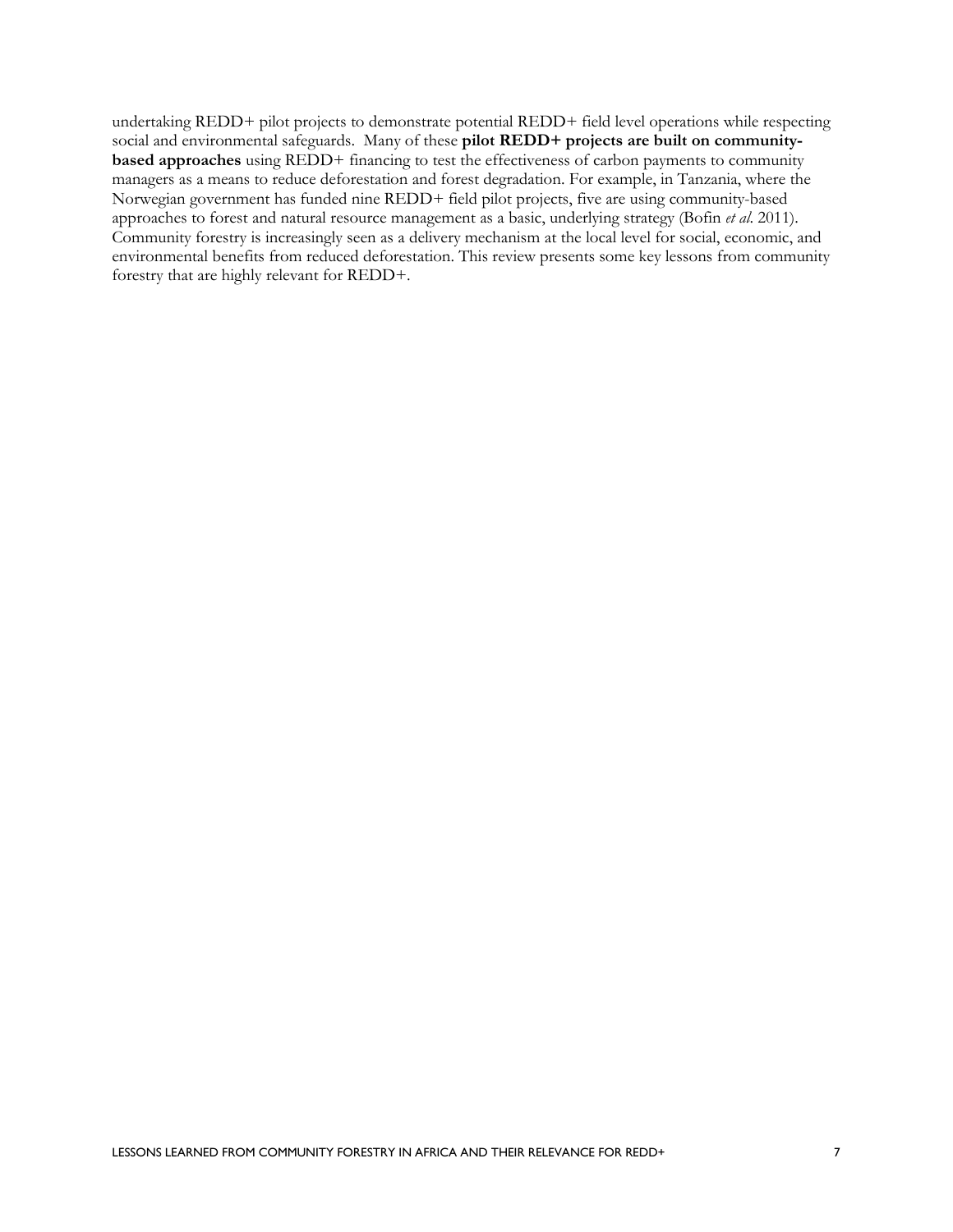undertaking REDD+ pilot projects to demonstrate potential REDD+ field level operations while respecting social and environmental safeguards. Many of these **pilot REDD+ projects are built on community-based approaches** using REDD+ financing to test the effectiveness of carbon payments to community managers as a means to reduce deforestation and forest degradation. For example, in Tanzania, where the Norwegian government has funded nine REDD+ field pilot projects, five are using community-based approaches to forest and natural resource management as a basic, underlying strategy (Bofin *et al*. 2011). Community forestry is increasingly seen as a delivery mechanism at the local level for social, economic, and environmental benefits from reduced deforestation. This review presents some key lessons from community forestry that are highly relevant for REDD+.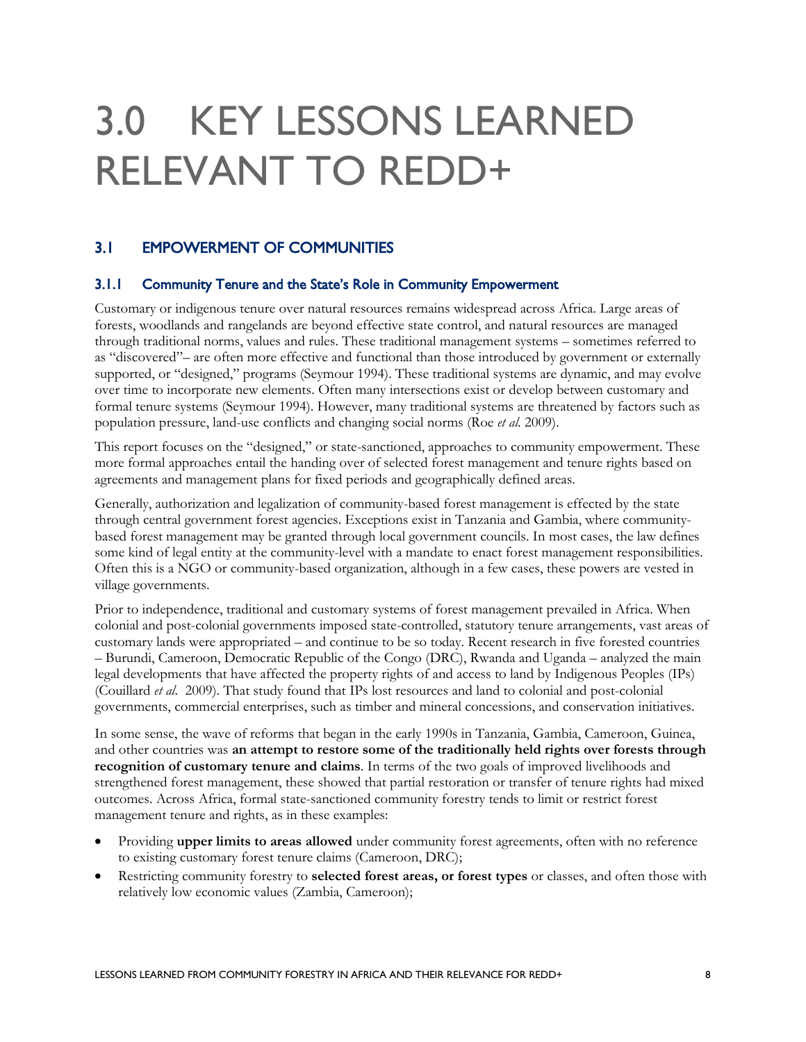# 3.0 KEY LESSONS LEARNED RELEVANT TO REDD+

## 3.1 EMPOWERMENT OF COMMUNITIES

### 3.1.1 Community Tenure and the State's Role in Community Empowerment

Customary or indigenous tenure over natural resources remains widespread across Africa. Large areas of forests, woodlands and rangelands are beyond effective state control, and natural resources are managed through traditional norms, values and rules. These traditional management systems – sometimes referred to as "discovered"– are often more effective and functional than those introduced by government or externally supported, or "designed," programs (Seymour 1994). These traditional systems are dynamic, and may evolve over time to incorporate new elements. Often many intersections exist or develop between customary and formal tenure systems (Seymour 1994). However, many traditional systems are threatened by factors such as population pressure, land-use conflicts and changing social norms (Roe *et al.* 2009).

This report focuses on the "designed," or state-sanctioned, approaches to community empowerment. These more formal approaches entail the handing over of selected forest management and tenure rights based on agreements and management plans for fixed periods and geographically defined areas.

Generally, authorization and legalization of community-based forest management is effected by the state through central government forest agencies. Exceptions exist in Tanzania and Gambia, where community-based forest management may be granted through local government councils. In most cases, the law defines some kind of legal entity at the community-level with a mandate to enact forest management responsibilities. Often this is a NGO or community-based organization, although in a few cases, these powers are vested in village governments.

Prior to independence, traditional and customary systems of forest management prevailed in Africa. When colonial and post-colonial governments imposed state-controlled, statutory tenure arrangements, vast areas of customary lands were appropriated – and continue to be so today. Recent research in five forested countries – Burundi, Cameroon, Democratic Republic of the Congo (DRC), Rwanda and Uganda – analyzed the main legal developments that have affected the property rights of and access to land by Indigenous Peoples (IPs) (Couillard *et al*. 2009). That study found that IPs lost resources and land to colonial and post-colonial governments, commercial enterprises, such as timber and mineral concessions, and conservation initiatives.

In some sense, the wave of reforms that began in the early 1990s in Tanzania, Gambia, Cameroon, Guinea, and other countries was **an attempt to restore some of the traditionally held rights over forests through recognition of customary tenure and claims**. In terms of the two goals of improved livelihoods and strengthened forest management, these showed that partial restoration or transfer of tenure rights had mixed outcomes. Across Africa, formal state-sanctioned community forestry tends to limit or restrict forest management tenure and rights, as in these examples:

- Providing **upper limits to areas allowed** under community forest agreements, often with no reference to existing customary forest tenure claims (Cameroon, DRC);
- Restricting community forestry to **selected forest areas, or forest types** or classes, and often those with relatively low economic values (Zambia, Cameroon);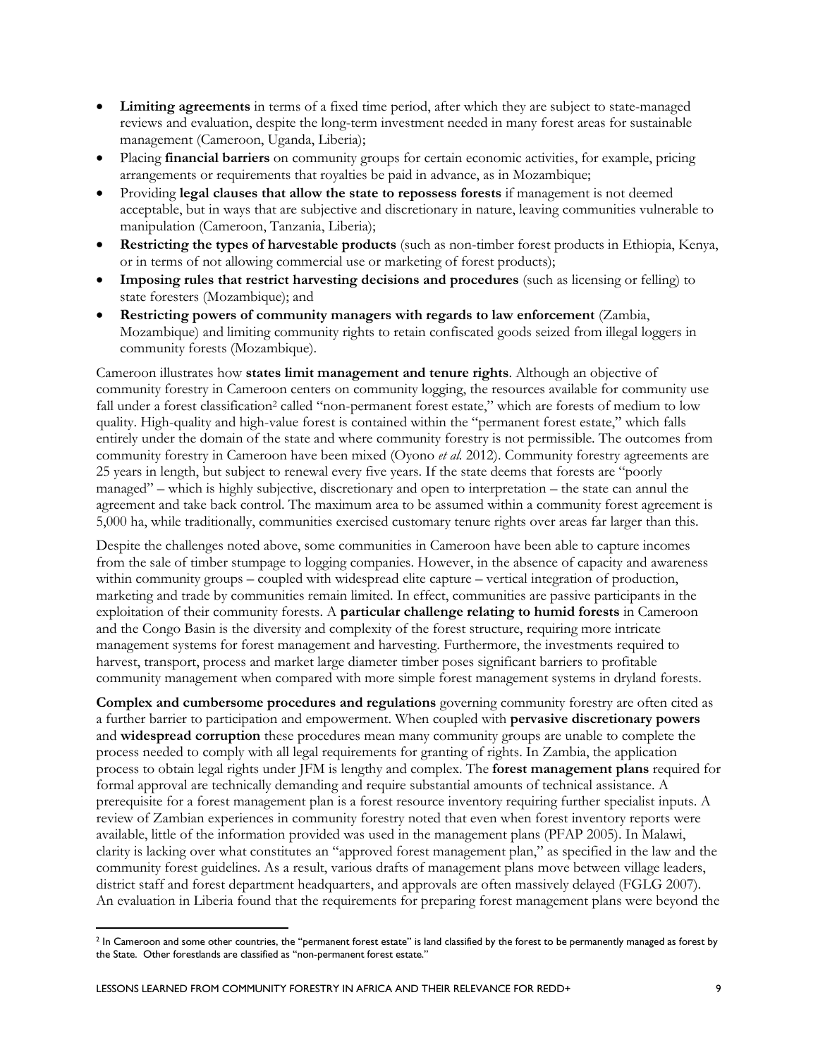- **Limiting agreements** in terms of a fixed time period, after which they are subject to state-managed reviews and evaluation, despite the long-term investment needed in many forest areas for sustainable management (Cameroon, Uganda, Liberia);
- Placing **financial barriers** on community groups for certain economic activities, for example, pricing arrangements or requirements that royalties be paid in advance, as in Mozambique;
- Providing **legal clauses that allow the state to repossess forests** if management is not deemed acceptable, but in ways that are subjective and discretionary in nature, leaving communities vulnerable to manipulation (Cameroon, Tanzania, Liberia);
- **Restricting the types of harvestable products** (such as non-timber forest products in Ethiopia, Kenya, or in terms of not allowing commercial use or marketing of forest products);
- **Imposing rules that restrict harvesting decisions and procedures** (such as licensing or felling) to state foresters (Mozambique); and
- **Restricting powers of community managers with regards to law enforcement** (Zambia, Mozambique) and limiting community rights to retain confiscated goods seized from illegal loggers in community forests (Mozambique).

Cameroon illustrates how **states limit management and tenure rights**. Although an objective of community forestry in Cameroon centers on community logging, the resources available for community use fall under a forest classification[2] called "non-permanent forest estate," which are forests of medium to low quality. High-quality and high-value forest is contained within the "permanent forest estate," which falls entirely under the domain of the state and where community forestry is not permissible. The outcomes from community forestry in Cameroon have been mixed (Oyono *et al.* 2012). Community forestry agreements are 25 years in length, but subject to renewal every five years. If the state deems that forests are "poorly managed" – which is highly subjective, discretionary and open to interpretation – the state can annul the agreement and take back control. The maximum area to be assumed within a community forest agreement is 5,000 ha, while traditionally, communities exercised customary tenure rights over areas far larger than this.

Despite the challenges noted above, some communities in Cameroon have been able to capture incomes from the sale of timber stumpage to logging companies. However, in the absence of capacity and awareness within community groups – coupled with widespread elite capture – vertical integration of production, marketing and trade by communities remain limited. In effect, communities are passive participants in the exploitation of their community forests. A **particular challenge relating to humid forests** in Cameroon and the Congo Basin is the diversity and complexity of the forest structure, requiring more intricate management systems for forest management and harvesting. Furthermore, the investments required to harvest, transport, process and market large diameter timber poses significant barriers to profitable community management when compared with more simple forest management systems in dryland forests.

**Complex and cumbersome procedures and regulations** governing community forestry are often cited as a further barrier to participation and empowerment. When coupled with **pervasive discretionary powers** and **widespread corruption** these procedures mean many community groups are unable to complete the process needed to comply with all legal requirements for granting of rights. In Zambia, the application process to obtain legal rights under JFM is lengthy and complex. The **forest management plans** required for formal approval are technically demanding and require substantial amounts of technical assistance. A prerequisite for a forest management plan is a forest resource inventory requiring further specialist inputs. A review of Zambian experiences in community forestry noted that even when forest inventory reports were available, little of the information provided was used in the management plans (PFAP 2005). In Malawi, clarity is lacking over what constitutes an "approved forest management plan," as specified in the law and the community forest guidelines. As a result, various drafts of management plans move between village leaders, district staff and forest department headquarters, and approvals are often massively delayed (FGLG 2007). An evaluation in Liberia found that the requirements for preparing forest management plans were beyond the

[2] In Cameroon and some other countries, the "permanent forest estate" is land classified by the forest to be permanently managed as forest by the State. Other forestlands are classified as "non-permanent forest estate."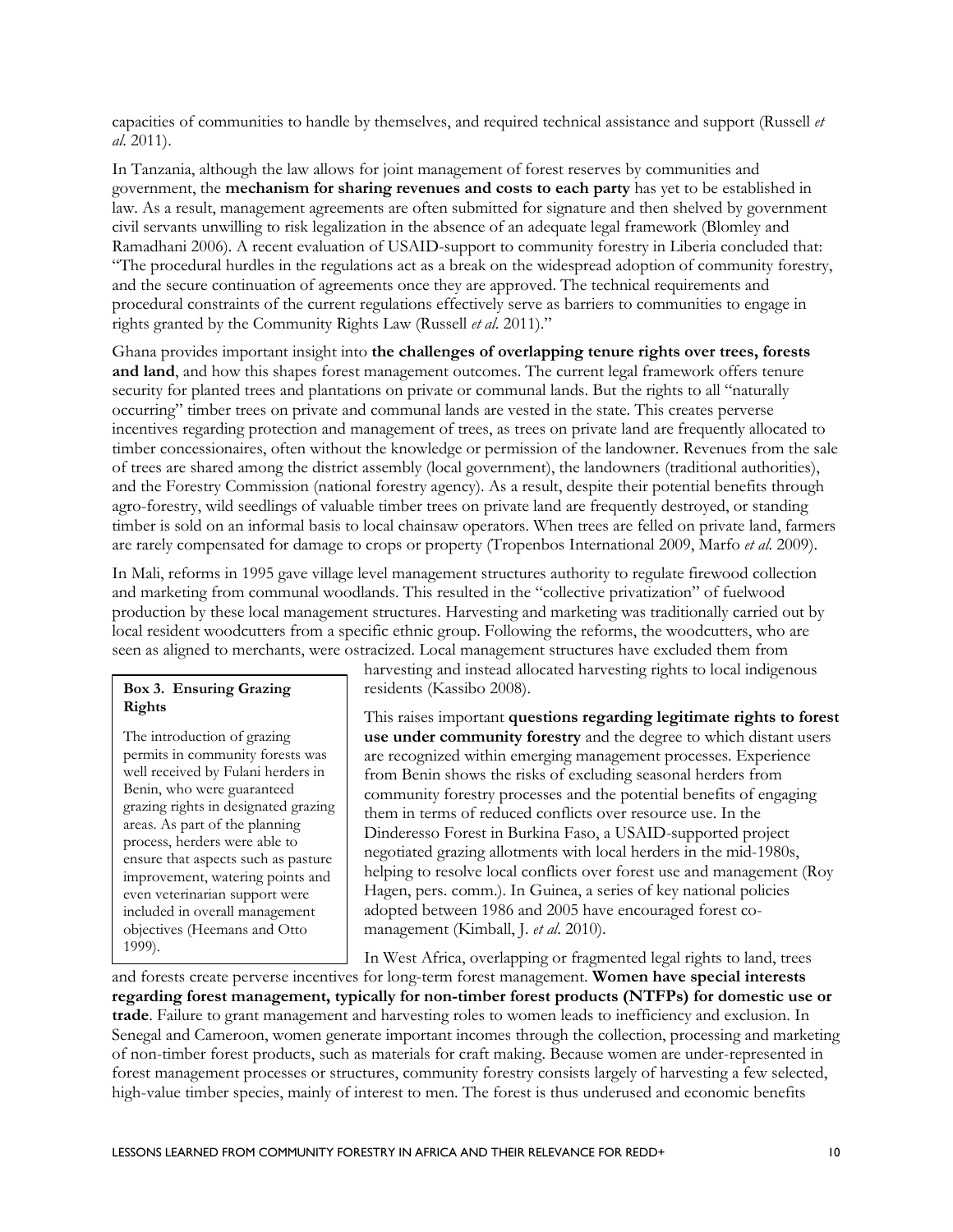capacities of communities to handle by themselves, and required technical assistance and support (Russell *et al.* 2011).

In Tanzania, although the law allows for joint management of forest reserves by communities and government, the **mechanism for sharing revenues and costs to each party** has yet to be established in law. As a result, management agreements are often submitted for signature and then shelved by government civil servants unwilling to risk legalization in the absence of an adequate legal framework (Blomley and Ramadhani 2006). A recent evaluation of USAID-support to community forestry in Liberia concluded that: "The procedural hurdles in the regulations act as a break on the widespread adoption of community forestry, and the secure continuation of agreements once they are approved. The technical requirements and procedural constraints of the current regulations effectively serve as barriers to communities to engage in rights granted by the Community Rights Law (Russell *et al.* 2011)."

Ghana provides important insight into **the challenges of overlapping tenure rights over trees, forests and land**, and how this shapes forest management outcomes. The current legal framework offers tenure security for planted trees and plantations on private or communal lands. But the rights to all "naturally occurring" timber trees on private and communal lands are vested in the state. This creates perverse incentives regarding protection and management of trees, as trees on private land are frequently allocated to timber concessionaires, often without the knowledge or permission of the landowner. Revenues from the sale of trees are shared among the district assembly (local government), the landowners (traditional authorities), and the Forestry Commission (national forestry agency). As a result, despite their potential benefits through agro-forestry, wild seedlings of valuable timber trees on private land are frequently destroyed, or standing timber is sold on an informal basis to local chainsaw operators. When trees are felled on private land, farmers are rarely compensated for damage to crops or property (Tropenbos International 2009, Marfo *et al.* 2009).

In Mali, reforms in 1995 gave village level management structures authority to regulate firewood collection and marketing from communal woodlands. This resulted in the "collective privatization" of fuelwood production by these local management structures. Harvesting and marketing was traditionally carried out by local resident woodcutters from a specific ethnic group. Following the reforms, the woodcutters, who are seen as aligned to merchants, were ostracized. Local management structures have excluded them from harvesting and instead allocated harvesting rights to local indigenous residents (Kassibo 2008).

This raises important **questions regarding legitimate rights to forest use under community forestry** and the degree to which distant users are recognized within emerging management processes. Experience from Benin shows the risks of excluding seasonal herders from community forestry processes and the potential benefits of engaging them in terms of reduced conflicts over resource use. In the Dinderesso Forest in Burkina Faso, a USAID-supported project negotiated grazing allotments with local herders in the mid-1980s, helping to resolve local conflicts over forest use and management (Roy Hagen, pers. comm.). In Guinea, a series of key national policies adopted between 1986 and 2005 have encouraged forest co-management (Kimball, J. *et al.* 2010).

> **Box 3. Ensuring Grazing Rights**
>
> The introduction of grazing permits in community forests was well received by Fulani herders in Benin, who were guaranteed grazing rights in designated grazing areas. As part of the planning process, herders were able to ensure that aspects such as pasture improvement, watering points and even veterinarian support were included in overall management objectives (Heemans and Otto 1999).

In West Africa, overlapping or fragmented legal rights to land, trees and forests create perverse incentives for long-term forest management. **Women have special interests regarding forest management, typically for non-timber forest products (NTFPs) for domestic use or trade**. Failure to grant management and harvesting roles to women leads to inefficiency and exclusion. In Senegal and Cameroon, women generate important incomes through the collection, processing and marketing of non-timber forest products, such as materials for craft making. Because women are under-represented in forest management processes or structures, community forestry consists largely of harvesting a few selected, high-value timber species, mainly of interest to men. The forest is thus underused and economic benefits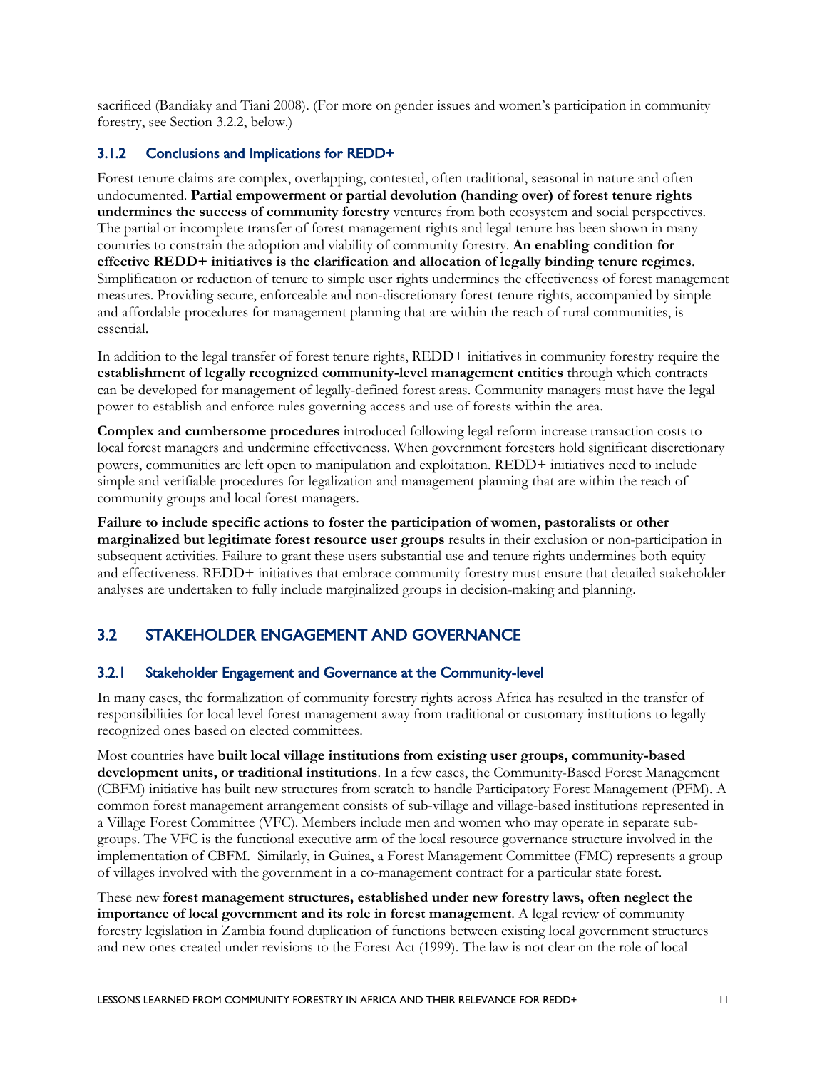sacrificed (Bandiaky and Tiani 2008). (For more on gender issues and women's participation in community forestry, see Section 3.2.2, below.)

### 3.1.2 Conclusions and Implications for REDD+

Forest tenure claims are complex, overlapping, contested, often traditional, seasonal in nature and often undocumented. **Partial empowerment or partial devolution (handing over) of forest tenure rights undermines the success of community forestry** ventures from both ecosystem and social perspectives. The partial or incomplete transfer of forest management rights and legal tenure has been shown in many countries to constrain the adoption and viability of community forestry. **An enabling condition for effective REDD+ initiatives is the clarification and allocation of legally binding tenure regimes**. Simplification or reduction of tenure to simple user rights undermines the effectiveness of forest management measures. Providing secure, enforceable and non-discretionary forest tenure rights, accompanied by simple and affordable procedures for management planning that are within the reach of rural communities, is essential.

In addition to the legal transfer of forest tenure rights, REDD+ initiatives in community forestry require the **establishment of legally recognized community-level management entities** through which contracts can be developed for management of legally-defined forest areas. Community managers must have the legal power to establish and enforce rules governing access and use of forests within the area.

**Complex and cumbersome procedures** introduced following legal reform increase transaction costs to local forest managers and undermine effectiveness. When government foresters hold significant discretionary powers, communities are left open to manipulation and exploitation. REDD+ initiatives need to include simple and verifiable procedures for legalization and management planning that are within the reach of community groups and local forest managers.

**Failure to include specific actions to foster the participation of women, pastoralists or other marginalized but legitimate forest resource user groups** results in their exclusion or non-participation in subsequent activities. Failure to grant these users substantial use and tenure rights undermines both equity and effectiveness. REDD+ initiatives that embrace community forestry must ensure that detailed stakeholder analyses are undertaken to fully include marginalized groups in decision-making and planning.

## 3.2 STAKEHOLDER ENGAGEMENT AND GOVERNANCE

### 3.2.1 Stakeholder Engagement and Governance at the Community-level

In many cases, the formalization of community forestry rights across Africa has resulted in the transfer of responsibilities for local level forest management away from traditional or customary institutions to legally recognized ones based on elected committees.

Most countries have **built local village institutions from existing user groups, community-based development units, or traditional institutions**. In a few cases, the Community-Based Forest Management (CBFM) initiative has built new structures from scratch to handle Participatory Forest Management (PFM). A common forest management arrangement consists of sub-village and village-based institutions represented in a Village Forest Committee (VFC). Members include men and women who may operate in separate sub-groups. The VFC is the functional executive arm of the local resource governance structure involved in the implementation of CBFM. Similarly, in Guinea, a Forest Management Committee (FMC) represents a group of villages involved with the government in a co-management contract for a particular state forest.

These new **forest management structures, established under new forestry laws, often neglect the importance of local government and its role in forest management**. A legal review of community forestry legislation in Zambia found duplication of functions between existing local government structures and new ones created under revisions to the Forest Act (1999). The law is not clear on the role of local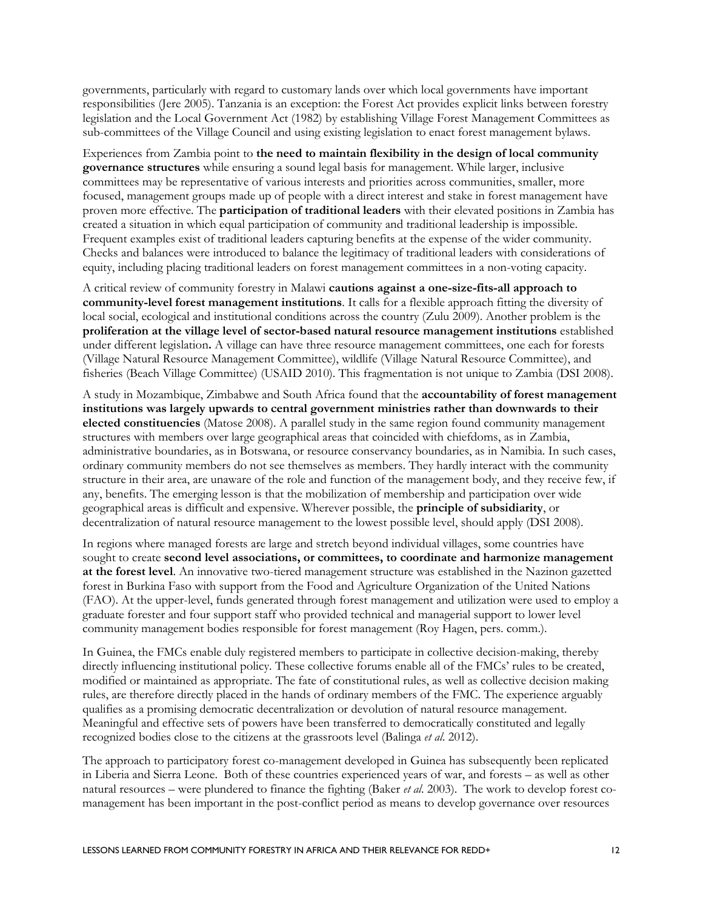governments, particularly with regard to customary lands over which local governments have important responsibilities (Jere 2005). Tanzania is an exception: the Forest Act provides explicit links between forestry legislation and the Local Government Act (1982) by establishing Village Forest Management Committees as sub-committees of the Village Council and using existing legislation to enact forest management bylaws.

Experiences from Zambia point to **the need to maintain flexibility in the design of local community governance structures** while ensuring a sound legal basis for management. While larger, inclusive committees may be representative of various interests and priorities across communities, smaller, more focused, management groups made up of people with a direct interest and stake in forest management have proven more effective. The **participation of traditional leaders** with their elevated positions in Zambia has created a situation in which equal participation of community and traditional leadership is impossible. Frequent examples exist of traditional leaders capturing benefits at the expense of the wider community. Checks and balances were introduced to balance the legitimacy of traditional leaders with considerations of equity, including placing traditional leaders on forest management committees in a non-voting capacity.

A critical review of community forestry in Malawi **cautions against a one-size-fits-all approach to community-level forest management institutions**. It calls for a flexible approach fitting the diversity of local social, ecological and institutional conditions across the country (Zulu 2009). Another problem is the **proliferation at the village level of sector-based natural resource management institutions** established under different legislation**.** A village can have three resource management committees, one each for forests (Village Natural Resource Management Committee), wildlife (Village Natural Resource Committee), and fisheries (Beach Village Committee) (USAID 2010). This fragmentation is not unique to Zambia (DSI 2008).

A study in Mozambique, Zimbabwe and South Africa found that the **accountability of forest management institutions was largely upwards to central government ministries rather than downwards to their elected constituencies** (Matose 2008). A parallel study in the same region found community management structures with members over large geographical areas that coincided with chiefdoms, as in Zambia, administrative boundaries, as in Botswana, or resource conservancy boundaries, as in Namibia. In such cases, ordinary community members do not see themselves as members. They hardly interact with the community structure in their area, are unaware of the role and function of the management body, and they receive few, if any, benefits. The emerging lesson is that the mobilization of membership and participation over wide geographical areas is difficult and expensive. Wherever possible, the **principle of subsidiarity**, or decentralization of natural resource management to the lowest possible level, should apply (DSI 2008).

In regions where managed forests are large and stretch beyond individual villages, some countries have sought to create **second level associations, or committees, to coordinate and harmonize management at the forest level**. An innovative two-tiered management structure was established in the Nazinon gazetted forest in Burkina Faso with support from the Food and Agriculture Organization of the United Nations (FAO). At the upper-level, funds generated through forest management and utilization were used to employ a graduate forester and four support staff who provided technical and managerial support to lower level community management bodies responsible for forest management (Roy Hagen, pers. comm.).

In Guinea, the FMCs enable duly registered members to participate in collective decision-making, thereby directly influencing institutional policy. These collective forums enable all of the FMCs' rules to be created, modified or maintained as appropriate. The fate of constitutional rules, as well as collective decision making rules, are therefore directly placed in the hands of ordinary members of the FMC. The experience arguably qualifies as a promising democratic decentralization or devolution of natural resource management. Meaningful and effective sets of powers have been transferred to democratically constituted and legally recognized bodies close to the citizens at the grassroots level (Balinga *et al.* 2012).

The approach to participatory forest co-management developed in Guinea has subsequently been replicated in Liberia and Sierra Leone. Both of these countries experienced years of war, and forests – as well as other natural resources – were plundered to finance the fighting (Baker *et al.* 2003). The work to develop forest co-management has been important in the post-conflict period as means to develop governance over resources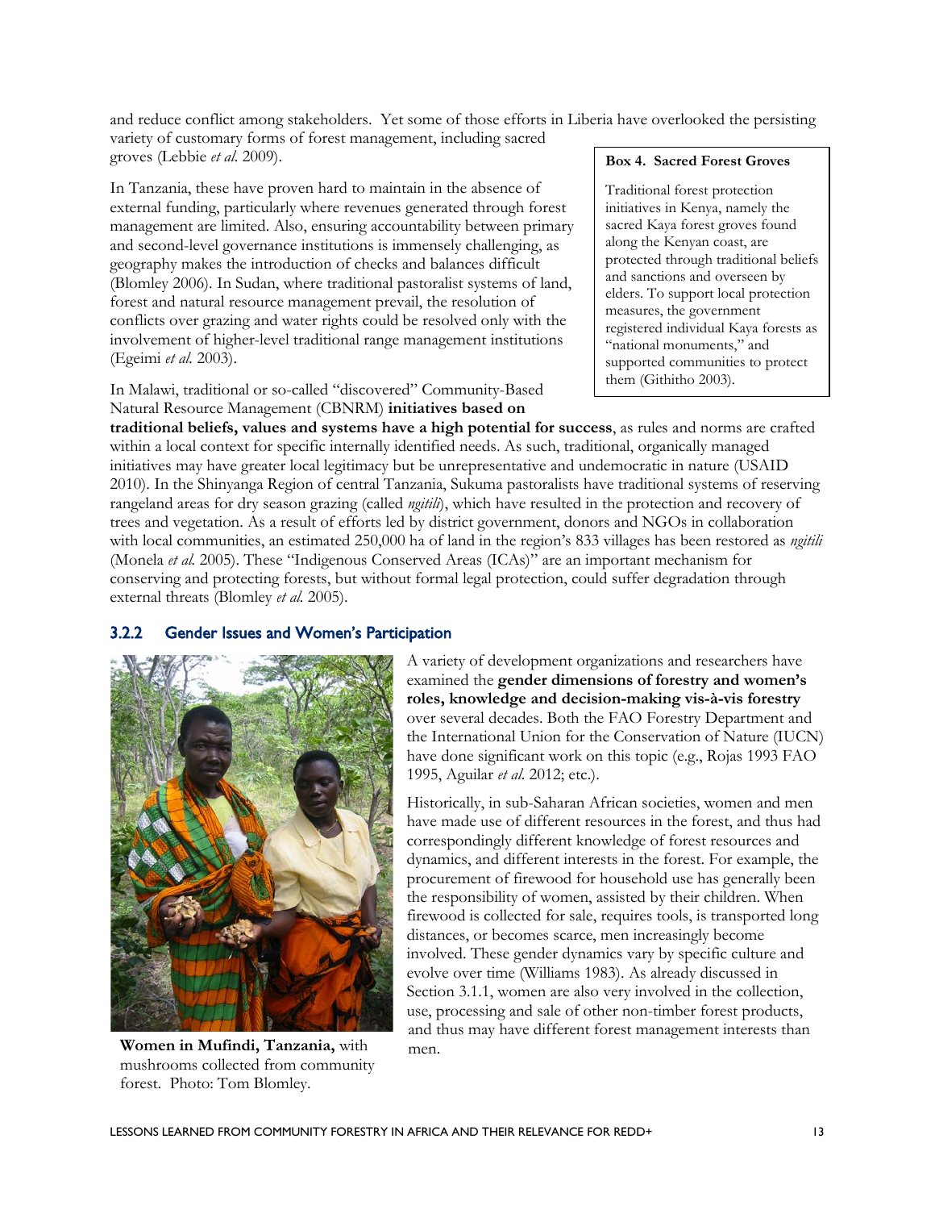and reduce conflict among stakeholders. Yet some of those efforts in Liberia have overlooked the persisting variety of customary forms of forest management, including sacred groves (Lebbie *et al.* 2009).

In Tanzania, these have proven hard to maintain in the absence of external funding, particularly where revenues generated through forest management are limited. Also, ensuring accountability between primary and second-level governance institutions is immensely challenging, as geography makes the introduction of checks and balances difficult (Blomley 2006). In Sudan, where traditional pastoralist systems of land, forest and natural resource management prevail, the resolution of conflicts over grazing and water rights could be resolved only with the involvement of higher-level traditional range management institutions (Egeimi *et al.* 2003).

> **Box 4. Sacred Forest Groves**
>
> Traditional forest protection initiatives in Kenya, namely the sacred Kaya forest groves found along the Kenyan coast, are protected through traditional beliefs and sanctions and overseen by elders. To support local protection measures, the government registered individual Kaya forests as "national monuments," and supported communities to protect them (Githitho 2003).

In Malawi, traditional or so-called "discovered" Community-Based Natural Resource Management (CBNRM) **initiatives based on traditional beliefs, values and systems have a high potential for success**, as rules and norms are crafted within a local context for specific internally identified needs. As such, traditional, organically managed initiatives may have greater local legitimacy but be unrepresentative and undemocratic in nature (USAID 2010). In the Shinyanga Region of central Tanzania, Sukuma pastoralists have traditional systems of reserving rangeland areas for dry season grazing (called *ngitili*), which have resulted in the protection and recovery of trees and vegetation. As a result of efforts led by district government, donors and NGOs in collaboration with local communities, an estimated 250,000 ha of land in the region's 833 villages has been restored as *ngitili* (Monela *et al.* 2005). These "Indigenous Conserved Areas (ICAs)" are an important mechanism for conserving and protecting forests, but without formal legal protection, could suffer degradation through external threats (Blomley *et al.* 2005).

### 3.2.2 Gender Issues and Women's Participation

**Women in Mufindi, Tanzania,** with mushrooms collected from community forest. Photo: Tom Blomley.

A variety of development organizations and researchers have examined the **gender dimensions of forestry and women's roles, knowledge and decision-making vis-à-vis forestry** over several decades. Both the FAO Forestry Department and the International Union for the Conservation of Nature (IUCN) have done significant work on this topic (e.g., Rojas 1993 FAO 1995, Aguilar *et al.* 2012; etc.).

Historically, in sub-Saharan African societies, women and men have made use of different resources in the forest, and thus had correspondingly different knowledge of forest resources and dynamics, and different interests in the forest. For example, the procurement of firewood for household use has generally been the responsibility of women, assisted by their children. When firewood is collected for sale, requires tools, is transported long distances, or becomes scarce, men increasingly become involved. These gender dynamics vary by specific culture and evolve over time (Williams 1983). As already discussed in Section 3.1.1, women are also very involved in the collection, use, processing and sale of other non-timber forest products, and thus may have different forest management interests than men.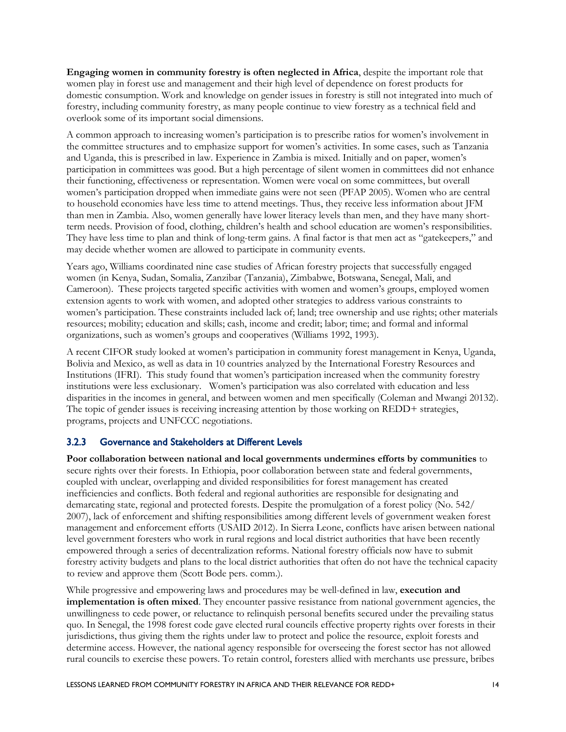**Engaging women in community forestry is often neglected in Africa**, despite the important role that women play in forest use and management and their high level of dependence on forest products for domestic consumption. Work and knowledge on gender issues in forestry is still not integrated into much of forestry, including community forestry, as many people continue to view forestry as a technical field and overlook some of its important social dimensions.

A common approach to increasing women's participation is to prescribe ratios for women's involvement in the committee structures and to emphasize support for women's activities. In some cases, such as Tanzania and Uganda, this is prescribed in law. Experience in Zambia is mixed. Initially and on paper, women's participation in committees was good. But a high percentage of silent women in committees did not enhance their functioning, effectiveness or representation. Women were vocal on some committees, but overall women's participation dropped when immediate gains were not seen (PFAP 2005). Women who are central to household economies have less time to attend meetings. Thus, they receive less information about JFM than men in Zambia. Also, women generally have lower literacy levels than men, and they have many short-term needs. Provision of food, clothing, children's health and school education are women's responsibilities. They have less time to plan and think of long-term gains. A final factor is that men act as "gatekeepers," and may decide whether women are allowed to participate in community events.

Years ago, Williams coordinated nine case studies of African forestry projects that successfully engaged women (in Kenya, Sudan, Somalia, Zanzibar (Tanzania), Zimbabwe, Botswana, Senegal, Mali, and Cameroon). These projects targeted specific activities with women and women's groups, employed women extension agents to work with women, and adopted other strategies to address various constraints to women's participation. These constraints included lack of; land; tree ownership and use rights; other materials resources; mobility; education and skills; cash, income and credit; labor; time; and formal and informal organizations, such as women's groups and cooperatives (Williams 1992, 1993).

A recent CIFOR study looked at women's participation in community forest management in Kenya, Uganda, Bolivia and Mexico, as well as data in 10 countries analyzed by the International Forestry Resources and Institutions (IFRI). This study found that women's participation increased when the community forestry institutions were less exclusionary. Women's participation was also correlated with education and less disparities in the incomes in general, and between women and men specifically (Coleman and Mwangi 20132). The topic of gender issues is receiving increasing attention by those working on REDD+ strategies, programs, projects and UNFCCC negotiations.

### 3.2.3 Governance and Stakeholders at Different Levels

**Poor collaboration between national and local governments undermines efforts by communities** to secure rights over their forests. In Ethiopia, poor collaboration between state and federal governments, coupled with unclear, overlapping and divided responsibilities for forest management has created inefficiencies and conflicts. Both federal and regional authorities are responsible for designating and demarcating state, regional and protected forests. Despite the promulgation of a forest policy (No. 542/ 2007), lack of enforcement and shifting responsibilities among different levels of government weaken forest management and enforcement efforts (USAID 2012). In Sierra Leone, conflicts have arisen between national level government foresters who work in rural regions and local district authorities that have been recently empowered through a series of decentralization reforms. National forestry officials now have to submit forestry activity budgets and plans to the local district authorities that often do not have the technical capacity to review and approve them (Scott Bode pers. comm.).

While progressive and empowering laws and procedures may be well-defined in law, **execution and implementation is often mixed**. They encounter passive resistance from national government agencies, the unwillingness to cede power, or reluctance to relinquish personal benefits secured under the prevailing status quo. In Senegal, the 1998 forest code gave elected rural councils effective property rights over forests in their jurisdictions, thus giving them the rights under law to protect and police the resource, exploit forests and determine access. However, the national agency responsible for overseeing the forest sector has not allowed rural councils to exercise these powers. To retain control, foresters allied with merchants use pressure, bribes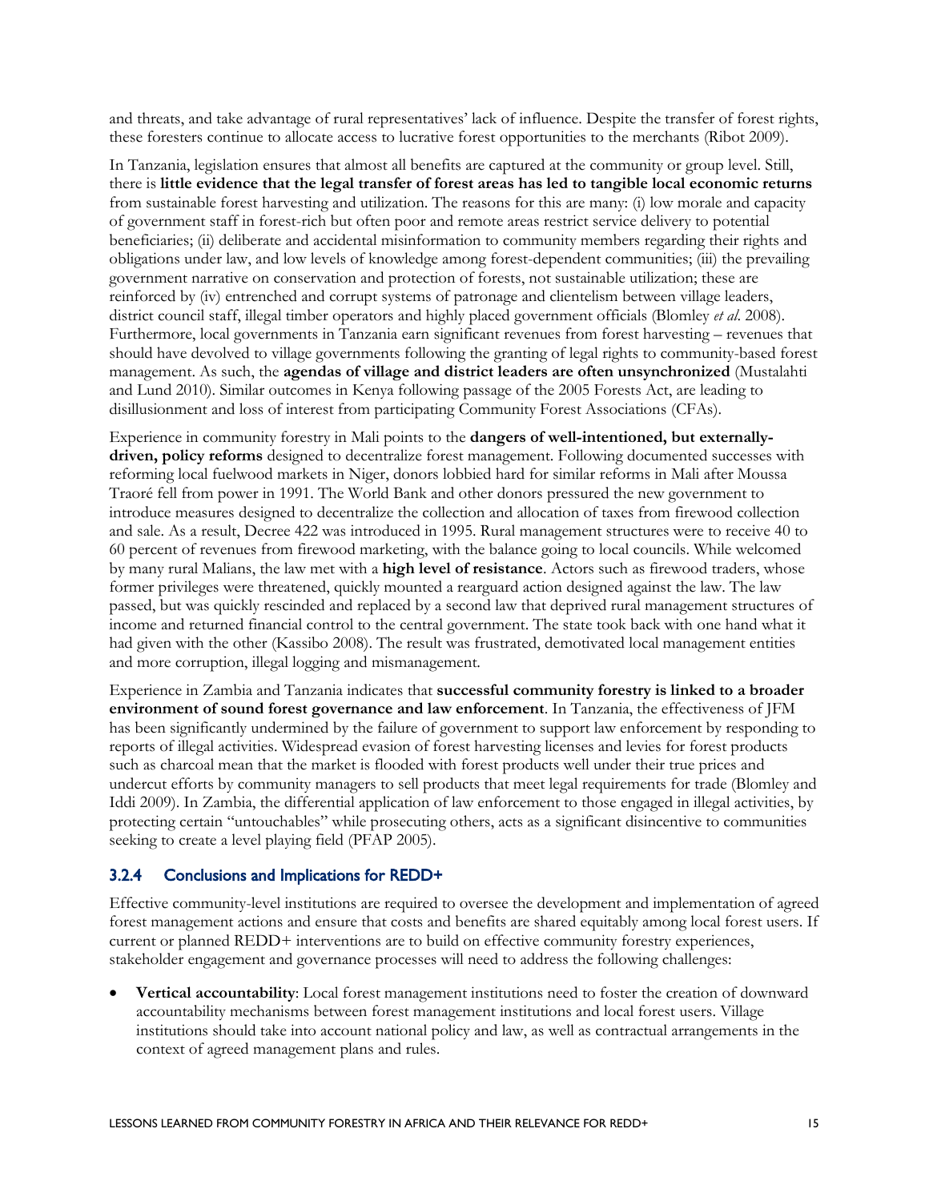and threats, and take advantage of rural representatives' lack of influence. Despite the transfer of forest rights, these foresters continue to allocate access to lucrative forest opportunities to the merchants (Ribot 2009).

In Tanzania, legislation ensures that almost all benefits are captured at the community or group level. Still, there is **little evidence that the legal transfer of forest areas has led to tangible local economic returns** from sustainable forest harvesting and utilization. The reasons for this are many: (i) low morale and capacity of government staff in forest-rich but often poor and remote areas restrict service delivery to potential beneficiaries; (ii) deliberate and accidental misinformation to community members regarding their rights and obligations under law, and low levels of knowledge among forest-dependent communities; (iii) the prevailing government narrative on conservation and protection of forests, not sustainable utilization; these are reinforced by (iv) entrenched and corrupt systems of patronage and clientelism between village leaders, district council staff, illegal timber operators and highly placed government officials (Blomley *et al.* 2008). Furthermore, local governments in Tanzania earn significant revenues from forest harvesting – revenues that should have devolved to village governments following the granting of legal rights to community-based forest management. As such, the **agendas of village and district leaders are often unsynchronized** (Mustalahti and Lund 2010). Similar outcomes in Kenya following passage of the 2005 Forests Act, are leading to disillusionment and loss of interest from participating Community Forest Associations (CFAs).

Experience in community forestry in Mali points to the **dangers of well-intentioned, but externally-driven, policy reforms** designed to decentralize forest management. Following documented successes with reforming local fuelwood markets in Niger, donors lobbied hard for similar reforms in Mali after Moussa Traoré fell from power in 1991. The World Bank and other donors pressured the new government to introduce measures designed to decentralize the collection and allocation of taxes from firewood collection and sale. As a result, Decree 422 was introduced in 1995. Rural management structures were to receive 40 to 60 percent of revenues from firewood marketing, with the balance going to local councils. While welcomed by many rural Malians, the law met with a **high level of resistance**. Actors such as firewood traders, whose former privileges were threatened, quickly mounted a rearguard action designed against the law. The law passed, but was quickly rescinded and replaced by a second law that deprived rural management structures of income and returned financial control to the central government. The state took back with one hand what it had given with the other (Kassibo 2008). The result was frustrated, demotivated local management entities and more corruption, illegal logging and mismanagement.

Experience in Zambia and Tanzania indicates that **successful community forestry is linked to a broader environment of sound forest governance and law enforcement**. In Tanzania, the effectiveness of JFM has been significantly undermined by the failure of government to support law enforcement by responding to reports of illegal activities. Widespread evasion of forest harvesting licenses and levies for forest products such as charcoal mean that the market is flooded with forest products well under their true prices and undercut efforts by community managers to sell products that meet legal requirements for trade (Blomley and Iddi 2009). In Zambia, the differential application of law enforcement to those engaged in illegal activities, by protecting certain "untouchables" while prosecuting others, acts as a significant disincentive to communities seeking to create a level playing field (PFAP 2005).

### 3.2.4 Conclusions and Implications for REDD+

Effective community-level institutions are required to oversee the development and implementation of agreed forest management actions and ensure that costs and benefits are shared equitably among local forest users. If current or planned REDD+ interventions are to build on effective community forestry experiences, stakeholder engagement and governance processes will need to address the following challenges:

- **Vertical accountability**: Local forest management institutions need to foster the creation of downward accountability mechanisms between forest management institutions and local forest users. Village institutions should take into account national policy and law, as well as contractual arrangements in the context of agreed management plans and rules.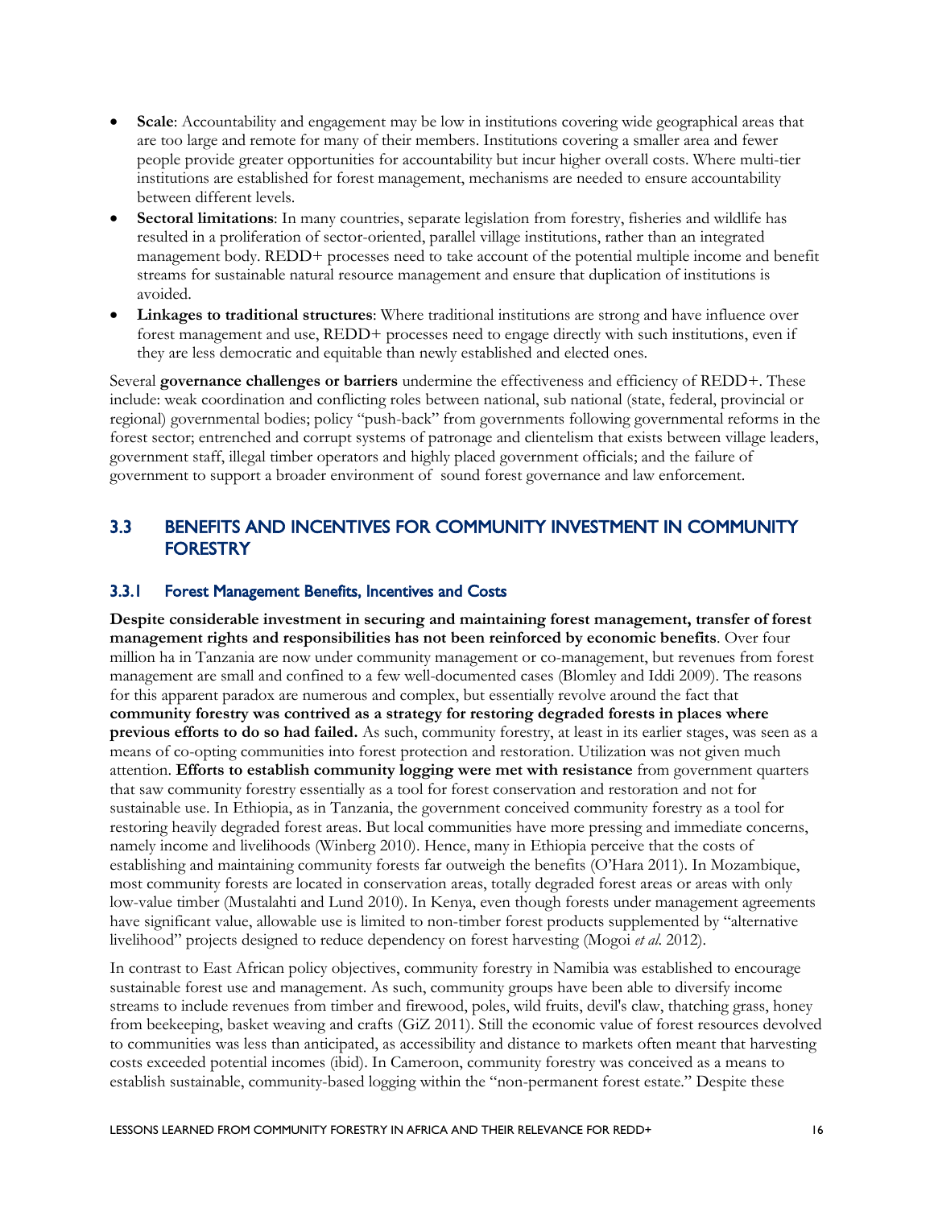- **Scale**: Accountability and engagement may be low in institutions covering wide geographical areas that are too large and remote for many of their members. Institutions covering a smaller area and fewer people provide greater opportunities for accountability but incur higher overall costs. Where multi-tier institutions are established for forest management, mechanisms are needed to ensure accountability between different levels.
- **Sectoral limitations**: In many countries, separate legislation from forestry, fisheries and wildlife has resulted in a proliferation of sector-oriented, parallel village institutions, rather than an integrated management body. REDD+ processes need to take account of the potential multiple income and benefit streams for sustainable natural resource management and ensure that duplication of institutions is avoided.
- **Linkages to traditional structures**: Where traditional institutions are strong and have influence over forest management and use, REDD+ processes need to engage directly with such institutions, even if they are less democratic and equitable than newly established and elected ones.

Several **governance challenges or barriers** undermine the effectiveness and efficiency of REDD+. These include: weak coordination and conflicting roles between national, sub national (state, federal, provincial or regional) governmental bodies; policy "push-back" from governments following governmental reforms in the forest sector; entrenched and corrupt systems of patronage and clientelism that exists between village leaders, government staff, illegal timber operators and highly placed government officials; and the failure of government to support a broader environment of sound forest governance and law enforcement.

## 3.3 BENEFITS AND INCENTIVES FOR COMMUNITY INVESTMENT IN COMMUNITY FORESTRY

### 3.3.1 Forest Management Benefits, Incentives and Costs

**Despite considerable investment in securing and maintaining forest management, transfer of forest management rights and responsibilities has not been reinforced by economic benefits**. Over four million ha in Tanzania are now under community management or co-management, but revenues from forest management are small and confined to a few well-documented cases (Blomley and Iddi 2009). The reasons for this apparent paradox are numerous and complex, but essentially revolve around the fact that **community forestry was contrived as a strategy for restoring degraded forests in places where previous efforts to do so had failed.** As such, community forestry, at least in its earlier stages, was seen as a means of co-opting communities into forest protection and restoration. Utilization was not given much attention. **Efforts to establish community logging were met with resistance** from government quarters that saw community forestry essentially as a tool for forest conservation and restoration and not for sustainable use. In Ethiopia, as in Tanzania, the government conceived community forestry as a tool for restoring heavily degraded forest areas. But local communities have more pressing and immediate concerns, namely income and livelihoods (Winberg 2010). Hence, many in Ethiopia perceive that the costs of establishing and maintaining community forests far outweigh the benefits (O'Hara 2011). In Mozambique, most community forests are located in conservation areas, totally degraded forest areas or areas with only low-value timber (Mustalahti and Lund 2010). In Kenya, even though forests under management agreements have significant value, allowable use is limited to non-timber forest products supplemented by "alternative livelihood" projects designed to reduce dependency on forest harvesting (Mogoi *et al.* 2012).

In contrast to East African policy objectives, community forestry in Namibia was established to encourage sustainable forest use and management. As such, community groups have been able to diversify income streams to include revenues from timber and firewood, poles, wild fruits, devil's claw, thatching grass, honey from beekeeping, basket weaving and crafts (GiZ 2011). Still the economic value of forest resources devolved to communities was less than anticipated, as accessibility and distance to markets often meant that harvesting costs exceeded potential incomes (ibid). In Cameroon, community forestry was conceived as a means to establish sustainable, community-based logging within the "non-permanent forest estate." Despite these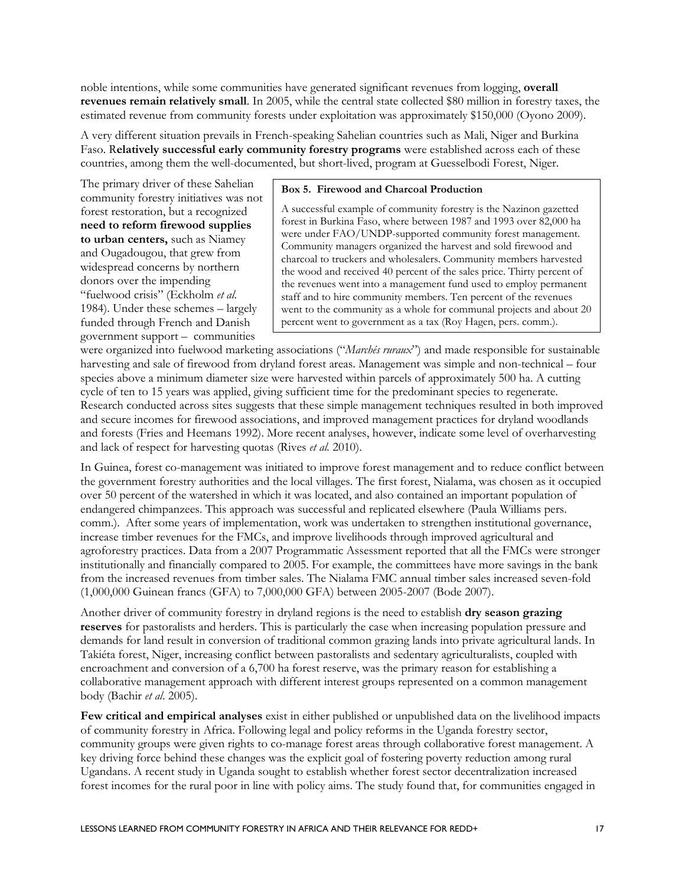noble intentions, while some communities have generated significant revenues from logging, **overall revenues remain relatively small**. In 2005, while the central state collected $80 million in forestry taxes, the estimated revenue from community forests under exploitation was approximately $150,000 (Oyono 2009).

A very different situation prevails in French-speaking Sahelian countries such as Mali, Niger and Burkina Faso. R**elatively successful early community forestry programs** were established across each of these countries, among them the well-documented, but short-lived, program at Guesselbodi Forest, Niger.

> **Box 5. Firewood and Charcoal Production**
>
> A successful example of community forestry is the Nazinon gazetted forest in Burkina Faso, where between 1987 and 1993 over 82,000 ha were under FAO/UNDP-supported community forest management. Community managers organized the harvest and sold firewood and charcoal to truckers and wholesalers. Community members harvested the wood and received 40 percent of the sales price. Thirty percent of the revenues went into a management fund used to employ permanent staff and to hire community members. Ten percent of the revenues went to the community as a whole for communal projects and about 20 percent went to government as a tax (Roy Hagen, pers. comm.).

The primary driver of these Sahelian community forestry initiatives was not forest restoration, but a recognized **need to reform firewood supplies to urban centers,** such as Niamey and Ougadougou, that grew from widespread concerns by northern donors over the impending "fuelwood crisis" (Eckholm *et al.* 1984). Under these schemes – largely funded through French and Danish government support – communities were organized into fuelwood marketing associations ("*Marchés ruraux*") and made responsible for sustainable harvesting and sale of firewood from dryland forest areas. Management was simple and non-technical – four species above a minimum diameter size were harvested within parcels of approximately 500 ha. A cutting cycle of ten to 15 years was applied, giving sufficient time for the predominant species to regenerate. Research conducted across sites suggests that these simple management techniques resulted in both improved and secure incomes for firewood associations, and improved management practices for dryland woodlands and forests (Fries and Heemans 1992). More recent analyses, however, indicate some level of overharvesting and lack of respect for harvesting quotas (Rives *et al.* 2010).

In Guinea, forest co-management was initiated to improve forest management and to reduce conflict between the government forestry authorities and the local villages. The first forest, Nialama, was chosen as it occupied over 50 percent of the watershed in which it was located, and also contained an important population of endangered chimpanzees. This approach was successful and replicated elsewhere (Paula Williams pers. comm.). After some years of implementation, work was undertaken to strengthen institutional governance, increase timber revenues for the FMCs, and improve livelihoods through improved agricultural and agroforestry practices. Data from a 2007 Programmatic Assessment reported that all the FMCs were stronger institutionally and financially compared to 2005. For example, the committees have more savings in the bank from the increased revenues from timber sales. The Nialama FMC annual timber sales increased seven-fold (1,000,000 Guinean francs (GFA) to 7,000,000 GFA) between 2005-2007 (Bode 2007).

Another driver of community forestry in dryland regions is the need to establish **dry season grazing reserves** for pastoralists and herders. This is particularly the case when increasing population pressure and demands for land result in conversion of traditional common grazing lands into private agricultural lands. In Takiéta forest, Niger, increasing conflict between pastoralists and sedentary agriculturalists, coupled with encroachment and conversion of a 6,700 ha forest reserve, was the primary reason for establishing a collaborative management approach with different interest groups represented on a common management body (Bachir *et al*. 2005).

**Few critical and empirical analyses** exist in either published or unpublished data on the livelihood impacts of community forestry in Africa. Following legal and policy reforms in the Uganda forestry sector, community groups were given rights to co-manage forest areas through collaborative forest management. A key driving force behind these changes was the explicit goal of fostering poverty reduction among rural Ugandans. A recent study in Uganda sought to establish whether forest sector decentralization increased forest incomes for the rural poor in line with policy aims. The study found that, for communities engaged in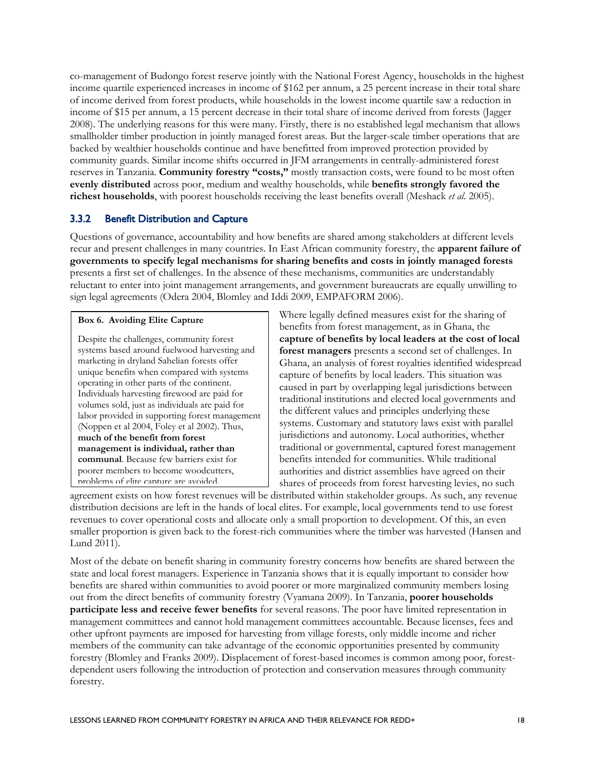co-management of Budongo forest reserve jointly with the National Forest Agency, households in the highest income quartile experienced increases in income of $162 per annum, a 25 percent increase in their total share of income derived from forest products, while households in the lowest income quartile saw a reduction in income of $15 per annum, a 15 percent decrease in their total share of income derived from forests (Jagger 2008). The underlying reasons for this were many. Firstly, there is no established legal mechanism that allows smallholder timber production in jointly managed forest areas. But the larger-scale timber operations that are backed by wealthier households continue and have benefitted from improved protection provided by community guards. Similar income shifts occurred in JFM arrangements in centrally-administered forest reserves in Tanzania. **Community forestry "costs,"** mostly transaction costs, were found to be most often **evenly distributed** across poor, medium and wealthy households, while **benefits strongly favored the richest households**, with poorest households receiving the least benefits overall (Meshack *et al*. 2005).

### 3.3.2 Benefit Distribution and Capture

Questions of governance, accountability and how benefits are shared among stakeholders at different levels recur and present challenges in many countries. In East African community forestry, the **apparent failure of governments to specify legal mechanisms for sharing benefits and costs in jointly managed forests** presents a first set of challenges. In the absence of these mechanisms, communities are understandably reluctant to enter into joint management arrangements, and government bureaucrats are equally unwilling to sign legal agreements (Odera 2004, Blomley and Iddi 2009, EMPAFORM 2006).

> **Box 6. Avoiding Elite Capture**
>
> Despite the challenges, community forest systems based around fuelwood harvesting and marketing in dryland Sahelian forests offer unique benefits when compared with systems operating in other parts of the continent. Individuals harvesting firewood are paid for volumes sold, just as individuals are paid for labor provided in supporting forest management (Noppen et al 2004, Foley et al 2002). Thus, **much of the benefit from forest management is individual, rather than communal**. Because few barriers exist for poorer members to become woodcutters, problems of elite capture are avoided.

Where legally defined measures exist for the sharing of benefits from forest management, as in Ghana, the **capture of benefits by local leaders at the cost of local forest managers** presents a second set of challenges. In Ghana, an analysis of forest royalties identified widespread capture of benefits by local leaders. This situation was caused in part by overlapping legal jurisdictions between traditional institutions and elected local governments and the different values and principles underlying these systems. Customary and statutory laws exist with parallel jurisdictions and autonomy. Local authorities, whether traditional or governmental, captured forest management benefits intended for communities. While traditional authorities and district assemblies have agreed on their shares of proceeds from forest harvesting levies, no such agreement exists on how forest revenues will be distributed within stakeholder groups. As such, any revenue distribution decisions are left in the hands of local elites. For example, local governments tend to use forest revenues to cover operational costs and allocate only a small proportion to development. Of this, an even smaller proportion is given back to the forest-rich communities where the timber was harvested (Hansen and Lund 2011).

Most of the debate on benefit sharing in community forestry concerns how benefits are shared between the state and local forest managers. Experience in Tanzania shows that it is equally important to consider how benefits are shared within communities to avoid poorer or more marginalized community members losing out from the direct benefits of community forestry (Vyamana 2009). In Tanzania, **poorer households participate less and receive fewer benefits** for several reasons. The poor have limited representation in management committees and cannot hold management committees accountable. Because licenses, fees and other upfront payments are imposed for harvesting from village forests, only middle income and richer members of the community can take advantage of the economic opportunities presented by community forestry (Blomley and Franks 2009). Displacement of forest-based incomes is common among poor, forest-dependent users following the introduction of protection and conservation measures through community forestry.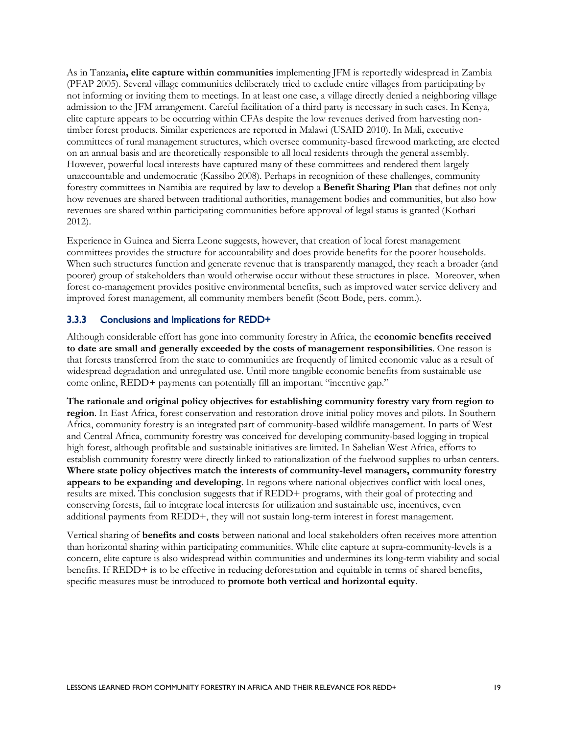As in Tanzania**, elite capture within communities** implementing JFM is reportedly widespread in Zambia (PFAP 2005). Several village communities deliberately tried to exclude entire villages from participating by not informing or inviting them to meetings. In at least one case, a village directly denied a neighboring village admission to the JFM arrangement. Careful facilitation of a third party is necessary in such cases. In Kenya, elite capture appears to be occurring within CFAs despite the low revenues derived from harvesting non-timber forest products. Similar experiences are reported in Malawi (USAID 2010). In Mali, executive committees of rural management structures, which oversee community-based firewood marketing, are elected on an annual basis and are theoretically responsible to all local residents through the general assembly. However, powerful local interests have captured many of these committees and rendered them largely unaccountable and undemocratic (Kassibo 2008). Perhaps in recognition of these challenges, community forestry committees in Namibia are required by law to develop a **Benefit Sharing Plan** that defines not only how revenues are shared between traditional authorities, management bodies and communities, but also how revenues are shared within participating communities before approval of legal status is granted (Kothari 2012).

Experience in Guinea and Sierra Leone suggests, however, that creation of local forest management committees provides the structure for accountability and does provide benefits for the poorer households. When such structures function and generate revenue that is transparently managed, they reach a broader (and poorer) group of stakeholders than would otherwise occur without these structures in place. Moreover, when forest co-management provides positive environmental benefits, such as improved water service delivery and improved forest management, all community members benefit (Scott Bode, pers. comm.).

### 3.3.3 Conclusions and Implications for REDD+

Although considerable effort has gone into community forestry in Africa, the **economic benefits received to date are small and generally exceeded by the costs of management responsibilities**. One reason is that forests transferred from the state to communities are frequently of limited economic value as a result of widespread degradation and unregulated use. Until more tangible economic benefits from sustainable use come online, REDD+ payments can potentially fill an important "incentive gap."

**The rationale and original policy objectives for establishing community forestry vary from region to region**. In East Africa, forest conservation and restoration drove initial policy moves and pilots. In Southern Africa, community forestry is an integrated part of community-based wildlife management. In parts of West and Central Africa, community forestry was conceived for developing community-based logging in tropical high forest, although profitable and sustainable initiatives are limited. In Sahelian West Africa, efforts to establish community forestry were directly linked to rationalization of the fuelwood supplies to urban centers. **Where state policy objectives match the interests of community-level managers, community forestry appears to be expanding and developing**. In regions where national objectives conflict with local ones, results are mixed. This conclusion suggests that if REDD+ programs, with their goal of protecting and conserving forests, fail to integrate local interests for utilization and sustainable use, incentives, even additional payments from REDD+, they will not sustain long-term interest in forest management.

Vertical sharing of **benefits and costs** between national and local stakeholders often receives more attention than horizontal sharing within participating communities. While elite capture at supra-community-levels is a concern, elite capture is also widespread within communities and undermines its long-term viability and social benefits. If REDD+ is to be effective in reducing deforestation and equitable in terms of shared benefits, specific measures must be introduced to **promote both vertical and horizontal equity**.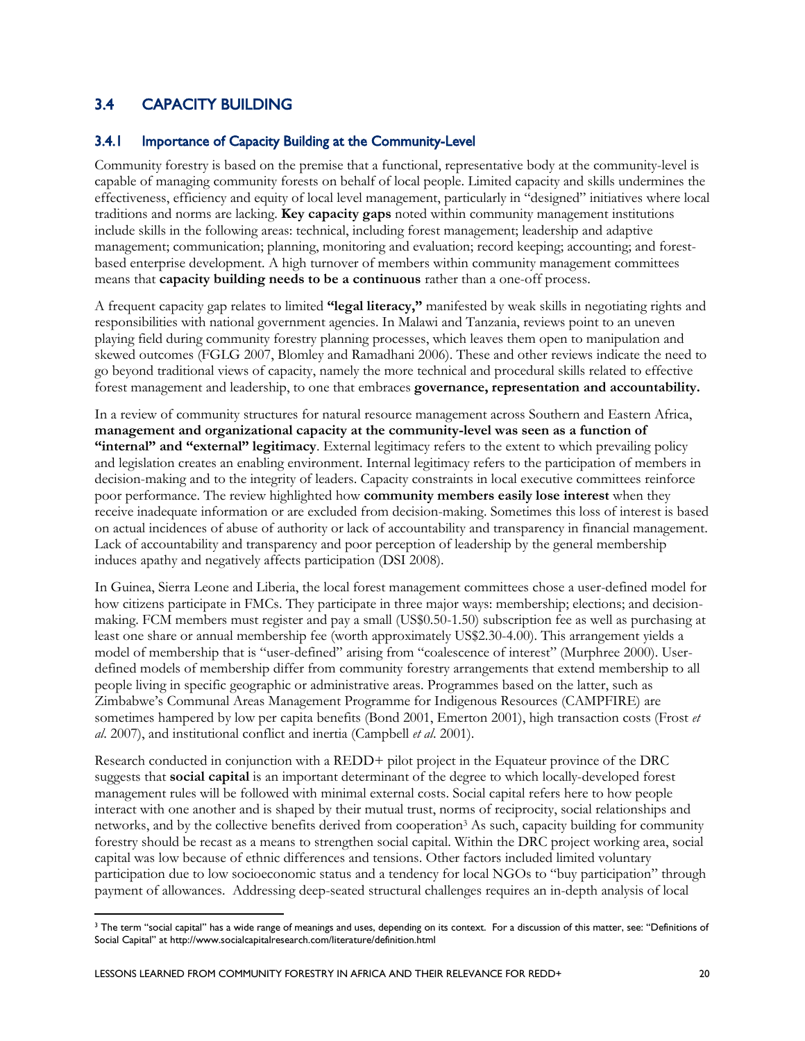## 3.4 CAPACITY BUILDING

### 3.4.1 Importance of Capacity Building at the Community-Level

Community forestry is based on the premise that a functional, representative body at the community-level is capable of managing community forests on behalf of local people. Limited capacity and skills undermines the effectiveness, efficiency and equity of local level management, particularly in "designed" initiatives where local traditions and norms are lacking. **Key capacity gaps** noted within community management institutions include skills in the following areas: technical, including forest management; leadership and adaptive management; communication; planning, monitoring and evaluation; record keeping; accounting; and forest-based enterprise development. A high turnover of members within community management committees means that **capacity building needs to be a continuous** rather than a one-off process.

A frequent capacity gap relates to limited **"legal literacy,"** manifested by weak skills in negotiating rights and responsibilities with national government agencies. In Malawi and Tanzania, reviews point to an uneven playing field during community forestry planning processes, which leaves them open to manipulation and skewed outcomes (FGLG 2007, Blomley and Ramadhani 2006). These and other reviews indicate the need to go beyond traditional views of capacity, namely the more technical and procedural skills related to effective forest management and leadership, to one that embraces **governance, representation and accountability.**

In a review of community structures for natural resource management across Southern and Eastern Africa, **management and organizational capacity at the community-level was seen as a function of "internal" and "external" legitimacy**. External legitimacy refers to the extent to which prevailing policy and legislation creates an enabling environment. Internal legitimacy refers to the participation of members in decision-making and to the integrity of leaders. Capacity constraints in local executive committees reinforce poor performance. The review highlighted how **community members easily lose interest** when they receive inadequate information or are excluded from decision-making. Sometimes this loss of interest is based on actual incidences of abuse of authority or lack of accountability and transparency in financial management. Lack of accountability and transparency and poor perception of leadership by the general membership induces apathy and negatively affects participation (DSI 2008).

In Guinea, Sierra Leone and Liberia, the local forest management committees chose a user-defined model for how citizens participate in FMCs. They participate in three major ways: membership; elections; and decision-making. FCM members must register and pay a small (US$0.50-1.50) subscription fee as well as purchasing at least one share or annual membership fee (worth approximately US$2.30-4.00). This arrangement yields a model of membership that is "user-defined" arising from "coalescence of interest" (Murphree 2000). User-defined models of membership differ from community forestry arrangements that extend membership to all people living in specific geographic or administrative areas. Programmes based on the latter, such as Zimbabwe's Communal Areas Management Programme for Indigenous Resources (CAMPFIRE) are sometimes hampered by low per capita benefits (Bond 2001, Emerton 2001), high transaction costs (Frost *et al*. 2007), and institutional conflict and inertia (Campbell *et al*. 2001).

Research conducted in conjunction with a REDD+ pilot project in the Equateur province of the DRC suggests that **social capital** is an important determinant of the degree to which locally-developed forest management rules will be followed with minimal external costs. Social capital refers here to how people interact with one another and is shaped by their mutual trust, norms of reciprocity, social relationships and networks, and by the collective benefits derived from cooperation[3] As such, capacity building for community forestry should be recast as a means to strengthen social capital. Within the DRC project working area, social capital was low because of ethnic differences and tensions. Other factors included limited voluntary participation due to low socioeconomic status and a tendency for local NGOs to "buy participation" through payment of allowances. Addressing deep-seated structural challenges requires an in-depth analysis of local

---

[3] The term "social capital" has a wide range of meanings and uses, depending on its context. For a discussion of this matter, see: "Definitions of Social Capital" at http://www.socialcapitalresearch.com/literature/definition.html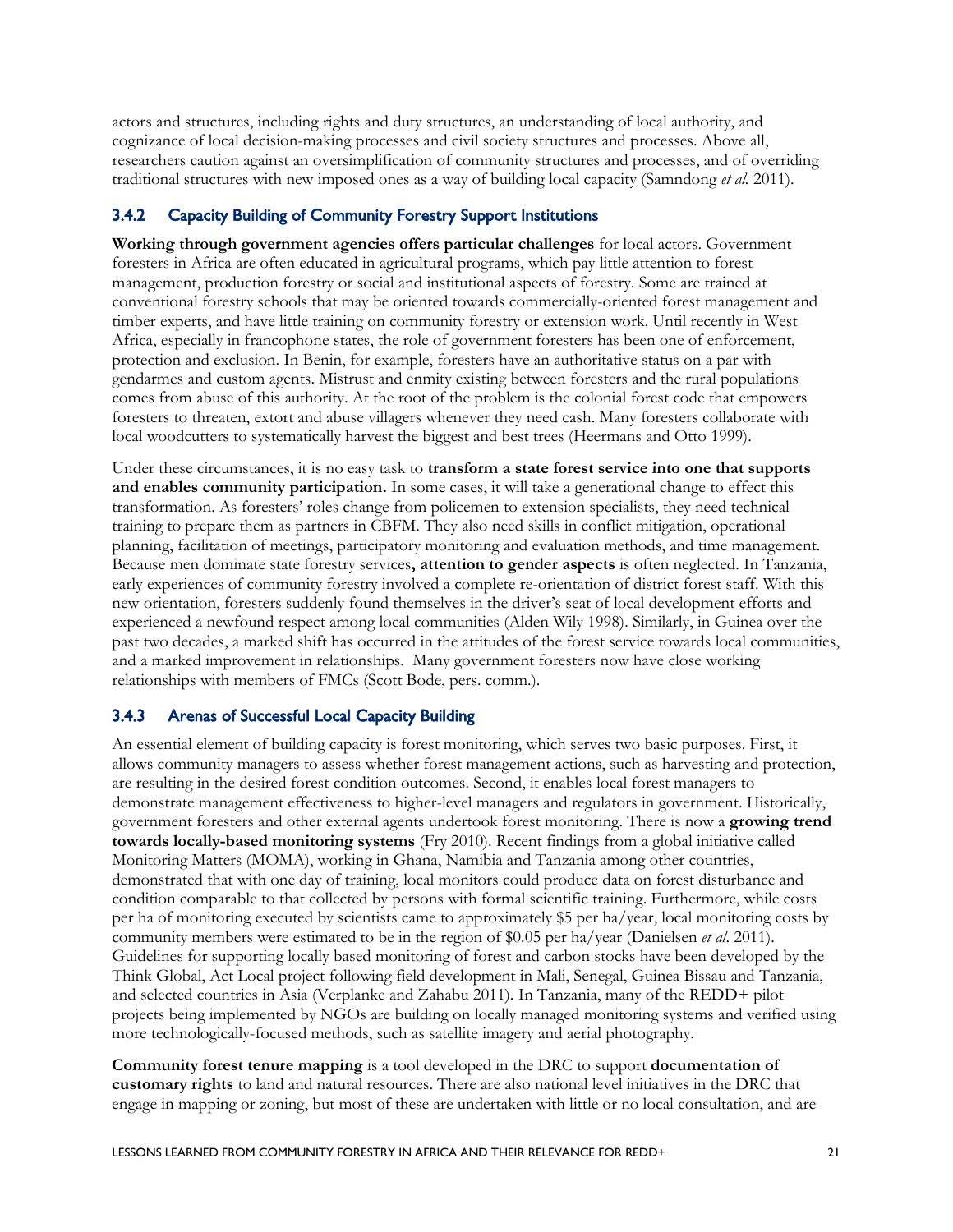actors and structures, including rights and duty structures, an understanding of local authority, and cognizance of local decision-making processes and civil society structures and processes. Above all, researchers caution against an oversimplification of community structures and processes, and of overriding traditional structures with new imposed ones as a way of building local capacity (Samndong *et al.* 2011).

### 3.4.2 Capacity Building of Community Forestry Support Institutions

**Working through government agencies offers particular challenges** for local actors. Government foresters in Africa are often educated in agricultural programs, which pay little attention to forest management, production forestry or social and institutional aspects of forestry. Some are trained at conventional forestry schools that may be oriented towards commercially-oriented forest management and timber experts, and have little training on community forestry or extension work. Until recently in West Africa, especially in francophone states, the role of government foresters has been one of enforcement, protection and exclusion. In Benin, for example, foresters have an authoritative status on a par with gendarmes and custom agents. Mistrust and enmity existing between foresters and the rural populations comes from abuse of this authority. At the root of the problem is the colonial forest code that empowers foresters to threaten, extort and abuse villagers whenever they need cash. Many foresters collaborate with local woodcutters to systematically harvest the biggest and best trees (Heermans and Otto 1999).

Under these circumstances, it is no easy task to **transform a state forest service into one that supports and enables community participation.** In some cases, it will take a generational change to effect this transformation. As foresters' roles change from policemen to extension specialists, they need technical training to prepare them as partners in CBFM. They also need skills in conflict mitigation, operational planning, facilitation of meetings, participatory monitoring and evaluation methods, and time management. Because men dominate state forestry services**, attention to gender aspects** is often neglected. In Tanzania, early experiences of community forestry involved a complete re-orientation of district forest staff. With this new orientation, foresters suddenly found themselves in the driver's seat of local development efforts and experienced a newfound respect among local communities (Alden Wily 1998). Similarly, in Guinea over the past two decades, a marked shift has occurred in the attitudes of the forest service towards local communities, and a marked improvement in relationships. Many government foresters now have close working relationships with members of FMCs (Scott Bode, pers. comm.).

### 3.4.3 Arenas of Successful Local Capacity Building

An essential element of building capacity is forest monitoring, which serves two basic purposes. First, it allows community managers to assess whether forest management actions, such as harvesting and protection, are resulting in the desired forest condition outcomes. Second, it enables local forest managers to demonstrate management effectiveness to higher-level managers and regulators in government. Historically, government foresters and other external agents undertook forest monitoring. There is now a **growing trend towards locally-based monitoring systems** (Fry 2010). Recent findings from a global initiative called Monitoring Matters (MOMA), working in Ghana, Namibia and Tanzania among other countries, demonstrated that with one day of training, local monitors could produce data on forest disturbance and condition comparable to that collected by persons with formal scientific training. Furthermore, while costs per ha of monitoring executed by scientists came to approximately $5 per ha/year, local monitoring costs by community members were estimated to be in the region of $0.05 per ha/year (Danielsen *et al.* 2011). Guidelines for supporting locally based monitoring of forest and carbon stocks have been developed by the Think Global, Act Local project following field development in Mali, Senegal, Guinea Bissau and Tanzania, and selected countries in Asia (Verplanke and Zahabu 2011). In Tanzania, many of the REDD+ pilot projects being implemented by NGOs are building on locally managed monitoring systems and verified using more technologically-focused methods, such as satellite imagery and aerial photography.

**Community forest tenure mapping** is a tool developed in the DRC to support **documentation of customary rights** to land and natural resources. There are also national level initiatives in the DRC that engage in mapping or zoning, but most of these are undertaken with little or no local consultation, and are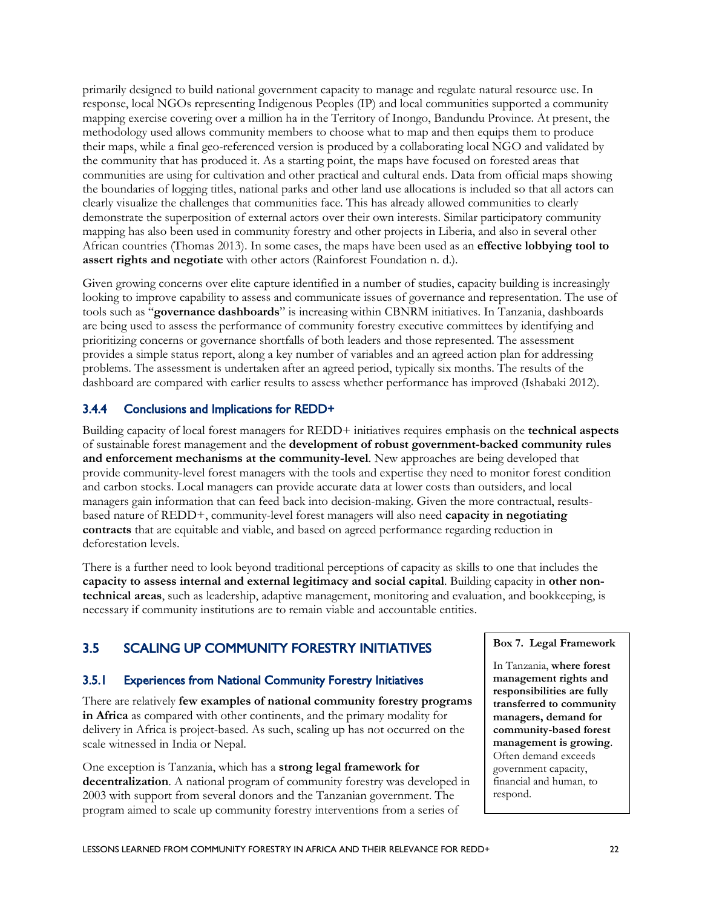primarily designed to build national government capacity to manage and regulate natural resource use. In response, local NGOs representing Indigenous Peoples (IP) and local communities supported a community mapping exercise covering over a million ha in the Territory of Inongo, Bandundu Province. At present, the methodology used allows community members to choose what to map and then equips them to produce their maps, while a final geo-referenced version is produced by a collaborating local NGO and validated by the community that has produced it. As a starting point, the maps have focused on forested areas that communities are using for cultivation and other practical and cultural ends. Data from official maps showing the boundaries of logging titles, national parks and other land use allocations is included so that all actors can clearly visualize the challenges that communities face. This has already allowed communities to clearly demonstrate the superposition of external actors over their own interests. Similar participatory community mapping has also been used in community forestry and other projects in Liberia, and also in several other African countries (Thomas 2013). In some cases, the maps have been used as an **effective lobbying tool to assert rights and negotiate** with other actors (Rainforest Foundation n. d.).

Given growing concerns over elite capture identified in a number of studies, capacity building is increasingly looking to improve capability to assess and communicate issues of governance and representation. The use of tools such as "**governance dashboards**" is increasing within CBNRM initiatives. In Tanzania, dashboards are being used to assess the performance of community forestry executive committees by identifying and prioritizing concerns or governance shortfalls of both leaders and those represented. The assessment provides a simple status report, along a key number of variables and an agreed action plan for addressing problems. The assessment is undertaken after an agreed period, typically six months. The results of the dashboard are compared with earlier results to assess whether performance has improved (Ishabaki 2012).

### 3.4.4 Conclusions and Implications for REDD+

Building capacity of local forest managers for REDD+ initiatives requires emphasis on the **technical aspects** of sustainable forest management and the **development of robust government-backed community rules and enforcement mechanisms at the community-level**. New approaches are being developed that provide community-level forest managers with the tools and expertise they need to monitor forest condition and carbon stocks. Local managers can provide accurate data at lower costs than outsiders, and local managers gain information that can feed back into decision-making. Given the more contractual, results-based nature of REDD+, community-level forest managers will also need **capacity in negotiating contracts** that are equitable and viable, and based on agreed performance regarding reduction in deforestation levels.

There is a further need to look beyond traditional perceptions of capacity as skills to one that includes the **capacity to assess internal and external legitimacy and social capital**. Building capacity in **other non-technical areas**, such as leadership, adaptive management, monitoring and evaluation, and bookkeeping, is necessary if community institutions are to remain viable and accountable entities.

## 3.5 SCALING UP COMMUNITY FORESTRY INITIATIVES

### 3.5.1 Experiences from National Community Forestry Initiatives

There are relatively **few examples of national community forestry programs in Africa** as compared with other continents, and the primary modality for delivery in Africa is project-based. As such, scaling up has not occurred on the scale witnessed in India or Nepal.

One exception is Tanzania, which has a **strong legal framework for decentralization**. A national program of community forestry was developed in 2003 with support from several donors and the Tanzanian government. The program aimed to scale up community forestry interventions from a series of

> **Box 7. Legal Framework**
>
> In Tanzania, **where forest management rights and responsibilities are fully transferred to community managers, demand for community-based forest management is growing**. Often demand exceeds government capacity, financial and human, to respond.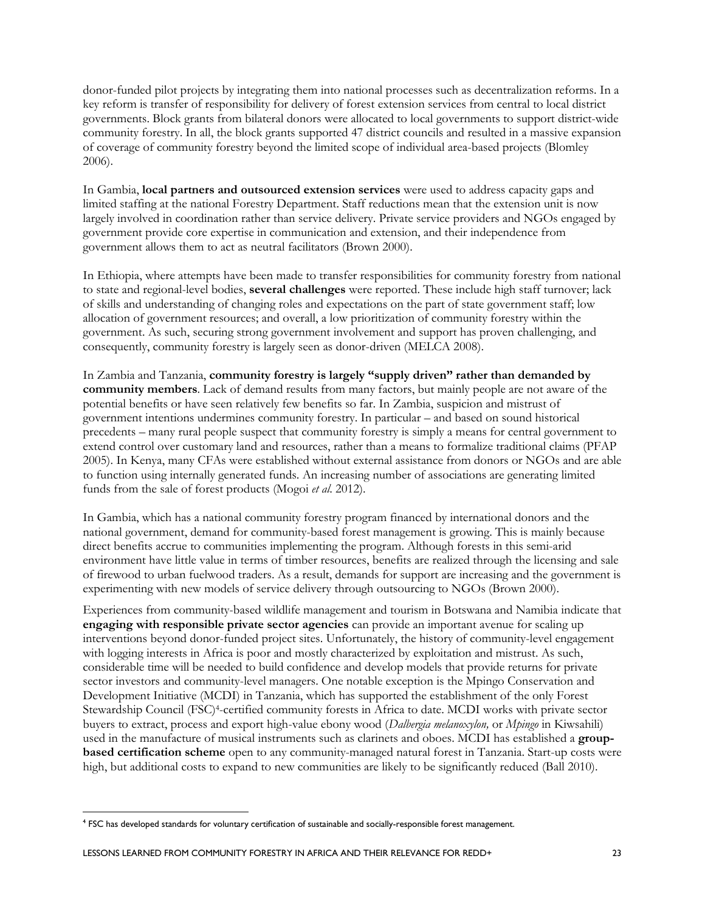donor-funded pilot projects by integrating them into national processes such as decentralization reforms. In a key reform is transfer of responsibility for delivery of forest extension services from central to local district governments. Block grants from bilateral donors were allocated to local governments to support district-wide community forestry. In all, the block grants supported 47 district councils and resulted in a massive expansion of coverage of community forestry beyond the limited scope of individual area-based projects (Blomley 2006).

In Gambia, **local partners and outsourced extension services** were used to address capacity gaps and limited staffing at the national Forestry Department. Staff reductions mean that the extension unit is now largely involved in coordination rather than service delivery. Private service providers and NGOs engaged by government provide core expertise in communication and extension, and their independence from government allows them to act as neutral facilitators (Brown 2000).

In Ethiopia, where attempts have been made to transfer responsibilities for community forestry from national to state and regional-level bodies, **several challenges** were reported. These include high staff turnover; lack of skills and understanding of changing roles and expectations on the part of state government staff; low allocation of government resources; and overall, a low prioritization of community forestry within the government. As such, securing strong government involvement and support has proven challenging, and consequently, community forestry is largely seen as donor-driven (MELCA 2008).

In Zambia and Tanzania, **community forestry is largely "supply driven" rather than demanded by community members**. Lack of demand results from many factors, but mainly people are not aware of the potential benefits or have seen relatively few benefits so far. In Zambia, suspicion and mistrust of government intentions undermines community forestry. In particular – and based on sound historical precedents – many rural people suspect that community forestry is simply a means for central government to extend control over customary land and resources, rather than a means to formalize traditional claims (PFAP 2005). In Kenya, many CFAs were established without external assistance from donors or NGOs and are able to function using internally generated funds. An increasing number of associations are generating limited funds from the sale of forest products (Mogoi *et al*. 2012).

In Gambia, which has a national community forestry program financed by international donors and the national government, demand for community-based forest management is growing. This is mainly because direct benefits accrue to communities implementing the program. Although forests in this semi-arid environment have little value in terms of timber resources, benefits are realized through the licensing and sale of firewood to urban fuelwood traders. As a result, demands for support are increasing and the government is experimenting with new models of service delivery through outsourcing to NGOs (Brown 2000).

Experiences from community-based wildlife management and tourism in Botswana and Namibia indicate that **engaging with responsible private sector agencies** can provide an important avenue for scaling up interventions beyond donor-funded project sites. Unfortunately, the history of community-level engagement with logging interests in Africa is poor and mostly characterized by exploitation and mistrust. As such, considerable time will be needed to build confidence and develop models that provide returns for private sector investors and community-level managers. One notable exception is the Mpingo Conservation and Development Initiative (MCDI) in Tanzania, which has supported the establishment of the only Forest Stewardship Council (FSC)[4]-certified community forests in Africa to date. MCDI works with private sector buyers to extract, process and export high-value ebony wood (*Dalbergia melanoxylon,* or *Mpingo* in Kiwsahili) used in the manufacture of musical instruments such as clarinets and oboes. MCDI has established a **group-based certification scheme** open to any community-managed natural forest in Tanzania. Start-up costs were high, but additional costs to expand to new communities are likely to be significantly reduced (Ball 2010).

[4] FSC has developed standards for voluntary certification of sustainable and socially-responsible forest management.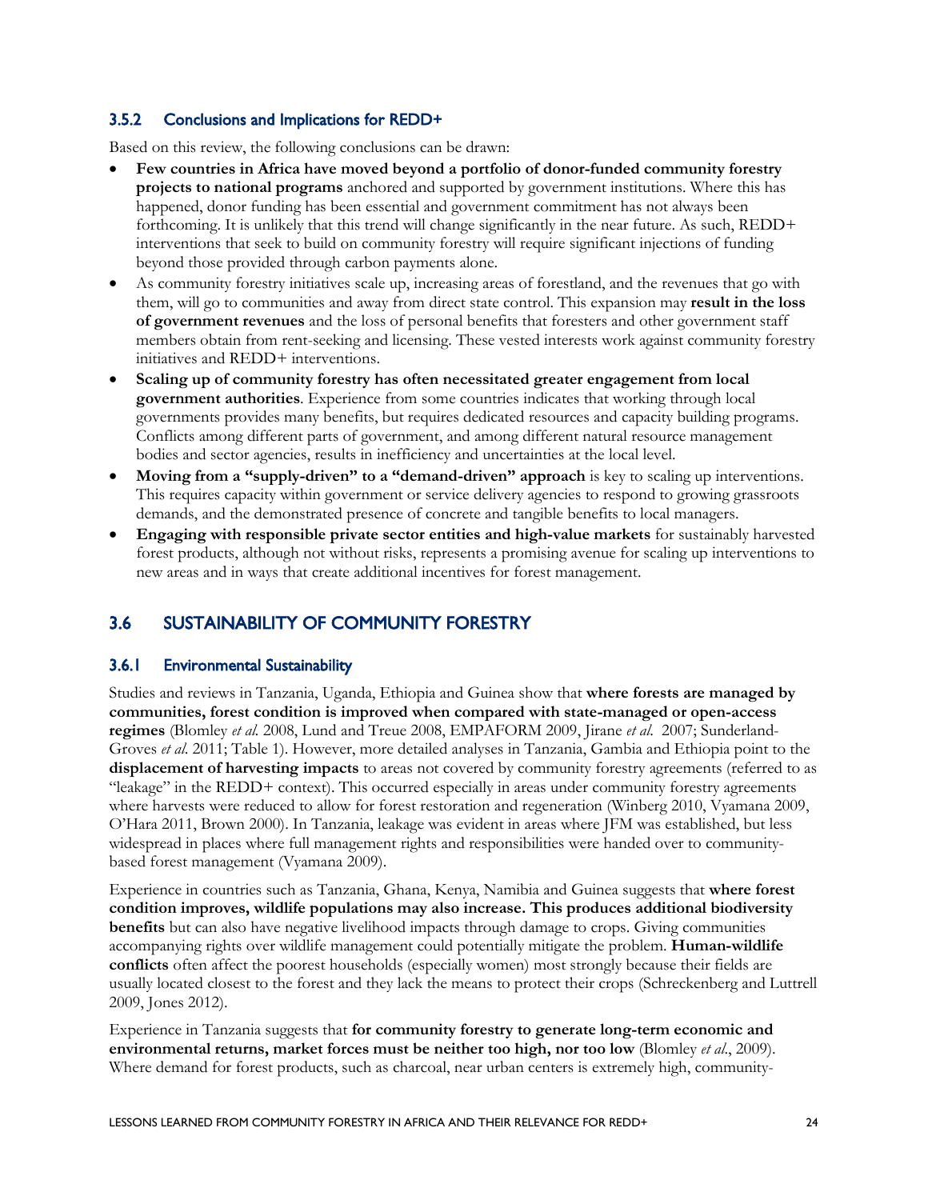### 3.5.2 Conclusions and Implications for REDD+

Based on this review, the following conclusions can be drawn:

- **Few countries in Africa have moved beyond a portfolio of donor-funded community forestry projects to national programs** anchored and supported by government institutions. Where this has happened, donor funding has been essential and government commitment has not always been forthcoming. It is unlikely that this trend will change significantly in the near future. As such, REDD+ interventions that seek to build on community forestry will require significant injections of funding beyond those provided through carbon payments alone.
- As community forestry initiatives scale up, increasing areas of forestland, and the revenues that go with them, will go to communities and away from direct state control. This expansion may **result in the loss of government revenues** and the loss of personal benefits that foresters and other government staff members obtain from rent-seeking and licensing. These vested interests work against community forestry initiatives and REDD+ interventions.
- **Scaling up of community forestry has often necessitated greater engagement from local government authorities**. Experience from some countries indicates that working through local governments provides many benefits, but requires dedicated resources and capacity building programs. Conflicts among different parts of government, and among different natural resource management bodies and sector agencies, results in inefficiency and uncertainties at the local level.
- **Moving from a "supply-driven" to a "demand-driven" approach** is key to scaling up interventions. This requires capacity within government or service delivery agencies to respond to growing grassroots demands, and the demonstrated presence of concrete and tangible benefits to local managers.
- **Engaging with responsible private sector entities and high-value markets** for sustainably harvested forest products, although not without risks, represents a promising avenue for scaling up interventions to new areas and in ways that create additional incentives for forest management.

## 3.6 SUSTAINABILITY OF COMMUNITY FORESTRY

### 3.6.1 Environmental Sustainability

Studies and reviews in Tanzania, Uganda, Ethiopia and Guinea show that **where forests are managed by communities, forest condition is improved when compared with state-managed or open-access regimes** (Blomley *et al.* 2008, Lund and Treue 2008, EMPAFORM 2009, Jirane *et al.* 2007; Sunderland-Groves *et al.* 2011; Table 1). However, more detailed analyses in Tanzania, Gambia and Ethiopia point to the **displacement of harvesting impacts** to areas not covered by community forestry agreements (referred to as "leakage" in the REDD+ context). This occurred especially in areas under community forestry agreements where harvests were reduced to allow for forest restoration and regeneration (Winberg 2010, Vyamana 2009, O'Hara 2011, Brown 2000). In Tanzania, leakage was evident in areas where JFM was established, but less widespread in places where full management rights and responsibilities were handed over to community-based forest management (Vyamana 2009).

Experience in countries such as Tanzania, Ghana, Kenya, Namibia and Guinea suggests that **where forest condition improves, wildlife populations may also increase. This produces additional biodiversity benefits** but can also have negative livelihood impacts through damage to crops. Giving communities accompanying rights over wildlife management could potentially mitigate the problem. **Human-wildlife conflicts** often affect the poorest households (especially women) most strongly because their fields are usually located closest to the forest and they lack the means to protect their crops (Schreckenberg and Luttrell 2009, Jones 2012).

Experience in Tanzania suggests that **for community forestry to generate long-term economic and environmental returns, market forces must be neither too high, nor too low** (Blomley *et al.*, 2009). Where demand for forest products, such as charcoal, near urban centers is extremely high, community-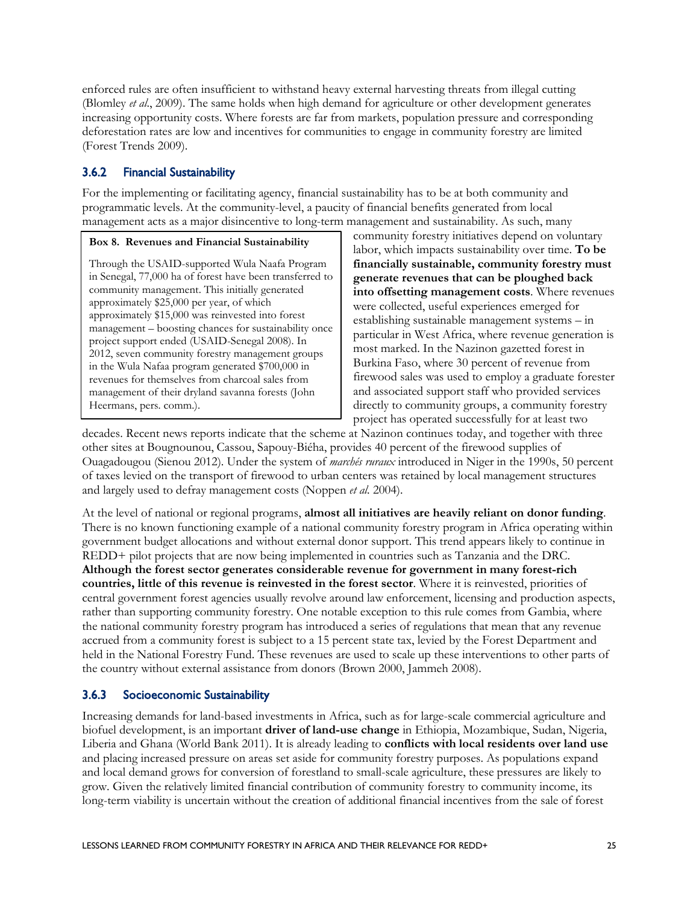enforced rules are often insufficient to withstand heavy external harvesting threats from illegal cutting (Blomley *et al*., 2009). The same holds when high demand for agriculture or other development generates increasing opportunity costs. Where forests are far from markets, population pressure and corresponding deforestation rates are low and incentives for communities to engage in community forestry are limited (Forest Trends 2009).

### 3.6.2 Financial Sustainability

For the implementing or facilitating agency, financial sustainability has to be at both community and programmatic levels. At the community-level, a paucity of financial benefits generated from local management acts as a major disincentive to long-term management and sustainability. As such, many community forestry initiatives depend on voluntary labor, which impacts sustainability over time. **To be financially sustainable, community forestry must generate revenues that can be ploughed back into offsetting management costs**. Where revenues were collected, useful experiences emerged for establishing sustainable management systems – in particular in West Africa, where revenue generation is most marked. In the Nazinon gazetted forest in Burkina Faso, where 30 percent of revenue from firewood sales was used to employ a graduate forester and associated support staff who provided services directly to community groups, a community forestry project has operated successfully for at least two decades. Recent news reports indicate that the scheme at Nazinon continues today, and together with three other sites at Bougnounou, Cassou, Sapouy-Biéha, provides 40 percent of the firewood supplies of Ouagadougou (Sienou 2012). Under the system of *marchés ruraux* introduced in Niger in the 1990s, 50 percent of taxes levied on the transport of firewood to urban centers was retained by local management structures and largely used to defray management costs (Noppen *et al.* 2004).

> **Box 8. Revenues and Financial Sustainability**
>
> Through the USAID-supported Wula Naafa Program in Senegal, 77,000 ha of forest have been transferred to community management. This initially generated approximately $25,000 per year, of which approximately $15,000 was reinvested into forest management – boosting chances for sustainability once project support ended (USAID-Senegal 2008). In 2012, seven community forestry management groups in the Wula Nafaa program generated $700,000 in revenues for themselves from charcoal sales from management of their dryland savanna forests (John Heermans, pers. comm.).

At the level of national or regional programs, **almost all initiatives are heavily reliant on donor funding**. There is no known functioning example of a national community forestry program in Africa operating within government budget allocations and without external donor support. This trend appears likely to continue in REDD+ pilot projects that are now being implemented in countries such as Tanzania and the DRC. **Although the forest sector generates considerable revenue for government in many forest-rich countries, little of this revenue is reinvested in the forest sector**. Where it is reinvested, priorities of central government forest agencies usually revolve around law enforcement, licensing and production aspects, rather than supporting community forestry. One notable exception to this rule comes from Gambia, where the national community forestry program has introduced a series of regulations that mean that any revenue accrued from a community forest is subject to a 15 percent state tax, levied by the Forest Department and held in the National Forestry Fund. These revenues are used to scale up these interventions to other parts of the country without external assistance from donors (Brown 2000, Jammeh 2008).

### 3.6.3 Socioeconomic Sustainability

Increasing demands for land-based investments in Africa, such as for large-scale commercial agriculture and biofuel development, is an important **driver of land-use change** in Ethiopia, Mozambique, Sudan, Nigeria, Liberia and Ghana (World Bank 2011). It is already leading to **conflicts with local residents over land use** and placing increased pressure on areas set aside for community forestry purposes. As populations expand and local demand grows for conversion of forestland to small-scale agriculture, these pressures are likely to grow. Given the relatively limited financial contribution of community forestry to community income, its long-term viability is uncertain without the creation of additional financial incentives from the sale of forest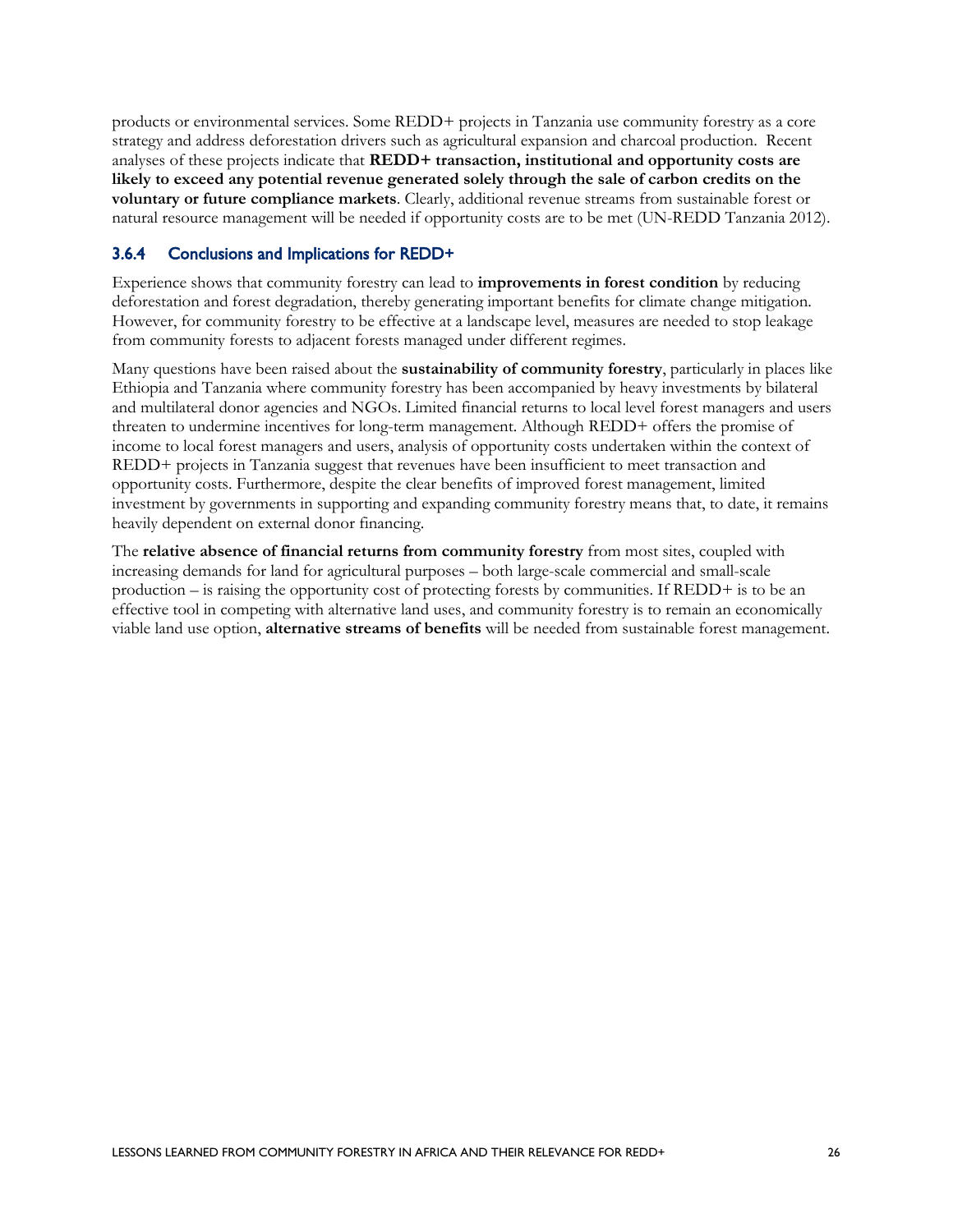products or environmental services. Some REDD+ projects in Tanzania use community forestry as a core strategy and address deforestation drivers such as agricultural expansion and charcoal production. Recent analyses of these projects indicate that **REDD+ transaction, institutional and opportunity costs are likely to exceed any potential revenue generated solely through the sale of carbon credits on the voluntary or future compliance markets**. Clearly, additional revenue streams from sustainable forest or natural resource management will be needed if opportunity costs are to be met (UN-REDD Tanzania 2012).

### 3.6.4 Conclusions and Implications for REDD+

Experience shows that community forestry can lead to **improvements in forest condition** by reducing deforestation and forest degradation, thereby generating important benefits for climate change mitigation. However, for community forestry to be effective at a landscape level, measures are needed to stop leakage from community forests to adjacent forests managed under different regimes.

Many questions have been raised about the **sustainability of community forestry**, particularly in places like Ethiopia and Tanzania where community forestry has been accompanied by heavy investments by bilateral and multilateral donor agencies and NGOs. Limited financial returns to local level forest managers and users threaten to undermine incentives for long-term management. Although REDD+ offers the promise of income to local forest managers and users, analysis of opportunity costs undertaken within the context of REDD+ projects in Tanzania suggest that revenues have been insufficient to meet transaction and opportunity costs. Furthermore, despite the clear benefits of improved forest management, limited investment by governments in supporting and expanding community forestry means that, to date, it remains heavily dependent on external donor financing.

The **relative absence of financial returns from community forestry** from most sites, coupled with increasing demands for land for agricultural purposes – both large-scale commercial and small-scale production – is raising the opportunity cost of protecting forests by communities. If REDD+ is to be an effective tool in competing with alternative land uses, and community forestry is to remain an economically viable land use option, **alternative streams of benefits** will be needed from sustainable forest management.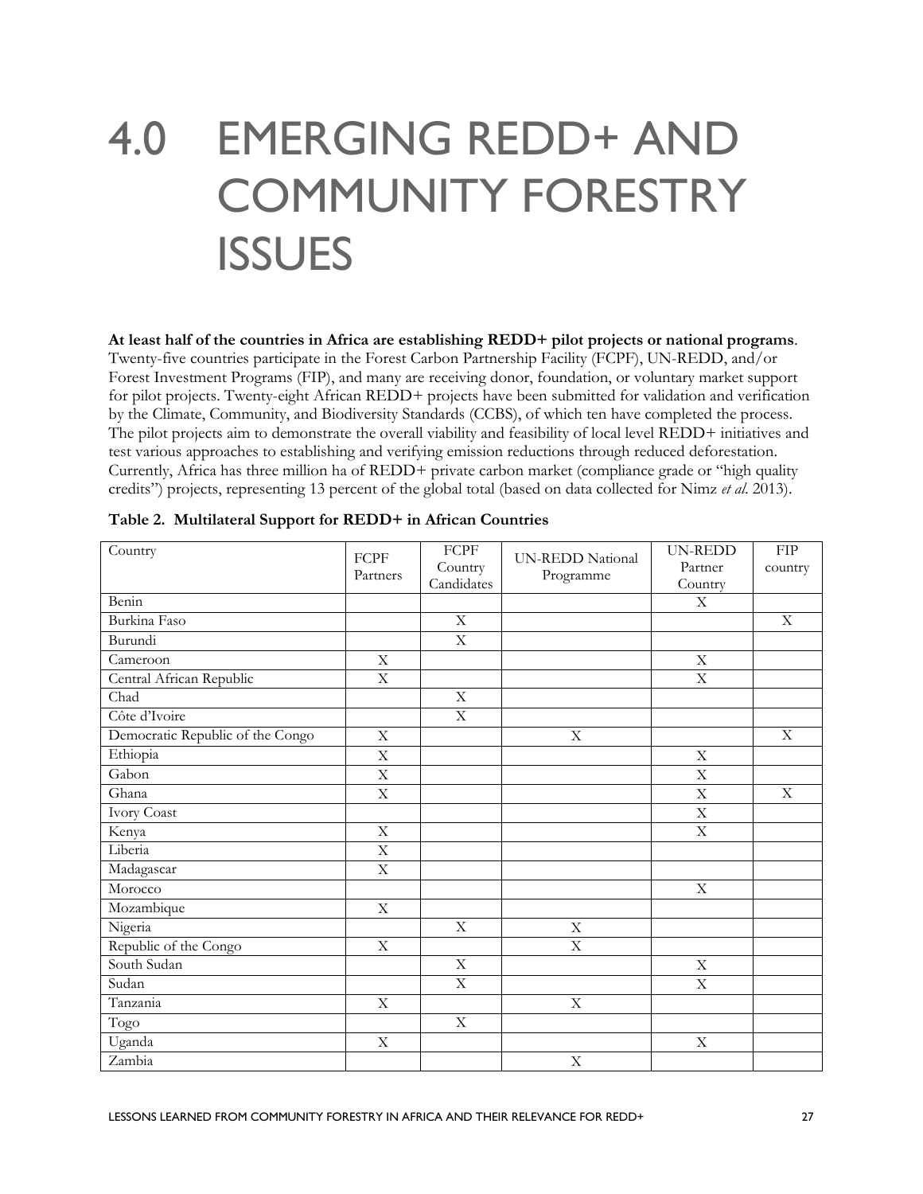# 4.0 EMERGING REDD+ AND COMMUNITY FORESTRY ISSUES

**At least half of the countries in Africa are establishing REDD+ pilot projects or national programs**. Twenty-five countries participate in the Forest Carbon Partnership Facility (FCPF), UN-REDD, and/or Forest Investment Programs (FIP), and many are receiving donor, foundation, or voluntary market support for pilot projects. Twenty-eight African REDD+ projects have been submitted for validation and verification by the Climate, Community, and Biodiversity Standards (CCBS), of which ten have completed the process. The pilot projects aim to demonstrate the overall viability and feasibility of local level REDD+ initiatives and test various approaches to establishing and verifying emission reductions through reduced deforestation. Currently, Africa has three million ha of REDD+ private carbon market (compliance grade or "high quality credits") projects, representing 13 percent of the global total (based on data collected for Nimz *et al.* 2013).

**Table 2. Multilateral Support for REDD+ in African Countries**

| Country | FCPF Partners | FCPF Country Candidates | UN-REDD National Programme | UN-REDD Partner Country | FIP country |
|---|---|---|---|---|---|
| Benin | | | | X | |
| Burkina Faso | | X | | | X |
| Burundi | | X | | | |
| Cameroon | X | | | X | |
| Central African Republic | X | | | X | |
| Chad | | X | | | |
| Côte d'Ivoire | | X | | | |
| Democratic Republic of the Congo | X | | X | | X |
| Ethiopia | X | | | X | |
| Gabon | X | | | X | |
| Ghana | X | | | X | X |
| Ivory Coast | | | | X | |
| Kenya | X | | | X | |
| Liberia | X | | | | |
| Madagascar | X | | | | |
| Morocco | | | | X | |
| Mozambique | X | | | | |
| Nigeria | | X | X | | |
| Republic of the Congo | X | | X | | |
| South Sudan | | X | | X | |
| Sudan | | X | | X | |
| Tanzania | X | | X | | |
| Togo | | X | | | |
| Uganda | X | | | X | |
| Zambia | | | X | | |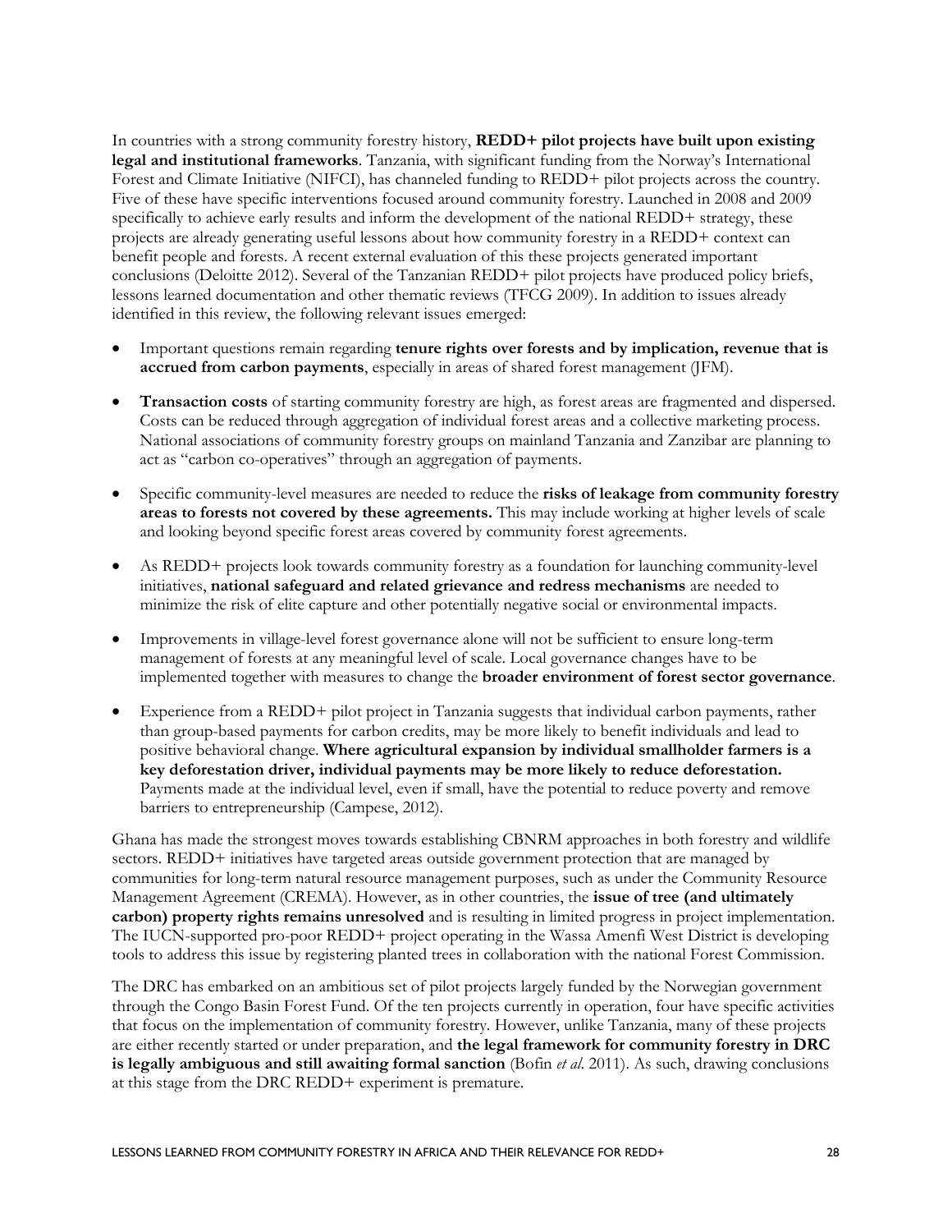In countries with a strong community forestry history, **REDD+ pilot projects have built upon existing legal and institutional frameworks**. Tanzania, with significant funding from the Norway's International Forest and Climate Initiative (NIFCI), has channeled funding to REDD+ pilot projects across the country. Five of these have specific interventions focused around community forestry. Launched in 2008 and 2009 specifically to achieve early results and inform the development of the national REDD+ strategy, these projects are already generating useful lessons about how community forestry in a REDD+ context can benefit people and forests. A recent external evaluation of this these projects generated important conclusions (Deloitte 2012). Several of the Tanzanian REDD+ pilot projects have produced policy briefs, lessons learned documentation and other thematic reviews (TFCG 2009). In addition to issues already identified in this review, the following relevant issues emerged:

- Important questions remain regarding **tenure rights over forests and by implication, revenue that is accrued from carbon payments**, especially in areas of shared forest management (JFM).
- **Transaction costs** of starting community forestry are high, as forest areas are fragmented and dispersed. Costs can be reduced through aggregation of individual forest areas and a collective marketing process. National associations of community forestry groups on mainland Tanzania and Zanzibar are planning to act as "carbon co-operatives" through an aggregation of payments.
- Specific community-level measures are needed to reduce the **risks of leakage from community forestry areas to forests not covered by these agreements.** This may include working at higher levels of scale and looking beyond specific forest areas covered by community forest agreements.
- As REDD+ projects look towards community forestry as a foundation for launching community-level initiatives, **national safeguard and related grievance and redress mechanisms** are needed to minimize the risk of elite capture and other potentially negative social or environmental impacts.
- Improvements in village-level forest governance alone will not be sufficient to ensure long-term management of forests at any meaningful level of scale. Local governance changes have to be implemented together with measures to change the **broader environment of forest sector governance**.
- Experience from a REDD+ pilot project in Tanzania suggests that individual carbon payments, rather than group-based payments for carbon credits, may be more likely to benefit individuals and lead to positive behavioral change. **Where agricultural expansion by individual smallholder farmers is a key deforestation driver, individual payments may be more likely to reduce deforestation.** Payments made at the individual level, even if small, have the potential to reduce poverty and remove barriers to entrepreneurship (Campese, 2012).

Ghana has made the strongest moves towards establishing CBNRM approaches in both forestry and wildlife sectors. REDD+ initiatives have targeted areas outside government protection that are managed by communities for long-term natural resource management purposes, such as under the Community Resource Management Agreement (CREMA). However, as in other countries, the **issue of tree (and ultimately carbon) property rights remains unresolved** and is resulting in limited progress in project implementation. The IUCN-supported pro-poor REDD+ project operating in the Wassa Amenfi West District is developing tools to address this issue by registering planted trees in collaboration with the national Forest Commission.

The DRC has embarked on an ambitious set of pilot projects largely funded by the Norwegian government through the Congo Basin Forest Fund. Of the ten projects currently in operation, four have specific activities that focus on the implementation of community forestry. However, unlike Tanzania, many of these projects are either recently started or under preparation, and **the legal framework for community forestry in DRC is legally ambiguous and still awaiting formal sanction** (Bofin *et al.* 2011). As such, drawing conclusions at this stage from the DRC REDD+ experiment is premature.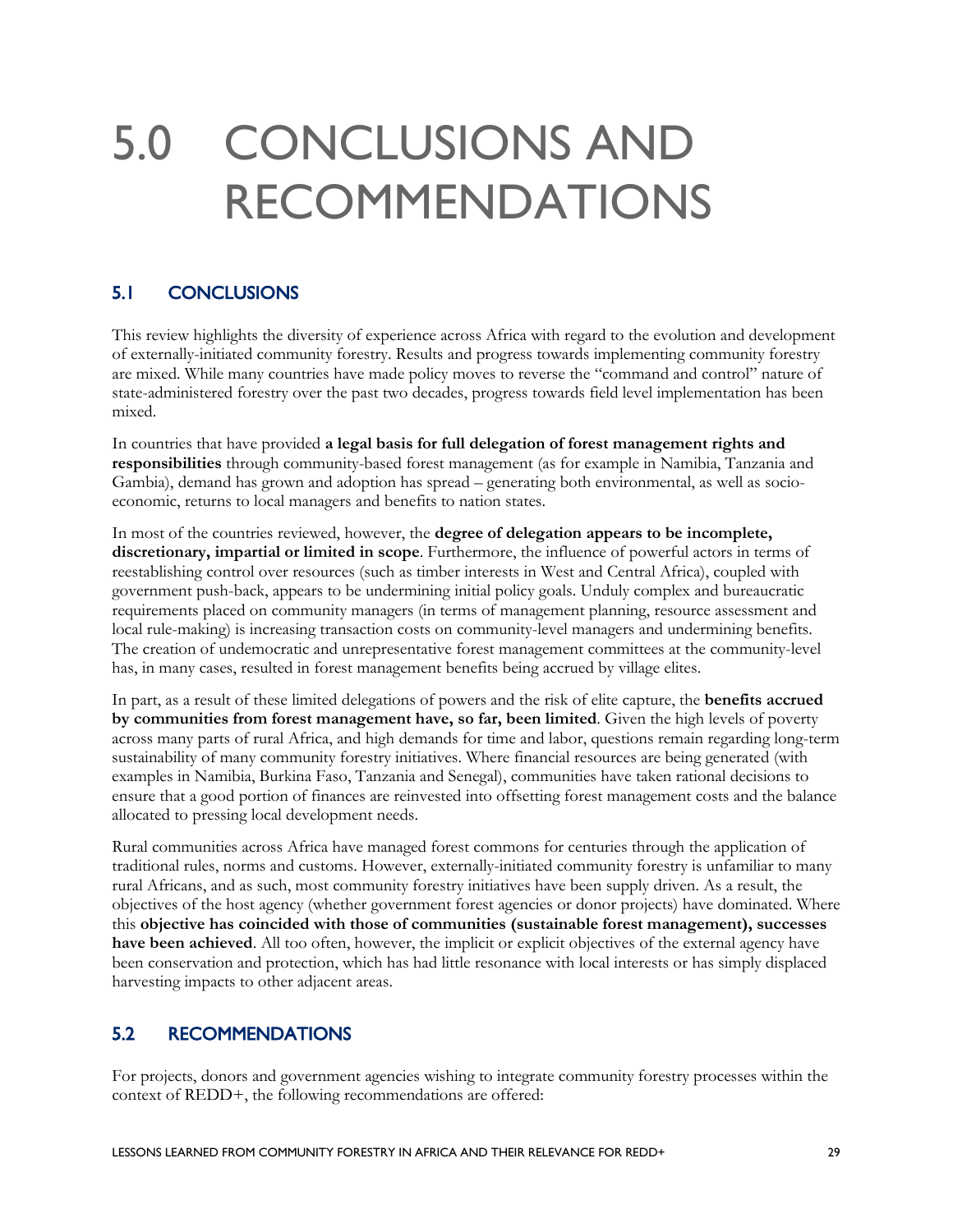# 5.0 CONCLUSIONS AND RECOMMENDATIONS

## 5.1 CONCLUSIONS

This review highlights the diversity of experience across Africa with regard to the evolution and development of externally-initiated community forestry. Results and progress towards implementing community forestry are mixed. While many countries have made policy moves to reverse the "command and control" nature of state-administered forestry over the past two decades, progress towards field level implementation has been mixed.

In countries that have provided **a legal basis for full delegation of forest management rights and responsibilities** through community-based forest management (as for example in Namibia, Tanzania and Gambia), demand has grown and adoption has spread – generating both environmental, as well as socio-economic, returns to local managers and benefits to nation states.

In most of the countries reviewed, however, the **degree of delegation appears to be incomplete, discretionary, impartial or limited in scope**. Furthermore, the influence of powerful actors in terms of reestablishing control over resources (such as timber interests in West and Central Africa), coupled with government push-back, appears to be undermining initial policy goals. Unduly complex and bureaucratic requirements placed on community managers (in terms of management planning, resource assessment and local rule-making) is increasing transaction costs on community-level managers and undermining benefits. The creation of undemocratic and unrepresentative forest management committees at the community-level has, in many cases, resulted in forest management benefits being accrued by village elites.

In part, as a result of these limited delegations of powers and the risk of elite capture, the **benefits accrued by communities from forest management have, so far, been limited**. Given the high levels of poverty across many parts of rural Africa, and high demands for time and labor, questions remain regarding long-term sustainability of many community forestry initiatives. Where financial resources are being generated (with examples in Namibia, Burkina Faso, Tanzania and Senegal), communities have taken rational decisions to ensure that a good portion of finances are reinvested into offsetting forest management costs and the balance allocated to pressing local development needs.

Rural communities across Africa have managed forest commons for centuries through the application of traditional rules, norms and customs. However, externally-initiated community forestry is unfamiliar to many rural Africans, and as such, most community forestry initiatives have been supply driven. As a result, the objectives of the host agency (whether government forest agencies or donor projects) have dominated. Where this **objective has coincided with those of communities (sustainable forest management), successes have been achieved**. All too often, however, the implicit or explicit objectives of the external agency have been conservation and protection, which has had little resonance with local interests or has simply displaced harvesting impacts to other adjacent areas.

## 5.2 RECOMMENDATIONS

For projects, donors and government agencies wishing to integrate community forestry processes within the context of REDD+, the following recommendations are offered: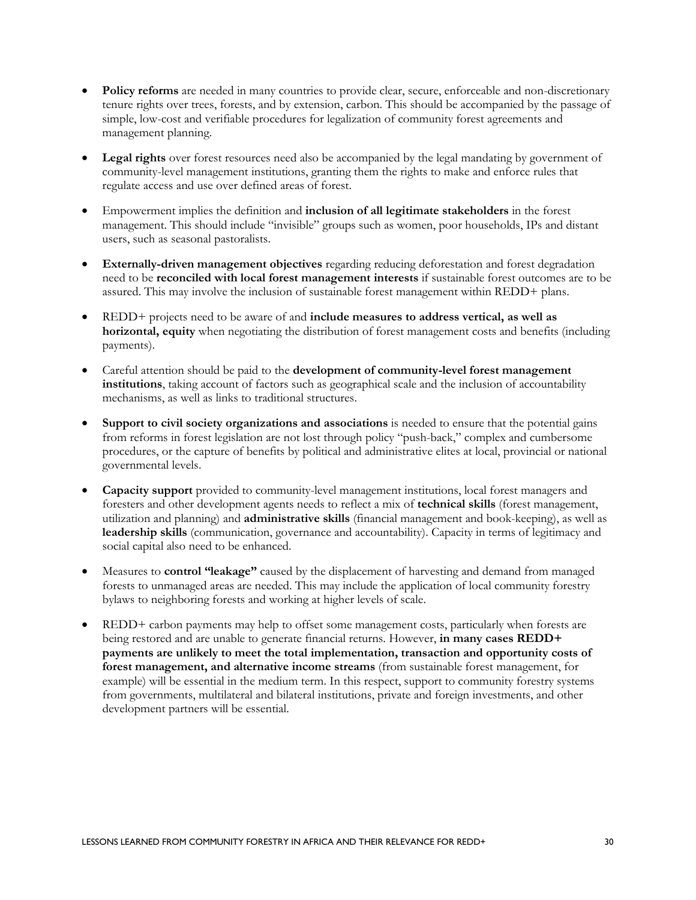- **Policy reforms** are needed in many countries to provide clear, secure, enforceable and non-discretionary tenure rights over trees, forests, and by extension, carbon. This should be accompanied by the passage of simple, low-cost and verifiable procedures for legalization of community forest agreements and management planning.

- **Legal rights** over forest resources need also be accompanied by the legal mandating by government of community-level management institutions, granting them the rights to make and enforce rules that regulate access and use over defined areas of forest.

- Empowerment implies the definition and **inclusion of all legitimate stakeholders** in the forest management. This should include "invisible" groups such as women, poor households, IPs and distant users, such as seasonal pastoralists.

- **Externally-driven management objectives** regarding reducing deforestation and forest degradation need to be **reconciled with local forest management interests** if sustainable forest outcomes are to be assured. This may involve the inclusion of sustainable forest management within REDD+ plans.

- REDD+ projects need to be aware of and **include measures to address vertical, as well as horizontal, equity** when negotiating the distribution of forest management costs and benefits (including payments).

- Careful attention should be paid to the **development of community-level forest management institutions**, taking account of factors such as geographical scale and the inclusion of accountability mechanisms, as well as links to traditional structures.

- **Support to civil society organizations and associations** is needed to ensure that the potential gains from reforms in forest legislation are not lost through policy "push-back," complex and cumbersome procedures, or the capture of benefits by political and administrative elites at local, provincial or national governmental levels.

- **Capacity support** provided to community-level management institutions, local forest managers and foresters and other development agents needs to reflect a mix of **technical skills** (forest management, utilization and planning) and **administrative skills** (financial management and book-keeping), as well as **leadership skills** (communication, governance and accountability). Capacity in terms of legitimacy and social capital also need to be enhanced.

- Measures to **control "leakage"** caused by the displacement of harvesting and demand from managed forests to unmanaged areas are needed. This may include the application of local community forestry bylaws to neighboring forests and working at higher levels of scale.

- REDD+ carbon payments may help to offset some management costs, particularly when forests are being restored and are unable to generate financial returns. However, **in many cases REDD+ payments are unlikely to meet the total implementation, transaction and opportunity costs of forest management, and alternative income streams** (from sustainable forest management, for example) will be essential in the medium term. In this respect, support to community forestry systems from governments, multilateral and bilateral institutions, private and foreign investments, and other development partners will be essential.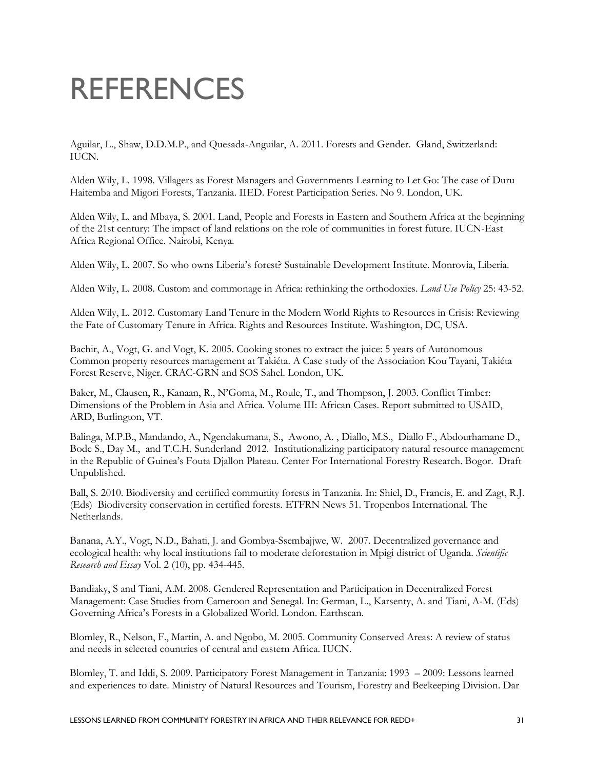# REFERENCES

Aguilar, L., Shaw, D.D.M.P., and Quesada-Anguilar, A. 2011. Forests and Gender. Gland, Switzerland: IUCN.

Alden Wily, L. 1998. Villagers as Forest Managers and Governments Learning to Let Go: The case of Duru Haitemba and Migori Forests, Tanzania. IIED. Forest Participation Series. No 9. London, UK.

Alden Wily, L. and Mbaya, S. 2001. Land, People and Forests in Eastern and Southern Africa at the beginning of the 21st century: The impact of land relations on the role of communities in forest future. IUCN-East Africa Regional Office. Nairobi, Kenya.

Alden Wily, L. 2007. So who owns Liberia's forest? Sustainable Development Institute. Monrovia, Liberia.

Alden Wily, L. 2008. Custom and commonage in Africa: rethinking the orthodoxies. *Land Use Policy* 25: 43-52.

Alden Wily, L. 2012. Customary Land Tenure in the Modern World Rights to Resources in Crisis: Reviewing the Fate of Customary Tenure in Africa. Rights and Resources Institute. Washington, DC, USA.

Bachir, A., Vogt, G. and Vogt, K. 2005. Cooking stones to extract the juice: 5 years of Autonomous Common property resources management at Takiéta. A Case study of the Association Kou Tayani, Takiéta Forest Reserve, Niger. CRAC-GRN and SOS Sahel. London, UK.

Baker, M., Clausen, R., Kanaan, R., N'Goma, M., Roule, T., and Thompson, J. 2003. Conflict Timber: Dimensions of the Problem in Asia and Africa. Volume III: African Cases. Report submitted to USAID, ARD, Burlington, VT.

Balinga, M.P.B., Mandando, A., Ngendakumana, S., Awono, A. , Diallo, M.S., Diallo F., Abdourhamane D., Bode S., Day M., and T.C.H. Sunderland 2012. Institutionalizing participatory natural resource management in the Republic of Guinea's Fouta Djallon Plateau. Center For International Forestry Research. Bogor. Draft Unpublished.

Ball, S. 2010. Biodiversity and certified community forests in Tanzania. In: Shiel, D., Francis, E. and Zagt, R.J. (Eds) Biodiversity conservation in certified forests. ETFRN News 51. Tropenbos International. The Netherlands.

Banana, A.Y., Vogt, N.D., Bahati, J. and Gombya-Ssembajjwe, W. 2007. Decentralized governance and ecological health: why local institutions fail to moderate deforestation in Mpigi district of Uganda. *Scientific Research and Essay* Vol. 2 (10), pp. 434-445.

Bandiaky, S and Tiani, A.M. 2008. Gendered Representation and Participation in Decentralized Forest Management: Case Studies from Cameroon and Senegal. In: German, L., Karsenty, A. and Tiani, A-M. (Eds) Governing Africa's Forests in a Globalized World. London. Earthscan.

Blomley, R., Nelson, F., Martin, A. and Ngobo, M. 2005. Community Conserved Areas: A review of status and needs in selected countries of central and eastern Africa. IUCN.

Blomley, T. and Iddi, S. 2009. Participatory Forest Management in Tanzania: 1993 – 2009: Lessons learned and experiences to date. Ministry of Natural Resources and Tourism, Forestry and Beekeeping Division. Dar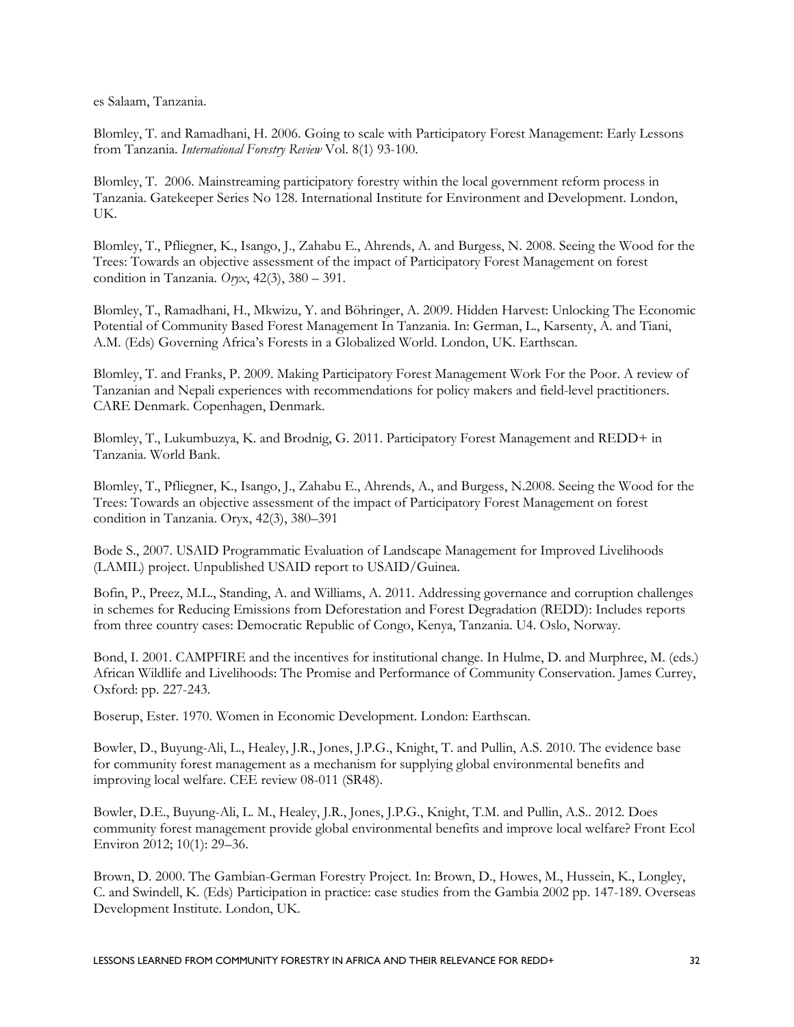es Salaam, Tanzania.

Blomley, T. and Ramadhani, H. 2006. Going to scale with Participatory Forest Management: Early Lessons from Tanzania. *International Forestry Review* Vol. 8(1) 93-100.

Blomley, T. 2006. Mainstreaming participatory forestry within the local government reform process in Tanzania. Gatekeeper Series No 128. International Institute for Environment and Development. London, UK.

Blomley, T., Pfliegner, K., Isango, J., Zahabu E., Ahrends, A. and Burgess, N. 2008. Seeing the Wood for the Trees: Towards an objective assessment of the impact of Participatory Forest Management on forest condition in Tanzania. *Oryx*, 42(3), 380 – 391.

Blomley, T., Ramadhani, H., Mkwizu, Y. and Böhringer, A. 2009. Hidden Harvest: Unlocking The Economic Potential of Community Based Forest Management In Tanzania. In: German, L., Karsenty, A. and Tiani, A.M. (Eds) Governing Africa's Forests in a Globalized World. London, UK. Earthscan.

Blomley, T. and Franks, P. 2009. Making Participatory Forest Management Work For the Poor. A review of Tanzanian and Nepali experiences with recommendations for policy makers and field-level practitioners. CARE Denmark. Copenhagen, Denmark.

Blomley, T., Lukumbuzya, K. and Brodnig, G. 2011. Participatory Forest Management and REDD+ in Tanzania. World Bank.

Blomley, T., Pfliegner, K., Isango, J., Zahabu E., Ahrends, A., and Burgess, N.2008. Seeing the Wood for the Trees: Towards an objective assessment of the impact of Participatory Forest Management on forest condition in Tanzania. Oryx, 42(3), 380–391

Bode S., 2007. USAID Programmatic Evaluation of Landscape Management for Improved Livelihoods (LAMIL) project. Unpublished USAID report to USAID/Guinea.

Bofin, P., Preez, M.L., Standing, A. and Williams, A. 2011. Addressing governance and corruption challenges in schemes for Reducing Emissions from Deforestation and Forest Degradation (REDD): Includes reports from three country cases: Democratic Republic of Congo, Kenya, Tanzania. U4. Oslo, Norway.

Bond, I. 2001. CAMPFIRE and the incentives for institutional change. In Hulme, D. and Murphree, M. (eds.) African Wildlife and Livelihoods: The Promise and Performance of Community Conservation. James Currey, Oxford: pp. 227-243.

Boserup, Ester. 1970. Women in Economic Development. London: Earthscan.

Bowler, D., Buyung-Ali, L., Healey, J.R., Jones, J.P.G., Knight, T. and Pullin, A.S. 2010. The evidence base for community forest management as a mechanism for supplying global environmental benefits and improving local welfare. CEE review 08-011 (SR48).

Bowler, D.E., Buyung-Ali, L. M., Healey, J.R., Jones, J.P.G., Knight, T.M. and Pullin, A.S.. 2012. Does community forest management provide global environmental benefits and improve local welfare? Front Ecol Environ 2012; 10(1): 29–36.

Brown, D. 2000. The Gambian-German Forestry Project. In: Brown, D., Howes, M., Hussein, K., Longley, C. and Swindell, K. (Eds) Participation in practice: case studies from the Gambia 2002 pp. 147-189. Overseas Development Institute. London, UK.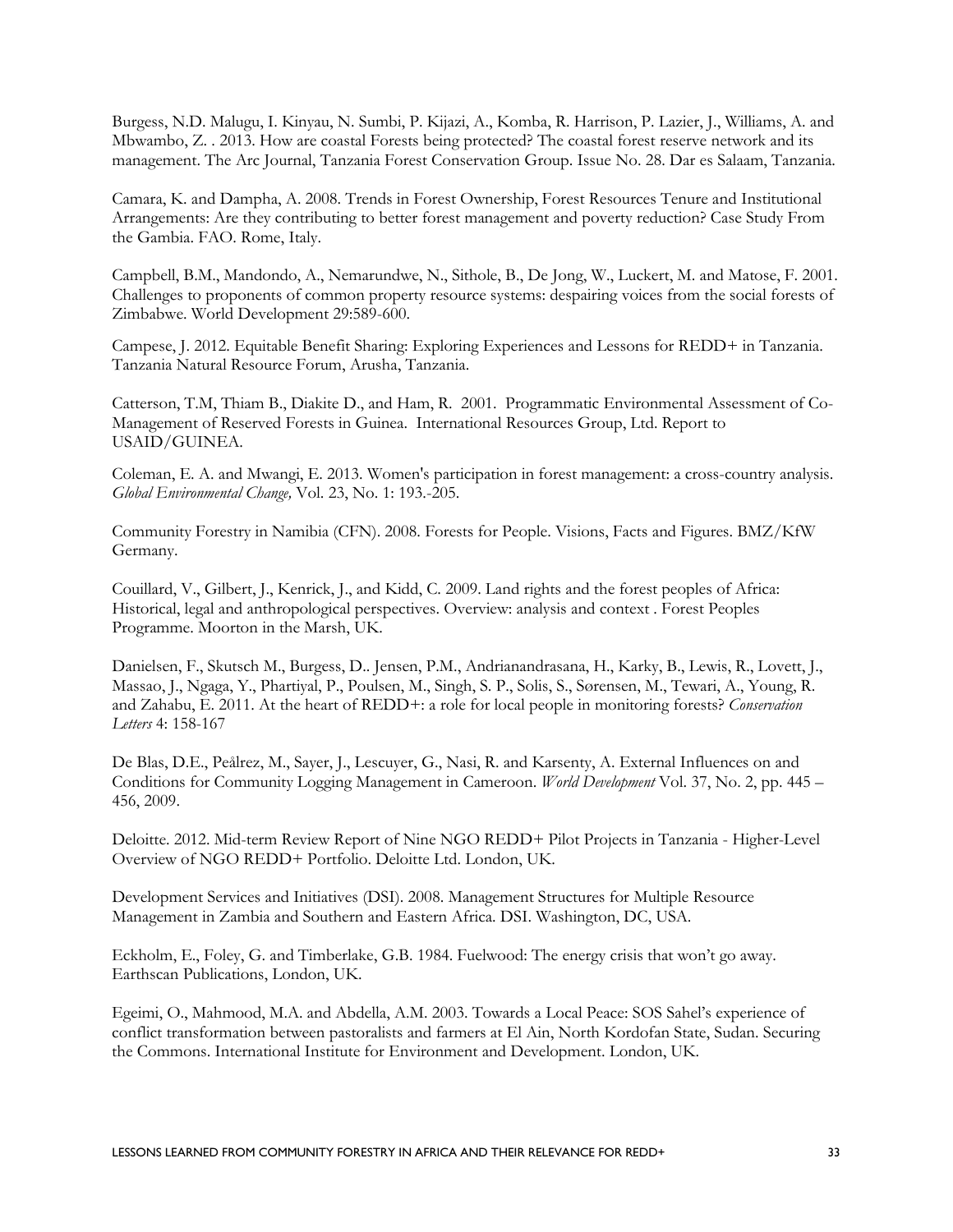Burgess, N.D. Malugu, I. Kinyau, N. Sumbi, P. Kijazi, A., Komba, R. Harrison, P. Lazier, J., Williams, A. and Mbwambo, Z. . 2013. How are coastal Forests being protected? The coastal forest reserve network and its management. The Arc Journal, Tanzania Forest Conservation Group. Issue No. 28. Dar es Salaam, Tanzania.

Camara, K. and Dampha, A. 2008. Trends in Forest Ownership, Forest Resources Tenure and Institutional Arrangements: Are they contributing to better forest management and poverty reduction? Case Study From the Gambia. FAO. Rome, Italy.

Campbell, B.M., Mandondo, A., Nemarundwe, N., Sithole, B., De Jong, W., Luckert, M. and Matose, F. 2001. Challenges to proponents of common property resource systems: despairing voices from the social forests of Zimbabwe. World Development 29:589-600.

Campese, J. 2012. Equitable Benefit Sharing: Exploring Experiences and Lessons for REDD+ in Tanzania. Tanzania Natural Resource Forum, Arusha, Tanzania.

Catterson, T.M, Thiam B., Diakite D., and Ham, R. 2001. Programmatic Environmental Assessment of Co-Management of Reserved Forests in Guinea. International Resources Group, Ltd. Report to USAID/GUINEA.

Coleman, E. A. and Mwangi, E. 2013. Women's participation in forest management: a cross-country analysis. *Global Environmental Change,* Vol. 23, No. 1: 193.-205.

Community Forestry in Namibia (CFN). 2008. Forests for People. Visions, Facts and Figures. BMZ/KfW Germany.

Couillard, V., Gilbert, J., Kenrick, J., and Kidd, C. 2009. Land rights and the forest peoples of Africa: Historical, legal and anthropological perspectives. Overview: analysis and context . Forest Peoples Programme. Moorton in the Marsh, UK.

Danielsen, F., Skutsch M., Burgess, D.. Jensen, P.M., Andrianandrasana, H., Karky, B., Lewis, R., Lovett, J., Massao, J., Ngaga, Y., Phartiyal, P., Poulsen, M., Singh, S. P., Solis, S., Sørensen, M., Tewari, A., Young, R. and Zahabu, E. 2011. At the heart of REDD+: a role for local people in monitoring forests? *Conservation Letters* 4: 158-167

De Blas, D.E., Peålrez, M., Sayer, J., Lescuyer, G., Nasi, R. and Karsenty, A. External Influences on and Conditions for Community Logging Management in Cameroon. *World Development* Vol. 37, No. 2, pp. 445 – 456, 2009.

Deloitte. 2012. Mid-term Review Report of Nine NGO REDD+ Pilot Projects in Tanzania - Higher-Level Overview of NGO REDD+ Portfolio. Deloitte Ltd. London, UK.

Development Services and Initiatives (DSI). 2008. Management Structures for Multiple Resource Management in Zambia and Southern and Eastern Africa. DSI. Washington, DC, USA.

Eckholm, E., Foley, G. and Timberlake, G.B. 1984. Fuelwood: The energy crisis that won't go away. Earthscan Publications, London, UK.

Egeimi, O., Mahmood, M.A. and Abdella, A.M. 2003. Towards a Local Peace: SOS Sahel's experience of conflict transformation between pastoralists and farmers at El Ain, North Kordofan State, Sudan. Securing the Commons. International Institute for Environment and Development. London, UK.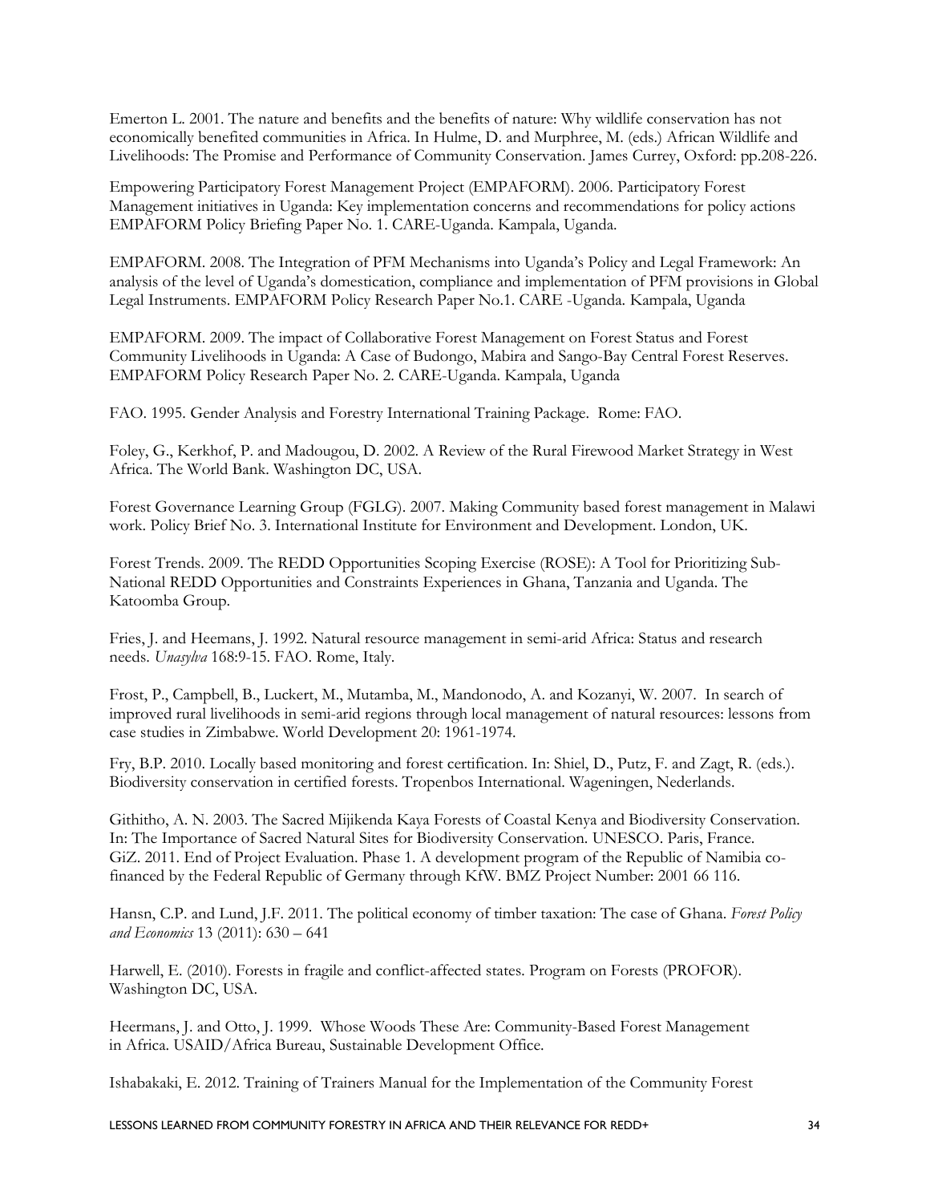Emerton L. 2001. The nature and benefits and the benefits of nature: Why wildlife conservation has not economically benefited communities in Africa. In Hulme, D. and Murphree, M. (eds.) African Wildlife and Livelihoods: The Promise and Performance of Community Conservation. James Currey, Oxford: pp.208-226.

Empowering Participatory Forest Management Project (EMPAFORM). 2006. Participatory Forest Management initiatives in Uganda: Key implementation concerns and recommendations for policy actions EMPAFORM Policy Briefing Paper No. 1. CARE-Uganda. Kampala, Uganda.

EMPAFORM. 2008. The Integration of PFM Mechanisms into Uganda's Policy and Legal Framework: An analysis of the level of Uganda's domestication, compliance and implementation of PFM provisions in Global Legal Instruments. EMPAFORM Policy Research Paper No.1. CARE -Uganda. Kampala, Uganda

EMPAFORM. 2009. The impact of Collaborative Forest Management on Forest Status and Forest Community Livelihoods in Uganda: A Case of Budongo, Mabira and Sango-Bay Central Forest Reserves. EMPAFORM Policy Research Paper No. 2. CARE-Uganda. Kampala, Uganda

FAO. 1995. Gender Analysis and Forestry International Training Package. Rome: FAO.

Foley, G., Kerkhof, P. and Madougou, D. 2002. A Review of the Rural Firewood Market Strategy in West Africa. The World Bank. Washington DC, USA.

Forest Governance Learning Group (FGLG). 2007. Making Community based forest management in Malawi work. Policy Brief No. 3. International Institute for Environment and Development. London, UK.

Forest Trends. 2009. The REDD Opportunities Scoping Exercise (ROSE): A Tool for Prioritizing Sub-National REDD Opportunities and Constraints Experiences in Ghana, Tanzania and Uganda. The Katoomba Group.

Fries, J. and Heemans, J. 1992. Natural resource management in semi-arid Africa: Status and research needs. *Unasylva* 168:9-15. FAO. Rome, Italy.

Frost, P., Campbell, B., Luckert, M., Mutamba, M., Mandonodo, A. and Kozanyi, W. 2007. In search of improved rural livelihoods in semi-arid regions through local management of natural resources: lessons from case studies in Zimbabwe. World Development 20: 1961-1974.

Fry, B.P. 2010. Locally based monitoring and forest certification. In: Shiel, D., Putz, F. and Zagt, R. (eds.). Biodiversity conservation in certified forests. Tropenbos International. Wageningen, Nederlands.

Githitho, A. N. 2003. The Sacred Mijikenda Kaya Forests of Coastal Kenya and Biodiversity Conservation. In: The Importance of Sacred Natural Sites for Biodiversity Conservation. UNESCO. Paris, France.

GiZ. 2011. End of Project Evaluation. Phase 1. A development program of the Republic of Namibia co-financed by the Federal Republic of Germany through KfW. BMZ Project Number: 2001 66 116.

Hansn, C.P. and Lund, J.F. 2011. The political economy of timber taxation: The case of Ghana. *Forest Policy and Economics* 13 (2011): 630 – 641

Harwell, E. (2010). Forests in fragile and conflict-affected states. Program on Forests (PROFOR). Washington DC, USA.

Heermans, J. and Otto, J. 1999. Whose Woods These Are: Community-Based Forest Management in Africa. USAID/Africa Bureau, Sustainable Development Office.

Ishabakaki, E. 2012. Training of Trainers Manual for the Implementation of the Community Forest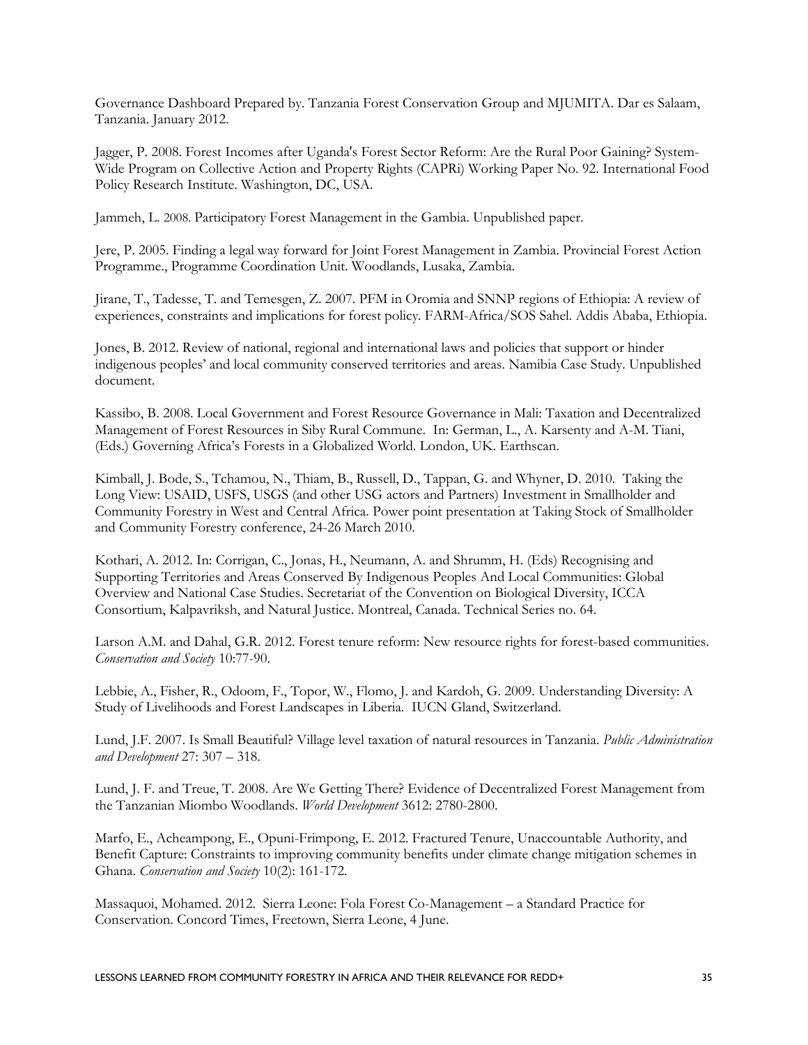Governance Dashboard Prepared by. Tanzania Forest Conservation Group and MJUMITA. Dar es Salaam, Tanzania. January 2012.

Jagger, P. 2008. Forest Incomes after Uganda's Forest Sector Reform: Are the Rural Poor Gaining? System-Wide Program on Collective Action and Property Rights (CAPRi) Working Paper No. 92. International Food Policy Research Institute. Washington, DC, USA.

Jammeh, L. 2008. Participatory Forest Management in the Gambia. Unpublished paper.

Jere, P. 2005. Finding a legal way forward for Joint Forest Management in Zambia. Provincial Forest Action Programme., Programme Coordination Unit. Woodlands, Lusaka, Zambia.

Jirane, T., Tadesse, T. and Temesgen, Z. 2007. PFM in Oromia and SNNP regions of Ethiopia: A review of experiences, constraints and implications for forest policy. FARM-Africa/SOS Sahel. Addis Ababa, Ethiopia.

Jones, B. 2012. Review of national, regional and international laws and policies that support or hinder indigenous peoples' and local community conserved territories and areas. Namibia Case Study. Unpublished document.

Kassibo, B. 2008. Local Government and Forest Resource Governance in Mali: Taxation and Decentralized Management of Forest Resources in Siby Rural Commune. In: German, L., A. Karsenty and A-M. Tiani, (Eds.) Governing Africa's Forests in a Globalized World. London, UK. Earthscan.

Kimball, J. Bode, S., Tchamou, N., Thiam, B., Russell, D., Tappan, G. and Whyner, D. 2010. Taking the Long View: USAID, USFS, USGS (and other USG actors and Partners) Investment in Smallholder and Community Forestry in West and Central Africa. Power point presentation at Taking Stock of Smallholder and Community Forestry conference, 24-26 March 2010.

Kothari, A. 2012. In: Corrigan, C., Jonas, H., Neumann, A. and Shrumm, H. (Eds) Recognising and Supporting Territories and Areas Conserved By Indigenous Peoples And Local Communities: Global Overview and National Case Studies. Secretariat of the Convention on Biological Diversity, ICCA Consortium, Kalpavriksh, and Natural Justice. Montreal, Canada. Technical Series no. 64.

Larson A.M. and Dahal, G.R. 2012. Forest tenure reform: New resource rights for forest-based communities. *Conservation and Society* 10:77-90.

Lebbie, A., Fisher, R., Odoom, F., Topor, W., Flomo, J. and Kardoh, G. 2009. Understanding Diversity: A Study of Livelihoods and Forest Landscapes in Liberia. IUCN Gland, Switzerland.

Lund, J.F. 2007. Is Small Beautiful? Village level taxation of natural resources in Tanzania. *Public Administration and Development* 27: 307 – 318.

Lund, J. F. and Treue, T. 2008. Are We Getting There? Evidence of Decentralized Forest Management from the Tanzanian Miombo Woodlands. *World Development* 3612: 2780-2800.

Marfo, E., Acheampong, E., Opuni-Frimpong, E. 2012. Fractured Tenure, Unaccountable Authority, and Benefit Capture: Constraints to improving community benefits under climate change mitigation schemes in Ghana. *Conservation and Society* 10(2): 161-172.

Massaquoi, Mohamed. 2012. Sierra Leone: Fola Forest Co-Management – a Standard Practice for Conservation. Concord Times, Freetown, Sierra Leone, 4 June.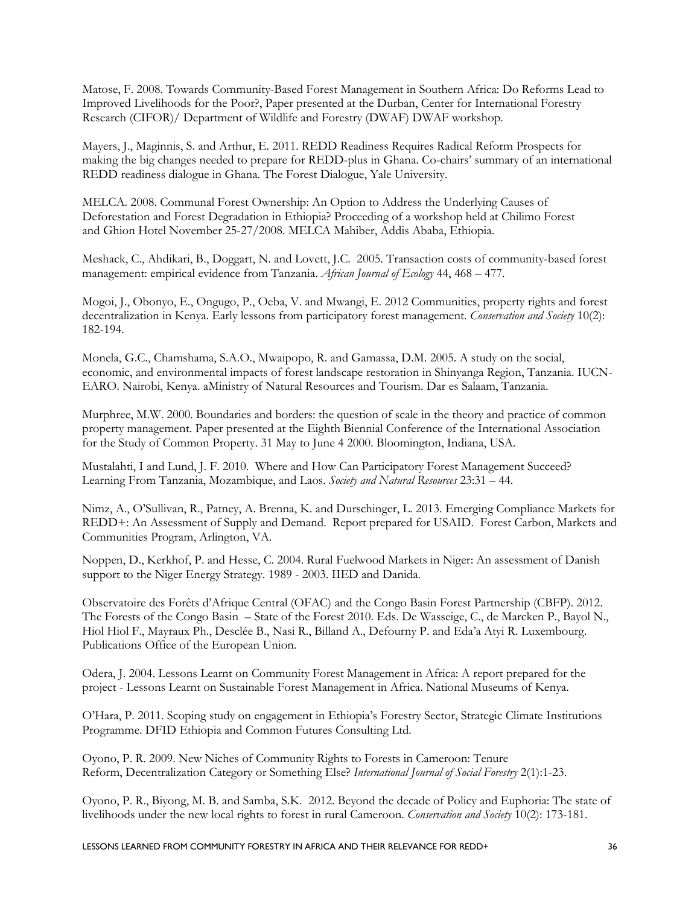Matose, F. 2008. Towards Community-Based Forest Management in Southern Africa: Do Reforms Lead to Improved Livelihoods for the Poor?, Paper presented at the Durban, Center for International Forestry Research (CIFOR)/ Department of Wildlife and Forestry (DWAF) DWAF workshop.

Mayers, J., Maginnis, S. and Arthur, E. 2011. REDD Readiness Requires Radical Reform Prospects for making the big changes needed to prepare for REDD-plus in Ghana. Co-chairs' summary of an international REDD readiness dialogue in Ghana. The Forest Dialogue, Yale University.

MELCA. 2008. Communal Forest Ownership: An Option to Address the Underlying Causes of Deforestation and Forest Degradation in Ethiopia? Proceeding of a workshop held at Chilimo Forest and Ghion Hotel November 25-27/2008. MELCA Mahiber, Addis Ababa, Ethiopia.

Meshack, C., Ahdikari, B., Doggart, N. and Lovett, J.C. 2005. Transaction costs of community-based forest management: empirical evidence from Tanzania. *African Journal of Ecology* 44, 468 – 477.

Mogoi, J., Obonyo, E., Ongugo, P., Oeba, V. and Mwangi, E. 2012 Communities, property rights and forest decentralization in Kenya. Early lessons from participatory forest management. *Conservation and Society* 10(2): 182-194.

Monela, G.C., Chamshama, S.A.O., Mwaipopo, R. and Gamassa, D.M. 2005. A study on the social, economic, and environmental impacts of forest landscape restoration in Shinyanga Region, Tanzania. IUCN-EARO. Nairobi, Kenya. aMinistry of Natural Resources and Tourism. Dar es Salaam, Tanzania.

Murphree, M.W. 2000. Boundaries and borders: the question of scale in the theory and practice of common property management. Paper presented at the Eighth Biennial Conference of the International Association for the Study of Common Property. 31 May to June 4 2000. Bloomington, Indiana, USA.

Mustalahti, I and Lund, J. F. 2010. Where and How Can Participatory Forest Management Succeed? Learning From Tanzania, Mozambique, and Laos. *Society and Natural Resources* 23:31 – 44.

Nimz, A., O'Sullivan, R., Patney, A. Brenna, K. and Durschinger, L. 2013. Emerging Compliance Markets for REDD+: An Assessment of Supply and Demand. Report prepared for USAID. Forest Carbon, Markets and Communities Program, Arlington, VA.

Noppen, D., Kerkhof, P. and Hesse, C. 2004. Rural Fuelwood Markets in Niger: An assessment of Danish support to the Niger Energy Strategy. 1989 - 2003. IIED and Danida.

Observatoire des Forêts d'Afrique Central (OFAC) and the Congo Basin Forest Partnership (CBFP). 2012. The Forests of the Congo Basin – State of the Forest 2010. Eds. De Wasseige, C., de Marcken P., Bayol N., Hiol Hiol F., Mayraux Ph., Desclée B., Nasi R., Billand A., Defourny P. and Eda'a Atyi R. Luxembourg. Publications Office of the European Union.

Odera, J. 2004. Lessons Learnt on Community Forest Management in Africa: A report prepared for the project - Lessons Learnt on Sustainable Forest Management in Africa. National Museums of Kenya.

O'Hara, P. 2011. Scoping study on engagement in Ethiopia's Forestry Sector, Strategic Climate Institutions Programme. DFID Ethiopia and Common Futures Consulting Ltd.

Oyono, P. R. 2009. New Niches of Community Rights to Forests in Cameroon: Tenure Reform, Decentralization Category or Something Else? *International Journal of Social Forestry* 2(1):1-23.

Oyono, P. R., Biyong, M. B. and Samba, S.K. 2012. Beyond the decade of Policy and Euphoria: The state of livelihoods under the new local rights to forest in rural Cameroon. *Conservation and Society* 10(2): 173-181.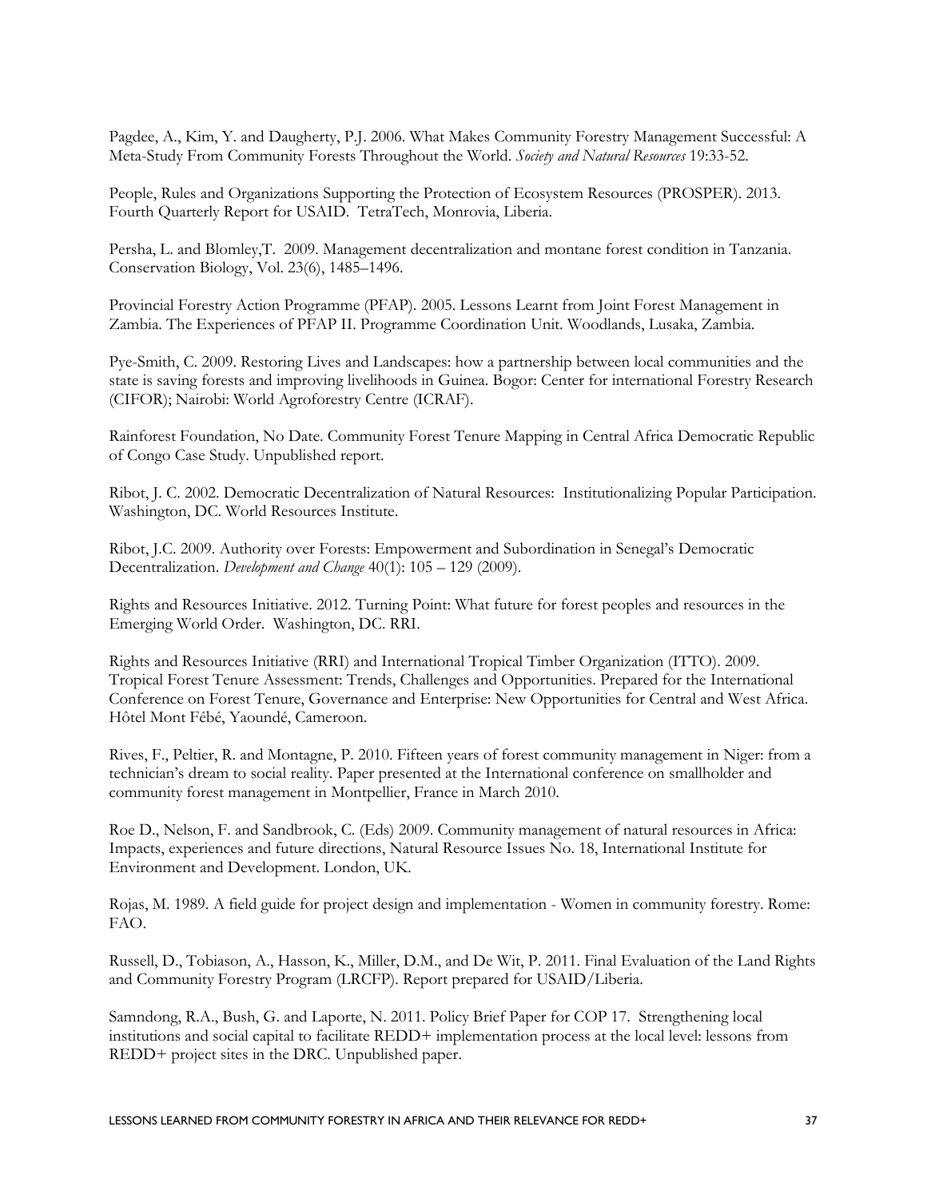Pagdee, A., Kim, Y. and Daugherty, P.J. 2006. What Makes Community Forestry Management Successful: A Meta-Study From Community Forests Throughout the World. *Society and Natural Resources* 19:33-52.

People, Rules and Organizations Supporting the Protection of Ecosystem Resources (PROSPER). 2013. Fourth Quarterly Report for USAID. TetraTech, Monrovia, Liberia.

Persha, L. and Blomley,T. 2009. Management decentralization and montane forest condition in Tanzania. Conservation Biology, Vol. 23(6), 1485–1496.

Provincial Forestry Action Programme (PFAP). 2005. Lessons Learnt from Joint Forest Management in Zambia. The Experiences of PFAP II. Programme Coordination Unit. Woodlands, Lusaka, Zambia.

Pye-Smith, C. 2009. Restoring Lives and Landscapes: how a partnership between local communities and the state is saving forests and improving livelihoods in Guinea. Bogor: Center for international Forestry Research (CIFOR); Nairobi: World Agroforestry Centre (ICRAF).

Rainforest Foundation, No Date. Community Forest Tenure Mapping in Central Africa Democratic Republic of Congo Case Study. Unpublished report.

Ribot, J. C. 2002. Democratic Decentralization of Natural Resources: Institutionalizing Popular Participation. Washington, DC. World Resources Institute.

Ribot, J.C. 2009. Authority over Forests: Empowerment and Subordination in Senegal's Democratic Decentralization. *Development and Change* 40(1): 105 – 129 (2009).

Rights and Resources Initiative. 2012. Turning Point: What future for forest peoples and resources in the Emerging World Order. Washington, DC. RRI.

Rights and Resources Initiative (RRI) and International Tropical Timber Organization (ITTO). 2009. Tropical Forest Tenure Assessment: Trends, Challenges and Opportunities. Prepared for the International Conference on Forest Tenure, Governance and Enterprise: New Opportunities for Central and West Africa. Hôtel Mont Fébé, Yaoundé, Cameroon.

Rives, F., Peltier, R. and Montagne, P. 2010. Fifteen years of forest community management in Niger: from a technician's dream to social reality. Paper presented at the International conference on smallholder and community forest management in Montpellier, France in March 2010.

Roe D., Nelson, F. and Sandbrook, C. (Eds) 2009. Community management of natural resources in Africa: Impacts, experiences and future directions, Natural Resource Issues No. 18, International Institute for Environment and Development. London, UK.

Rojas, M. 1989. A field guide for project design and implementation - Women in community forestry. Rome: FAO.

Russell, D., Tobiason, A., Hasson, K., Miller, D.M., and De Wit, P. 2011. Final Evaluation of the Land Rights and Community Forestry Program (LRCFP). Report prepared for USAID/Liberia.

Samndong, R.A., Bush, G. and Laporte, N. 2011. Policy Brief Paper for COP 17. Strengthening local institutions and social capital to facilitate REDD+ implementation process at the local level: lessons from REDD+ project sites in the DRC. Unpublished paper.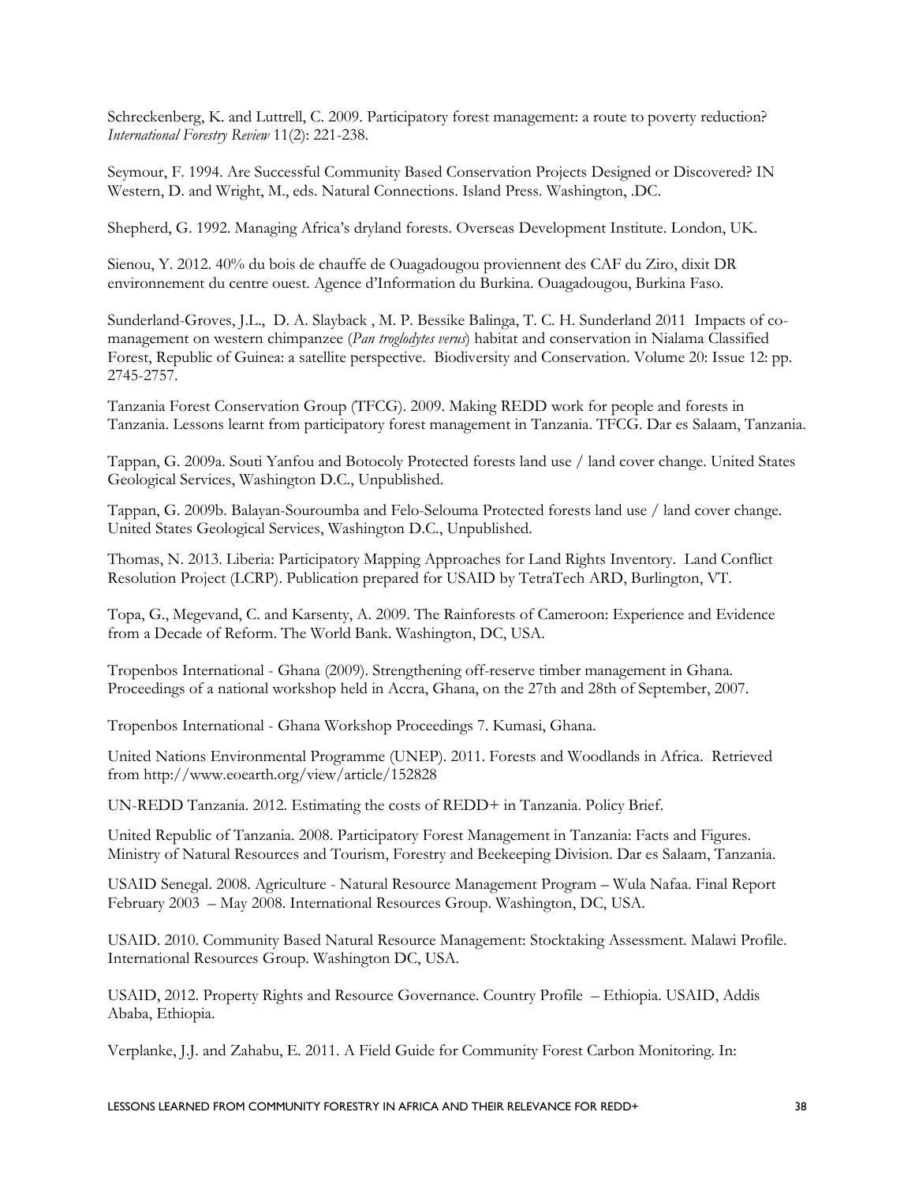Schreckenberg, K. and Luttrell, C. 2009. Participatory forest management: a route to poverty reduction? *International Forestry Review* 11(2): 221-238.

Seymour, F. 1994. Are Successful Community Based Conservation Projects Designed or Discovered? IN Western, D. and Wright, M., eds. Natural Connections. Island Press. Washington, .DC.

Shepherd, G. 1992. Managing Africa's dryland forests. Overseas Development Institute. London, UK.

Sienou, Y. 2012. 40% du bois de chauffe de Ouagadougou proviennent des CAF du Ziro, dixit DR environnement du centre ouest. Agence d'Information du Burkina. Ouagadougou, Burkina Faso.

Sunderland-Groves, J.L., D. A. Slayback , M. P. Bessike Balinga, T. C. H. Sunderland 2011 Impacts of co-management on western chimpanzee (*Pan troglodytes verus*) habitat and conservation in Nialama Classified Forest, Republic of Guinea: a satellite perspective. Biodiversity and Conservation. Volume 20: Issue 12: pp. 2745-2757.

Tanzania Forest Conservation Group (TFCG). 2009. Making REDD work for people and forests in Tanzania. Lessons learnt from participatory forest management in Tanzania. TFCG. Dar es Salaam, Tanzania.

Tappan, G. 2009a. Souti Yanfou and Botocoly Protected forests land use / land cover change. United States Geological Services, Washington D.C., Unpublished.

Tappan, G. 2009b. Balayan-Souroumba and Felo-Selouma Protected forests land use / land cover change. United States Geological Services, Washington D.C., Unpublished.

Thomas, N. 2013. Liberia: Participatory Mapping Approaches for Land Rights Inventory. Land Conflict Resolution Project (LCRP). Publication prepared for USAID by TetraTech ARD, Burlington, VT.

Topa, G., Megevand, C. and Karsenty, A. 2009. The Rainforests of Cameroon: Experience and Evidence from a Decade of Reform. The World Bank. Washington, DC, USA.

Tropenbos International - Ghana (2009). Strengthening off-reserve timber management in Ghana. Proceedings of a national workshop held in Accra, Ghana, on the 27th and 28th of September, 2007.

Tropenbos International - Ghana Workshop Proceedings 7. Kumasi, Ghana.

United Nations Environmental Programme (UNEP). 2011. Forests and Woodlands in Africa. Retrieved from http://www.eoearth.org/view/article/152828

UN-REDD Tanzania. 2012. Estimating the costs of REDD+ in Tanzania. Policy Brief.

United Republic of Tanzania. 2008. Participatory Forest Management in Tanzania: Facts and Figures. Ministry of Natural Resources and Tourism, Forestry and Beekeeping Division. Dar es Salaam, Tanzania.

USAID Senegal. 2008. Agriculture - Natural Resource Management Program – Wula Nafaa. Final Report February 2003 – May 2008. International Resources Group. Washington, DC, USA.

USAID. 2010. Community Based Natural Resource Management: Stocktaking Assessment. Malawi Profile. International Resources Group. Washington DC, USA.

USAID, 2012. Property Rights and Resource Governance. Country Profile – Ethiopia. USAID, Addis Ababa, Ethiopia.

Verplanke, J.J. and Zahabu, E. 2011. A Field Guide for Community Forest Carbon Monitoring. In: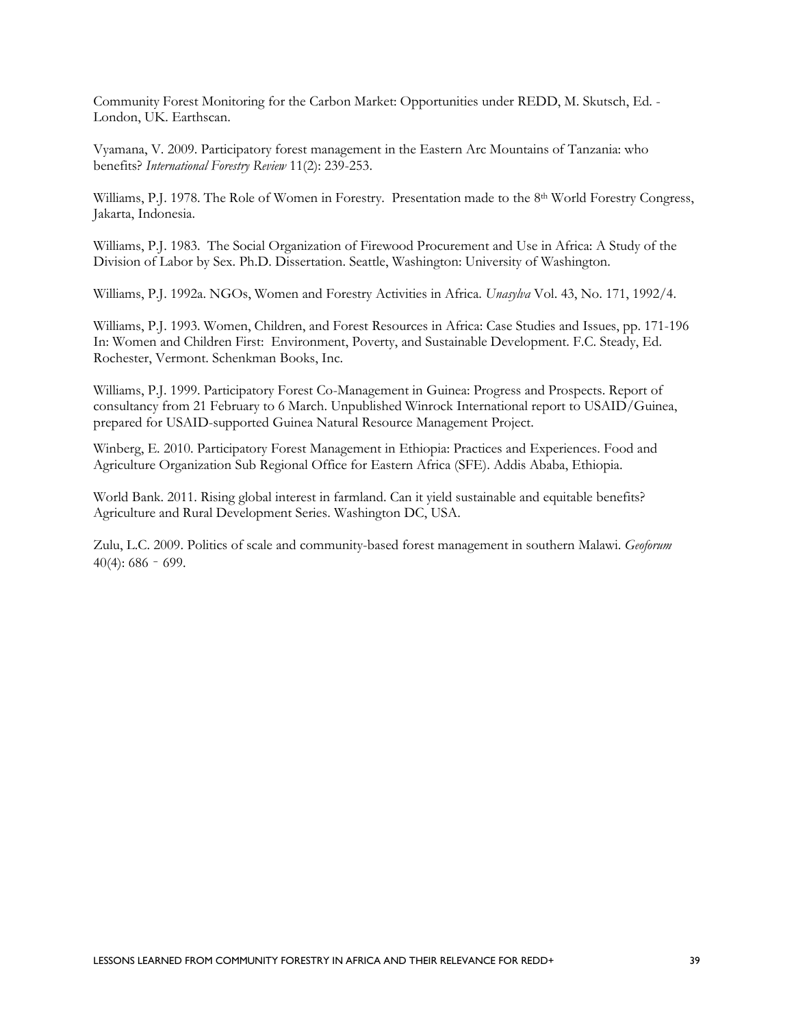Community Forest Monitoring for the Carbon Market: Opportunities under REDD, M. Skutsch, Ed. - London, UK. Earthscan.

Vyamana, V. 2009. Participatory forest management in the Eastern Arc Mountains of Tanzania: who benefits? *International Forestry Review* 11(2): 239-253.

Williams, P.J. 1978. The Role of Women in Forestry. Presentation made to the 8th World Forestry Congress, Jakarta, Indonesia.

Williams, P.J. 1983. The Social Organization of Firewood Procurement and Use in Africa: A Study of the Division of Labor by Sex. Ph.D. Dissertation. Seattle, Washington: University of Washington.

Williams, P.J. 1992a. NGOs, Women and Forestry Activities in Africa. *Unasylva* Vol. 43, No. 171, 1992/4.

Williams, P.J. 1993. Women, Children, and Forest Resources in Africa: Case Studies and Issues, pp. 171-196 In: Women and Children First: Environment, Poverty, and Sustainable Development. F.C. Steady, Ed. Rochester, Vermont. Schenkman Books, Inc.

Williams, P.J. 1999. Participatory Forest Co-Management in Guinea: Progress and Prospects. Report of consultancy from 21 February to 6 March. Unpublished Winrock International report to USAID/Guinea, prepared for USAID-supported Guinea Natural Resource Management Project.

Winberg, E. 2010. Participatory Forest Management in Ethiopia: Practices and Experiences. Food and Agriculture Organization Sub Regional Office for Eastern Africa (SFE). Addis Ababa, Ethiopia.

World Bank. 2011. Rising global interest in farmland. Can it yield sustainable and equitable benefits? Agriculture and Rural Development Series. Washington DC, USA.

Zulu, L.C. 2009. Politics of scale and community-based forest management in southern Malawi. *Geoforum* 40(4): 686 – 699.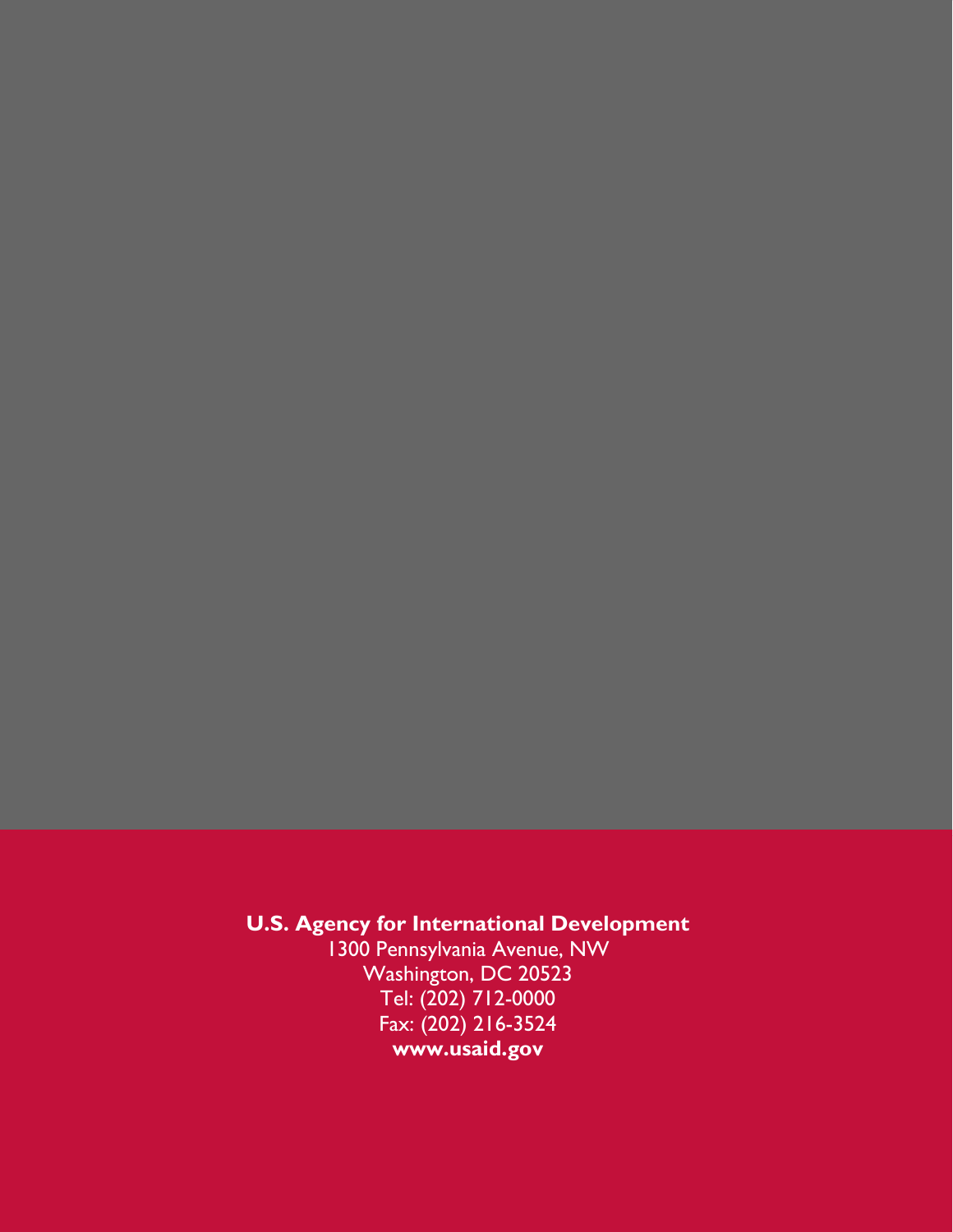**U.S. Agency for International Development**
1300 Pennsylvania Avenue, NW
Washington, DC 20523
Tel: (202) 712-0000
Fax: (202) 216-3524
**www.usaid.gov**